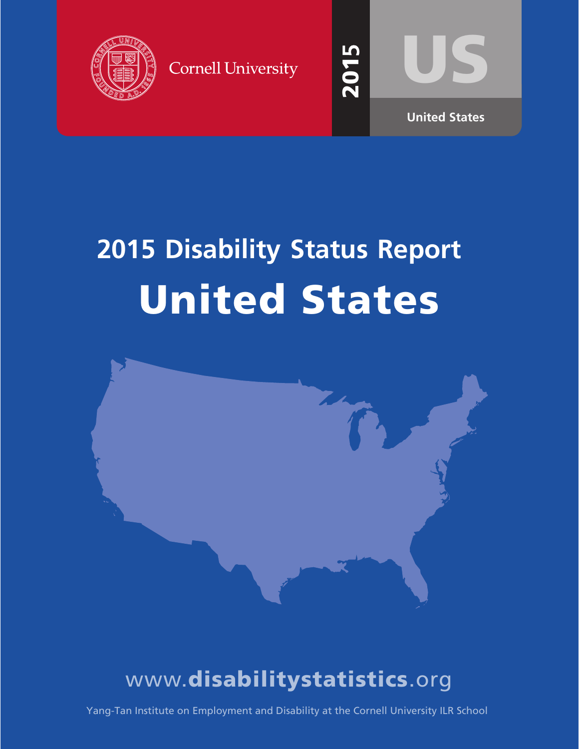Cornell University

2015

US

United States

# 2015 Disability Status Report

# United States

www.disabilitystatistics.org

Yang-Tan Institute on Employment and Disability at the Cornell University ILR School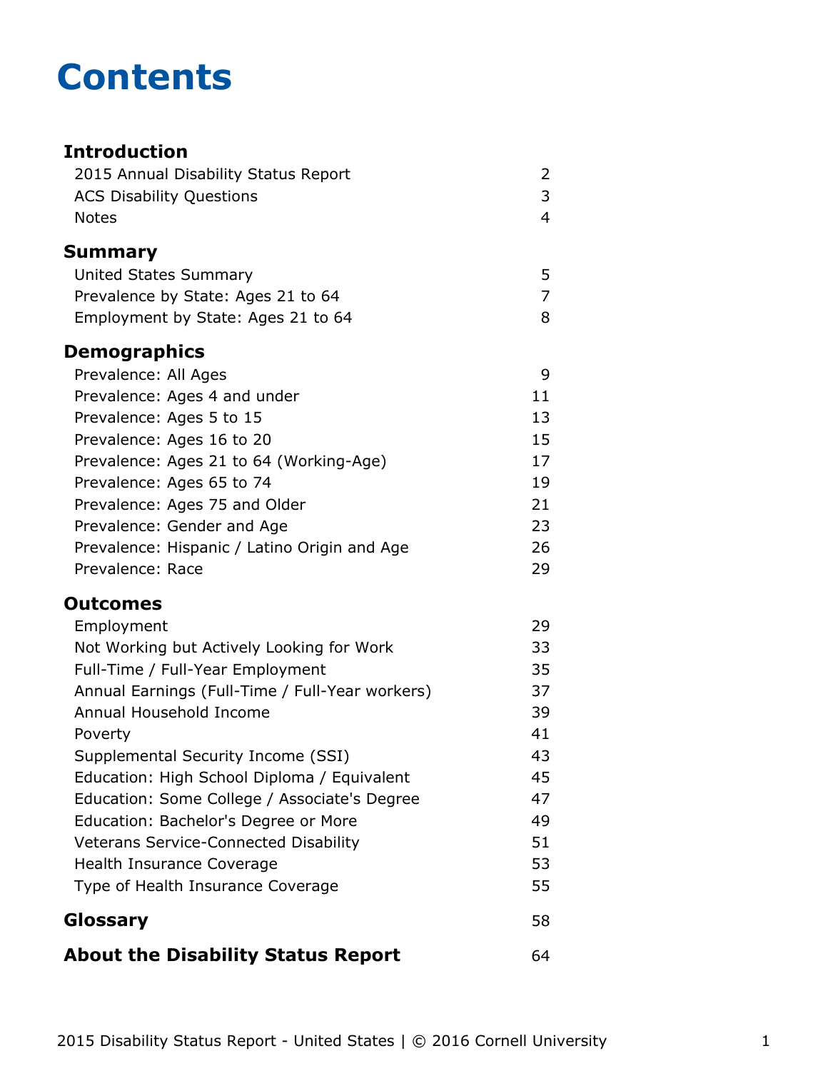# Contents

| | |
|---|---|
| **Introduction** | |
| 2015 Annual Disability Status Report | 2 |
| ACS Disability Questions | 3 |
| Notes | 4 |
| **Summary** | |
| United States Summary | 5 |
| Prevalence by State: Ages 21 to 64 | 7 |
| Employment by State: Ages 21 to 64 | 8 |
| **Demographics** | |
| Prevalence: All Ages | 9 |
| Prevalence: Ages 4 and under | 11 |
| Prevalence: Ages 5 to 15 | 13 |
| Prevalence: Ages 16 to 20 | 15 |
| Prevalence: Ages 21 to 64 (Working-Age) | 17 |
| Prevalence: Ages 65 to 74 | 19 |
| Prevalence: Ages 75 and Older | 21 |
| Prevalence: Gender and Age | 23 |
| Prevalence: Hispanic / Latino Origin and Age | 26 |
| Prevalence: Race | 29 |
| **Outcomes** | |
| Employment | 29 |
| Not Working but Actively Looking for Work | 33 |
| Full-Time / Full-Year Employment | 35 |
| Annual Earnings (Full-Time / Full-Year workers) | 37 |
| Annual Household Income | 39 |
| Poverty | 41 |
| Supplemental Security Income (SSI) | 43 |
| Education: High School Diploma / Equivalent | 45 |
| Education: Some College / Associate's Degree | 47 |
| Education: Bachelor's Degree or More | 49 |
| Veterans Service-Connected Disability | 51 |
| Health Insurance Coverage | 53 |
| Type of Health Insurance Coverage | 55 |
| **Glossary** | 58 |
| **About the Disability Status Report** | 64 |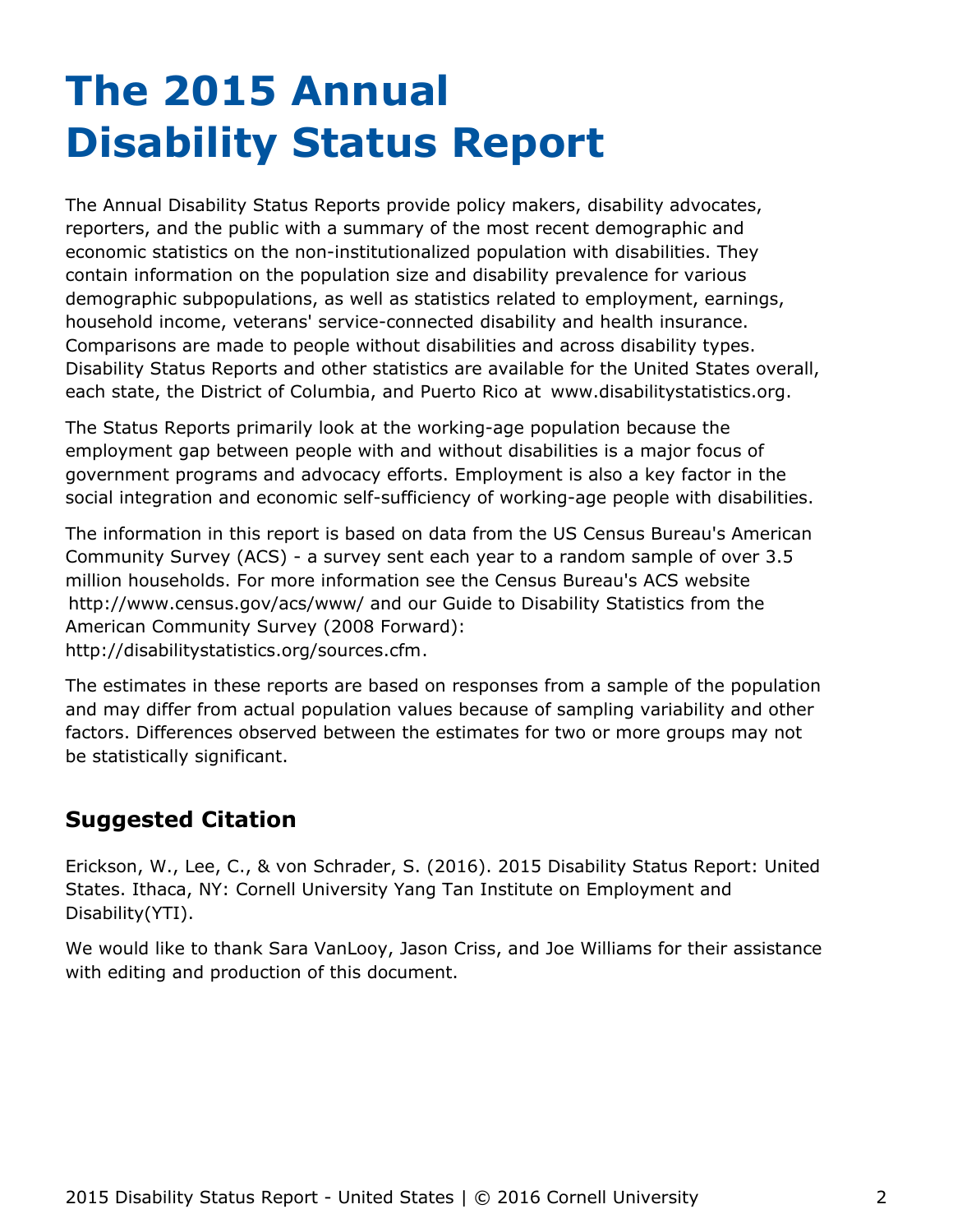# The 2015 Annual Disability Status Report

The Annual Disability Status Reports provide policy makers, disability advocates, reporters, and the public with a summary of the most recent demographic and economic statistics on the non-institutionalized population with disabilities. They contain information on the population size and disability prevalence for various demographic subpopulations, as well as statistics related to employment, earnings, household income, veterans' service-connected disability and health insurance. Comparisons are made to people without disabilities and across disability types. Disability Status Reports and other statistics are available for the United States overall, each state, the District of Columbia, and Puerto Rico at www.disabilitystatistics.org.

The Status Reports primarily look at the working-age population because the employment gap between people with and without disabilities is a major focus of government programs and advocacy efforts. Employment is also a key factor in the social integration and economic self-sufficiency of working-age people with disabilities.

The information in this report is based on data from the US Census Bureau's American Community Survey (ACS) - a survey sent each year to a random sample of over 3.5 million households. For more information see the Census Bureau's ACS website http://www.census.gov/acs/www/ and our Guide to Disability Statistics from the American Community Survey (2008 Forward): http://disabilitystatistics.org/sources.cfm.

The estimates in these reports are based on responses from a sample of the population and may differ from actual population values because of sampling variability and other factors. Differences observed between the estimates for two or more groups may not be statistically significant.

## Suggested Citation

Erickson, W., Lee, C., & von Schrader, S. (2016). 2015 Disability Status Report: United States. Ithaca, NY: Cornell University Yang Tan Institute on Employment and Disability(YTI).

We would like to thank Sara VanLooy, Jason Criss, and Joe Williams for their assistance with editing and production of this document.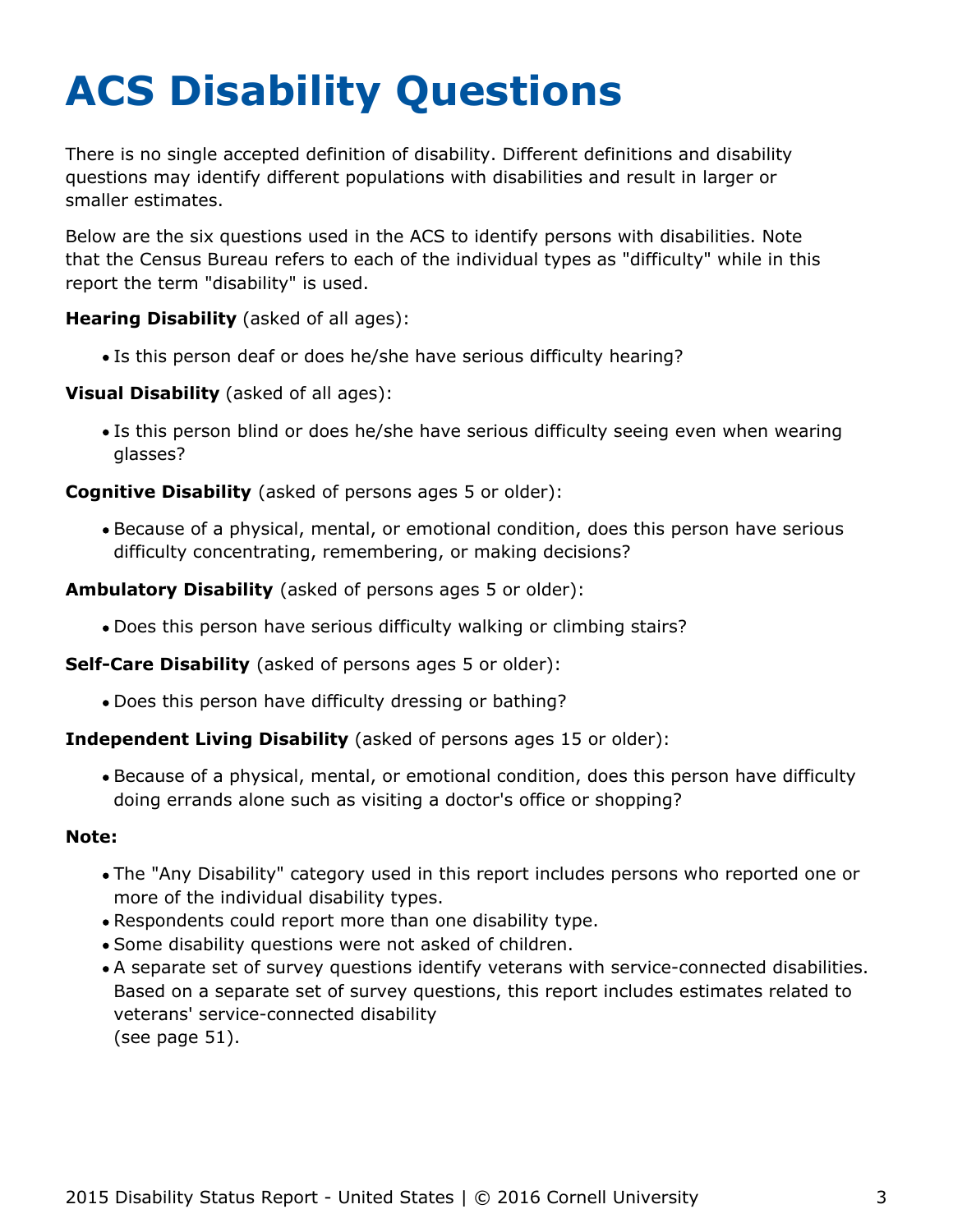# ACS Disability Questions

There is no single accepted definition of disability. Different definitions and disability questions may identify different populations with disabilities and result in larger or smaller estimates.

Below are the six questions used in the ACS to identify persons with disabilities. Note that the Census Bureau refers to each of the individual types as "difficulty" while in this report the term "disability" is used.

**Hearing Disability** (asked of all ages):

- Is this person deaf or does he/she have serious difficulty hearing?

**Visual Disability** (asked of all ages):

- Is this person blind or does he/she have serious difficulty seeing even when wearing glasses?

**Cognitive Disability** (asked of persons ages 5 or older):

- Because of a physical, mental, or emotional condition, does this person have serious difficulty concentrating, remembering, or making decisions?

**Ambulatory Disability** (asked of persons ages 5 or older):

- Does this person have serious difficulty walking or climbing stairs?

**Self-Care Disability** (asked of persons ages 5 or older):

- Does this person have difficulty dressing or bathing?

**Independent Living Disability** (asked of persons ages 15 or older):

- Because of a physical, mental, or emotional condition, does this person have difficulty doing errands alone such as visiting a doctor's office or shopping?

**Note:**

- The "Any Disability" category used in this report includes persons who reported one or more of the individual disability types.
- Respondents could report more than one disability type.
- Some disability questions were not asked of children.
- A separate set of survey questions identify veterans with service-connected disabilities. Based on a separate set of survey questions, this report includes estimates related to veterans' service-connected disability (see page 51).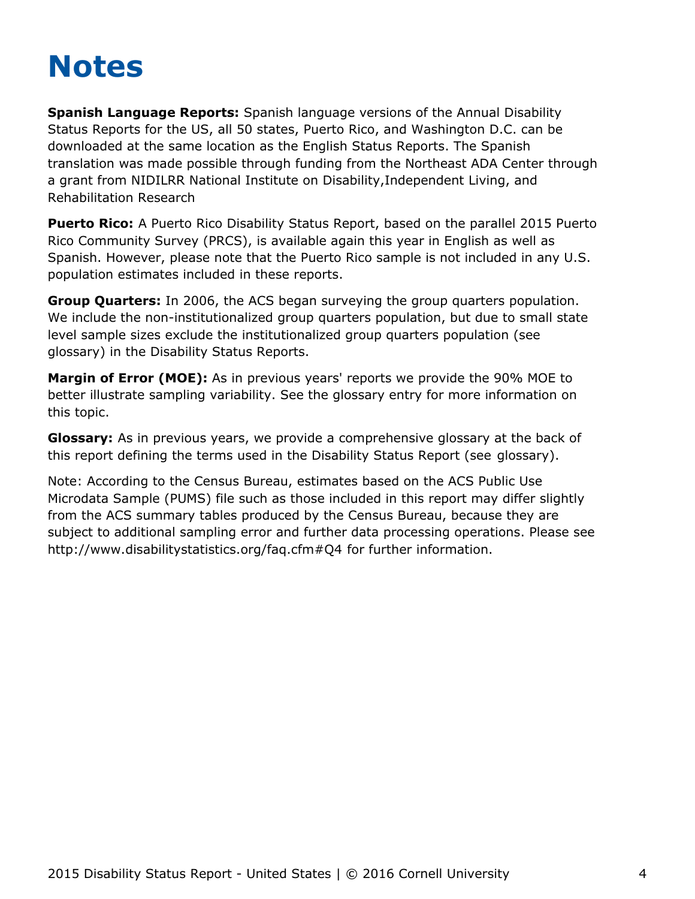# Notes

**Spanish Language Reports:** Spanish language versions of the Annual Disability Status Reports for the US, all 50 states, Puerto Rico, and Washington D.C. can be downloaded at the same location as the English Status Reports. The Spanish translation was made possible through funding from the Northeast ADA Center through a grant from NIDILRR National Institute on Disability,Independent Living, and Rehabilitation Research

**Puerto Rico:** A Puerto Rico Disability Status Report, based on the parallel 2015 Puerto Rico Community Survey (PRCS), is available again this year in English as well as Spanish. However, please note that the Puerto Rico sample is not included in any U.S. population estimates included in these reports.

**Group Quarters:** In 2006, the ACS began surveying the group quarters population. We include the non-institutionalized group quarters population, but due to small state level sample sizes exclude the institutionalized group quarters population (see glossary) in the Disability Status Reports.

**Margin of Error (MOE):** As in previous years' reports we provide the 90% MOE to better illustrate sampling variability. See the glossary entry for more information on this topic.

**Glossary:** As in previous years, we provide a comprehensive glossary at the back of this report defining the terms used in the Disability Status Report (see glossary).

Note: According to the Census Bureau, estimates based on the ACS Public Use Microdata Sample (PUMS) file such as those included in this report may differ slightly from the ACS summary tables produced by the Census Bureau, because they are subject to additional sampling error and further data processing operations. Please see http://www.disabilitystatistics.org/faq.cfm#Q4 for further information.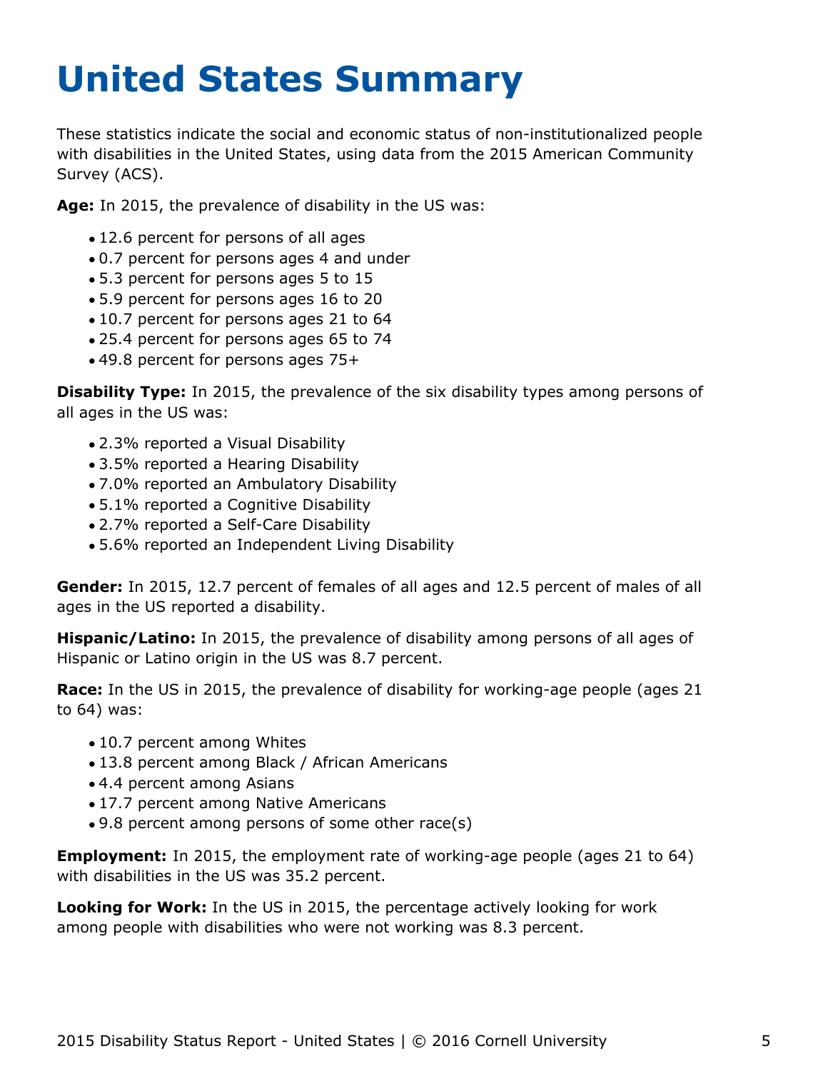# United States Summary

These statistics indicate the social and economic status of non-institutionalized people with disabilities in the United States, using data from the 2015 American Community Survey (ACS).

**Age:** In 2015, the prevalence of disability in the US was:

- 12.6 percent for persons of all ages
- 0.7 percent for persons ages 4 and under
- 5.3 percent for persons ages 5 to 15
- 5.9 percent for persons ages 16 to 20
- 10.7 percent for persons ages 21 to 64
- 25.4 percent for persons ages 65 to 74
- 49.8 percent for persons ages 75+

**Disability Type:** In 2015, the prevalence of the six disability types among persons of all ages in the US was:

- 2.3% reported a Visual Disability
- 3.5% reported a Hearing Disability
- 7.0% reported an Ambulatory Disability
- 5.1% reported a Cognitive Disability
- 2.7% reported a Self-Care Disability
- 5.6% reported an Independent Living Disability

**Gender:** In 2015, 12.7 percent of females of all ages and 12.5 percent of males of all ages in the US reported a disability.

**Hispanic/Latino:** In 2015, the prevalence of disability among persons of all ages of Hispanic or Latino origin in the US was 8.7 percent.

**Race:** In the US in 2015, the prevalence of disability for working-age people (ages 21 to 64) was:

- 10.7 percent among Whites
- 13.8 percent among Black / African Americans
- 4.4 percent among Asians
- 17.7 percent among Native Americans
- 9.8 percent among persons of some other race(s)

**Employment:** In 2015, the employment rate of working-age people (ages 21 to 64) with disabilities in the US was 35.2 percent.

**Looking for Work:** In the US in 2015, the percentage actively looking for work among people with disabilities who were not working was 8.3 percent.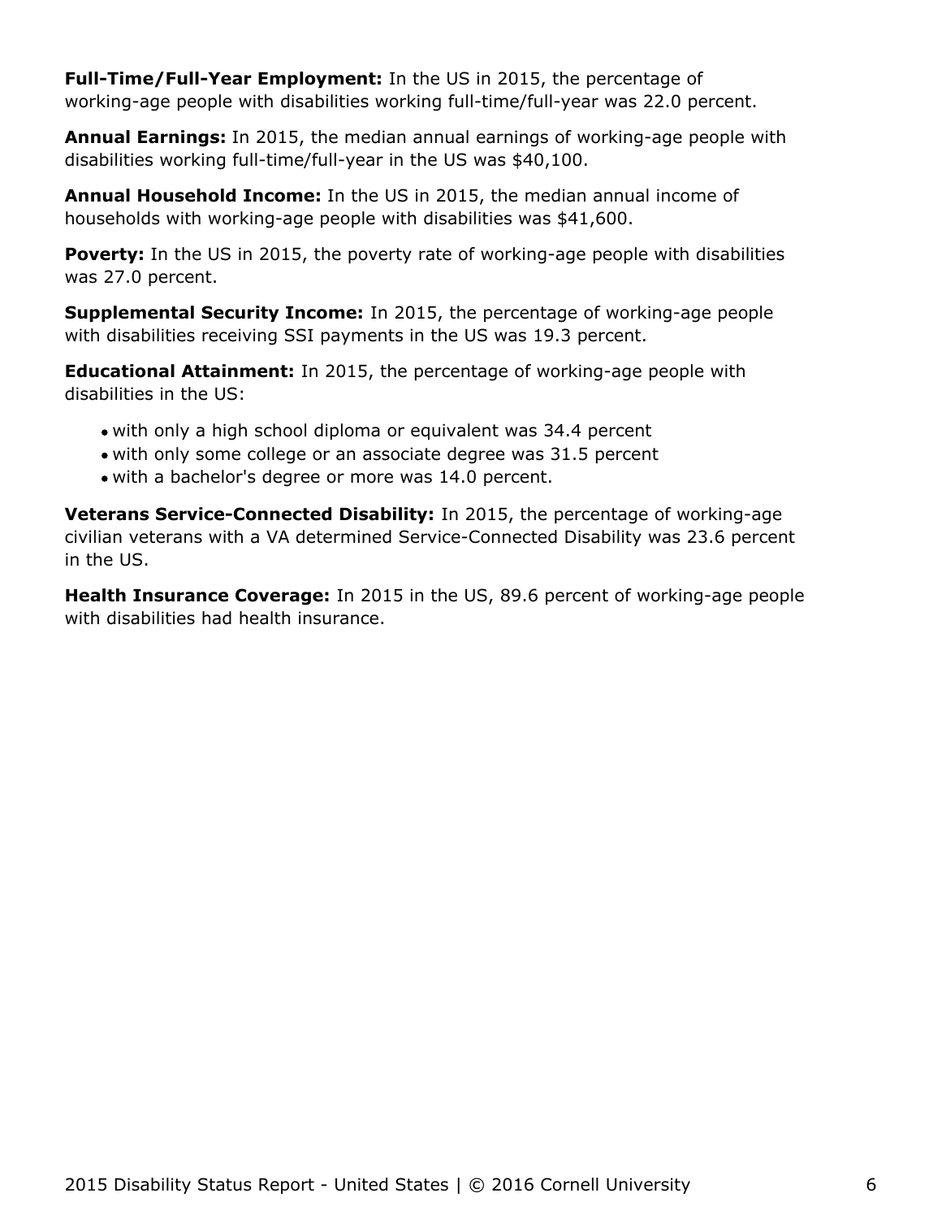**Full-Time/Full-Year Employment:** In the US in 2015, the percentage of working-age people with disabilities working full-time/full-year was 22.0 percent.

**Annual Earnings:** In 2015, the median annual earnings of working-age people with disabilities working full-time/full-year in the US was $40,100.

**Annual Household Income:** In the US in 2015, the median annual income of households with working-age people with disabilities was $41,600.

**Poverty:** In the US in 2015, the poverty rate of working-age people with disabilities was 27.0 percent.

**Supplemental Security Income:** In 2015, the percentage of working-age people with disabilities receiving SSI payments in the US was 19.3 percent.

**Educational Attainment:** In 2015, the percentage of working-age people with disabilities in the US:

- with only a high school diploma or equivalent was 34.4 percent
- with only some college or an associate degree was 31.5 percent
- with a bachelor's degree or more was 14.0 percent.

**Veterans Service-Connected Disability:** In 2015, the percentage of working-age civilian veterans with a VA determined Service-Connected Disability was 23.6 percent in the US.

**Health Insurance Coverage:** In 2015 in the US, 89.6 percent of working-age people with disabilities had health insurance.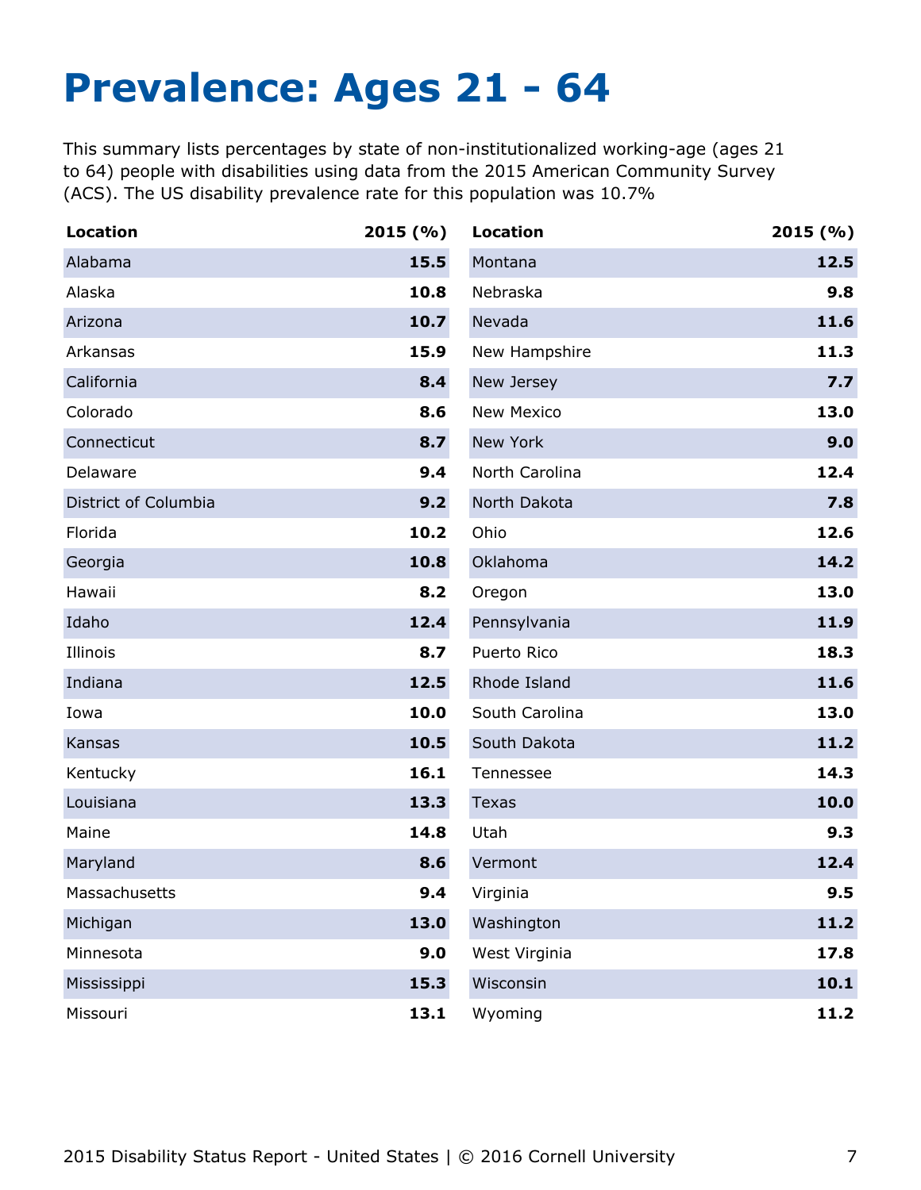# Prevalence: Ages 21 - 64

This summary lists percentages by state of non-institutionalized working-age (ages 21 to 64) people with disabilities using data from the 2015 American Community Survey (ACS). The US disability prevalence rate for this population was 10.7%

| Location | 2015 (%) |
|---|---|
| Alabama | 15.5 |
| Alaska | 10.8 |
| Arizona | 10.7 |
| Arkansas | 15.9 |
| California | 8.4 |
| Colorado | 8.6 |
| Connecticut | 8.7 |
| Delaware | 9.4 |
| District of Columbia | 9.2 |
| Florida | 10.2 |
| Georgia | 10.8 |
| Hawaii | 8.2 |
| Idaho | 12.4 |
| Illinois | 8.7 |
| Indiana | 12.5 |
| Iowa | 10.0 |
| Kansas | 10.5 |
| Kentucky | 16.1 |
| Louisiana | 13.3 |
| Maine | 14.8 |
| Maryland | 8.6 |
| Massachusetts | 9.4 |
| Michigan | 13.0 |
| Minnesota | 9.0 |
| Mississippi | 15.3 |
| Missouri | 13.1 |
| Montana | 12.5 |
| Nebraska | 9.8 |
| Nevada | 11.6 |
| New Hampshire | 11.3 |
| New Jersey | 7.7 |
| New Mexico | 13.0 |
| New York | 9.0 |
| North Carolina | 12.4 |
| North Dakota | 7.8 |
| Ohio | 12.6 |
| Oklahoma | 14.2 |
| Oregon | 13.0 |
| Pennsylvania | 11.9 |
| Puerto Rico | 18.3 |
| Rhode Island | 11.6 |
| South Carolina | 13.0 |
| South Dakota | 11.2 |
| Tennessee | 14.3 |
| Texas | 10.0 |
| Utah | 9.3 |
| Vermont | 12.4 |
| Virginia | 9.5 |
| Washington | 11.2 |
| West Virginia | 17.8 |
| Wisconsin | 10.1 |
| Wyoming | 11.2 |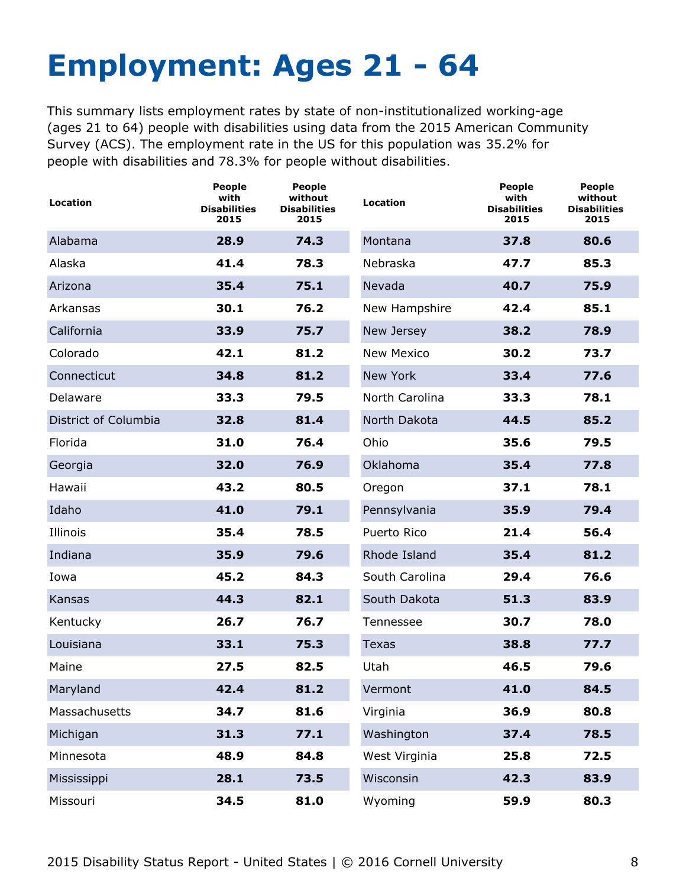# Employment: Ages 21 - 64

This summary lists employment rates by state of non-institutionalized working-age (ages 21 to 64) people with disabilities using data from the 2015 American Community Survey (ACS). The employment rate in the US for this population was 35.2% for people with disabilities and 78.3% for people without disabilities.

| Location | People with Disabilities 2015 | People without Disabilities 2015 |
|---|---|---|
| Alabama | **28.9** | **74.3** |
| Alaska | **41.4** | **78.3** |
| Arizona | **35.4** | **75.1** |
| Arkansas | **30.1** | **76.2** |
| California | **33.9** | **75.7** |
| Colorado | **42.1** | **81.2** |
| Connecticut | **34.8** | **81.2** |
| Delaware | **33.3** | **79.5** |
| District of Columbia | **32.8** | **81.4** |
| Florida | **31.0** | **76.4** |
| Georgia | **32.0** | **76.9** |
| Hawaii | **43.2** | **80.5** |
| Idaho | **41.0** | **79.1** |
| Illinois | **35.4** | **78.5** |
| Indiana | **35.9** | **79.6** |
| Iowa | **45.2** | **84.3** |
| Kansas | **44.3** | **82.1** |
| Kentucky | **26.7** | **76.7** |
| Louisiana | **33.1** | **75.3** |
| Maine | **27.5** | **82.5** |
| Maryland | **42.4** | **81.2** |
| Massachusetts | **34.7** | **81.6** |
| Michigan | **31.3** | **77.1** |
| Minnesota | **48.9** | **84.8** |
| Mississippi | **28.1** | **73.5** |
| Missouri | **34.5** | **81.0** |
| Montana | **37.8** | **80.6** |
| Nebraska | **47.7** | **85.3** |
| Nevada | **40.7** | **75.9** |
| New Hampshire | **42.4** | **85.1** |
| New Jersey | **38.2** | **78.9** |
| New Mexico | **30.2** | **73.7** |
| New York | **33.4** | **77.6** |
| North Carolina | **33.3** | **78.1** |
| North Dakota | **44.5** | **85.2** |
| Ohio | **35.6** | **79.5** |
| Oklahoma | **35.4** | **77.8** |
| Oregon | **37.1** | **78.1** |
| Pennsylvania | **35.9** | **79.4** |
| Puerto Rico | **21.4** | **56.4** |
| Rhode Island | **35.4** | **81.2** |
| South Carolina | **29.4** | **76.6** |
| South Dakota | **51.3** | **83.9** |
| Tennessee | **30.7** | **78.0** |
| Texas | **38.8** | **77.7** |
| Utah | **46.5** | **79.6** |
| Vermont | **41.0** | **84.5** |
| Virginia | **36.9** | **80.8** |
| Washington | **37.4** | **78.5** |
| West Virginia | **25.8** | **72.5** |
| Wisconsin | **42.3** | **83.9** |
| Wyoming | **59.9** | **80.3** |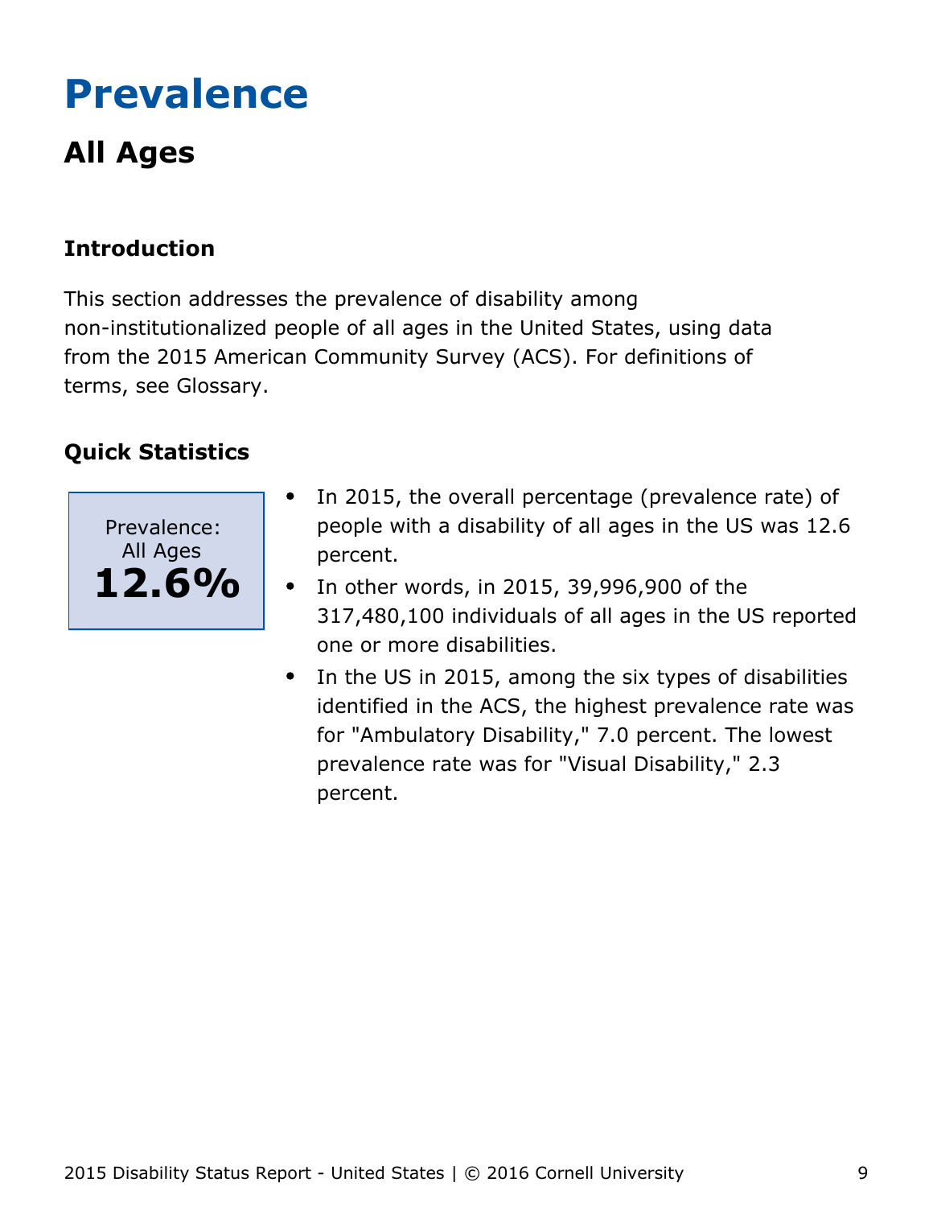# Prevalence

## All Ages

### Introduction

This section addresses the prevalence of disability among non-institutionalized people of all ages in the United States, using data from the 2015 American Community Survey (ACS). For definitions of terms, see Glossary.

### Quick Statistics

Prevalence: All Ages
**12.6%**

- In 2015, the overall percentage (prevalence rate) of people with a disability of all ages in the US was 12.6 percent.
- In other words, in 2015, 39,996,900 of the 317,480,100 individuals of all ages in the US reported one or more disabilities.
- In the US in 2015, among the six types of disabilities identified in the ACS, the highest prevalence rate was for "Ambulatory Disability," 7.0 percent. The lowest prevalence rate was for "Visual Disability," 2.3 percent.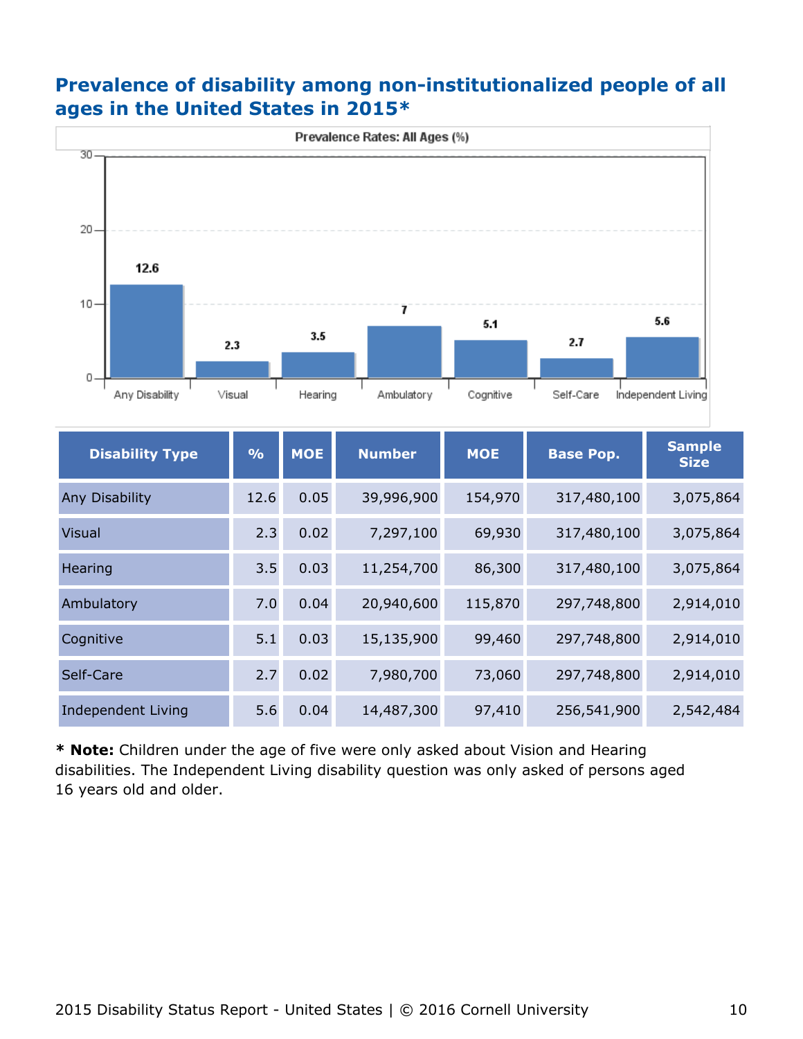## Prevalence of disability among non-institutionalized people of all ages in the United States in 2015*

| Disability Type | % | MOE | Number | MOE | Base Pop. | Sample Size |
|---|---|---|---|---|---|---|
| Any Disability | 12.6 | 0.05 | 39,996,900 | 154,970 | 317,480,100 | 3,075,864 |
| Visual | 2.3 | 0.02 | 7,297,100 | 69,930 | 317,480,100 | 3,075,864 |
| Hearing | 3.5 | 0.03 | 11,254,700 | 86,300 | 317,480,100 | 3,075,864 |
| Ambulatory | 7.0 | 0.04 | 20,940,600 | 115,870 | 297,748,800 | 2,914,010 |
| Cognitive | 5.1 | 0.03 | 15,135,900 | 99,460 | 297,748,800 | 2,914,010 |
| Self-Care | 2.7 | 0.02 | 7,980,700 | 73,060 | 297,748,800 | 2,914,010 |
| Independent Living | 5.6 | 0.04 | 14,487,300 | 97,410 | 256,541,900 | 2,542,484 |

**\* Note:** Children under the age of five were only asked about Vision and Hearing disabilities. The Independent Living disability question was only asked of persons aged 16 years old and older.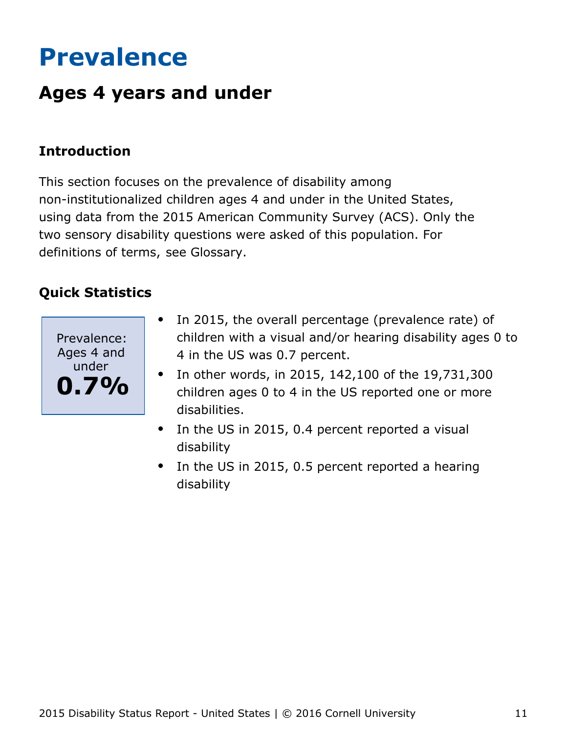# Prevalence

## Ages 4 years and under

### Introduction

This section focuses on the prevalence of disability among non-institutionalized children ages 4 and under in the United States, using data from the 2015 American Community Survey (ACS). Only the two sensory disability questions were asked of this population. For definitions of terms, see Glossary.

### Quick Statistics

Prevalence: Ages 4 and under
**0.7%**

- In 2015, the overall percentage (prevalence rate) of children with a visual and/or hearing disability ages 0 to 4 in the US was 0.7 percent.
- In other words, in 2015, 142,100 of the 19,731,300 children ages 0 to 4 in the US reported one or more disabilities.
- In the US in 2015, 0.4 percent reported a visual disability
- In the US in 2015, 0.5 percent reported a hearing disability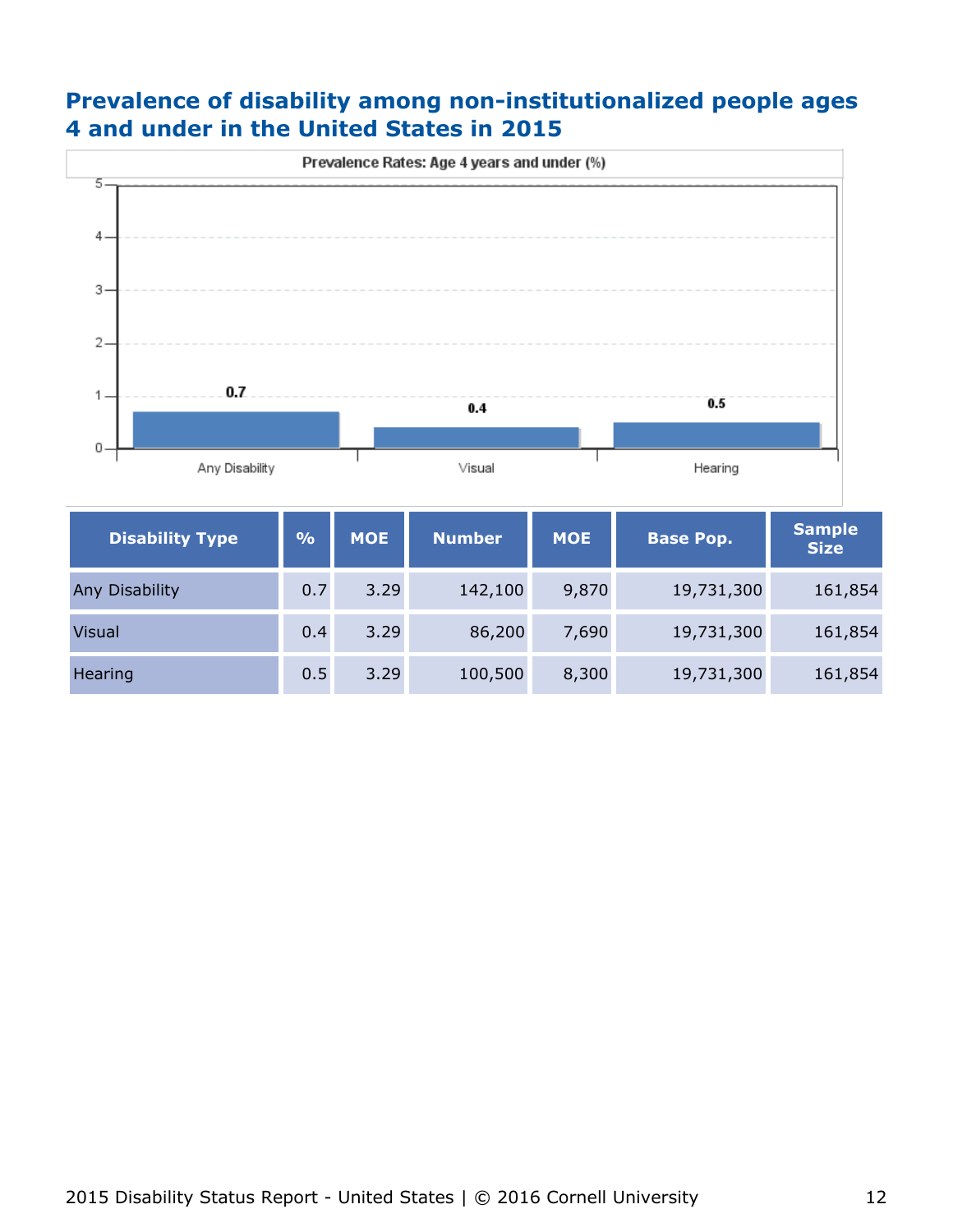## Prevalence of disability among non-institutionalized people ages 4 and under in the United States in 2015

| Disability Type | % | MOE | Number | MOE | Base Pop. | Sample Size |
|---|---|---|---|---|---|---|
| Any Disability | 0.7 | 3.29 | 142,100 | 9,870 | 19,731,300 | 161,854 |
| Visual | 0.4 | 3.29 | 86,200 | 7,690 | 19,731,300 | 161,854 |
| Hearing | 0.5 | 3.29 | 100,500 | 8,300 | 19,731,300 | 161,854 |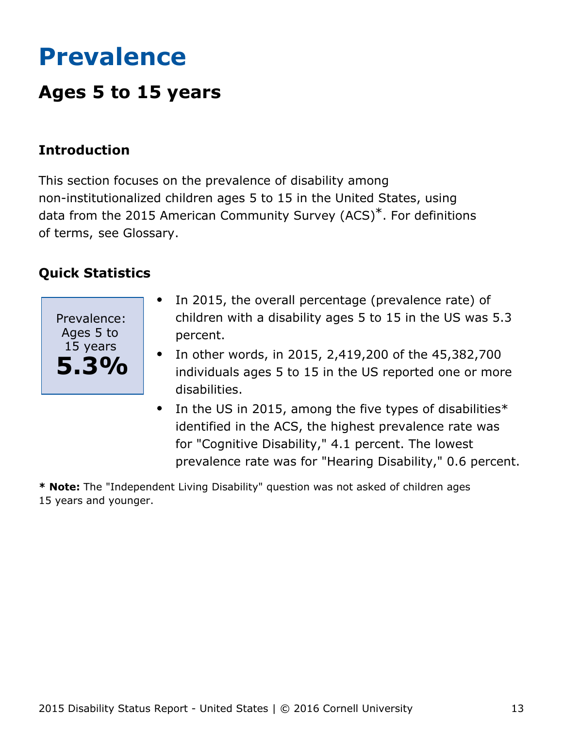# Prevalence

## Ages 5 to 15 years

### Introduction

This section focuses on the prevalence of disability among non-institutionalized children ages 5 to 15 in the United States, using data from the 2015 American Community Survey (ACS)*. For definitions of terms, see Glossary.

### Quick Statistics

Prevalence: Ages 5 to 15 years

**5.3%**

- In 2015, the overall percentage (prevalence rate) of children with a disability ages 5 to 15 in the US was 5.3 percent.
- In other words, in 2015, 2,419,200 of the 45,382,700 individuals ages 5 to 15 in the US reported one or more disabilities.
- In the US in 2015, among the five types of disabilities* identified in the ACS, the highest prevalence rate was for "Cognitive Disability," 4.1 percent. The lowest prevalence rate was for "Hearing Disability," 0.6 percent.

**\* Note:** The "Independent Living Disability" question was not asked of children ages 15 years and younger.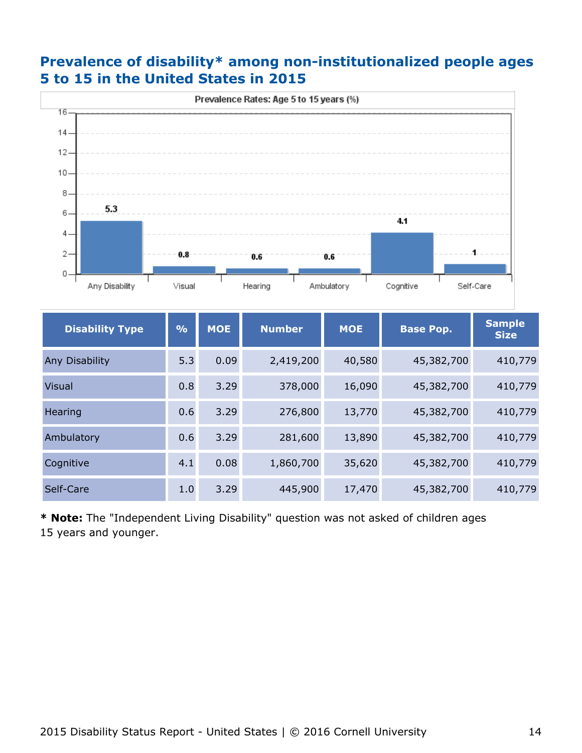## Prevalence of disability* among non-institutionalized people ages 5 to 15 in the United States in 2015

| Disability Type | % | MOE | Number | MOE | Base Pop. | Sample Size |
|---|---|---|---|---|---|---|
| Any Disability | 5.3 | 0.09 | 2,419,200 | 40,580 | 45,382,700 | 410,779 |
| Visual | 0.8 | 3.29 | 378,000 | 16,090 | 45,382,700 | 410,779 |
| Hearing | 0.6 | 3.29 | 276,800 | 13,770 | 45,382,700 | 410,779 |
| Ambulatory | 0.6 | 3.29 | 281,600 | 13,890 | 45,382,700 | 410,779 |
| Cognitive | 4.1 | 0.08 | 1,860,700 | 35,620 | 45,382,700 | 410,779 |
| Self-Care | 1.0 | 3.29 | 445,900 | 17,470 | 45,382,700 | 410,779 |

**\* Note:** The "Independent Living Disability" question was not asked of children ages 15 years and younger.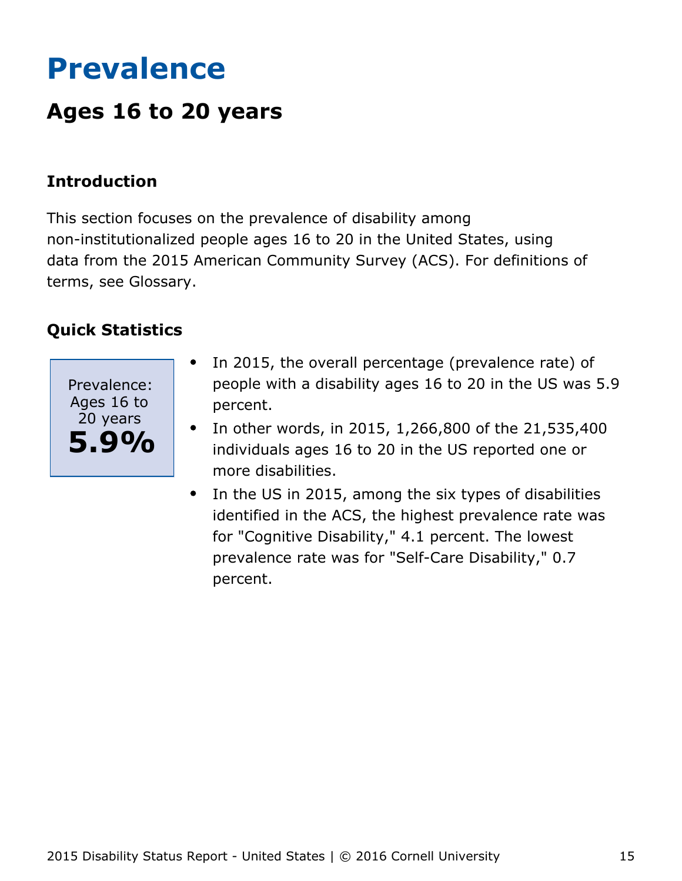# Prevalence

## Ages 16 to 20 years

### Introduction

This section focuses on the prevalence of disability among non-institutionalized people ages 16 to 20 in the United States, using data from the 2015 American Community Survey (ACS). For definitions of terms, see Glossary.

### Quick Statistics

Prevalence: Ages 16 to 20 years
**5.9%**

- In 2015, the overall percentage (prevalence rate) of people with a disability ages 16 to 20 in the US was 5.9 percent.
- In other words, in 2015, 1,266,800 of the 21,535,400 individuals ages 16 to 20 in the US reported one or more disabilities.
- In the US in 2015, among the six types of disabilities identified in the ACS, the highest prevalence rate was for "Cognitive Disability," 4.1 percent. The lowest prevalence rate was for "Self-Care Disability," 0.7 percent.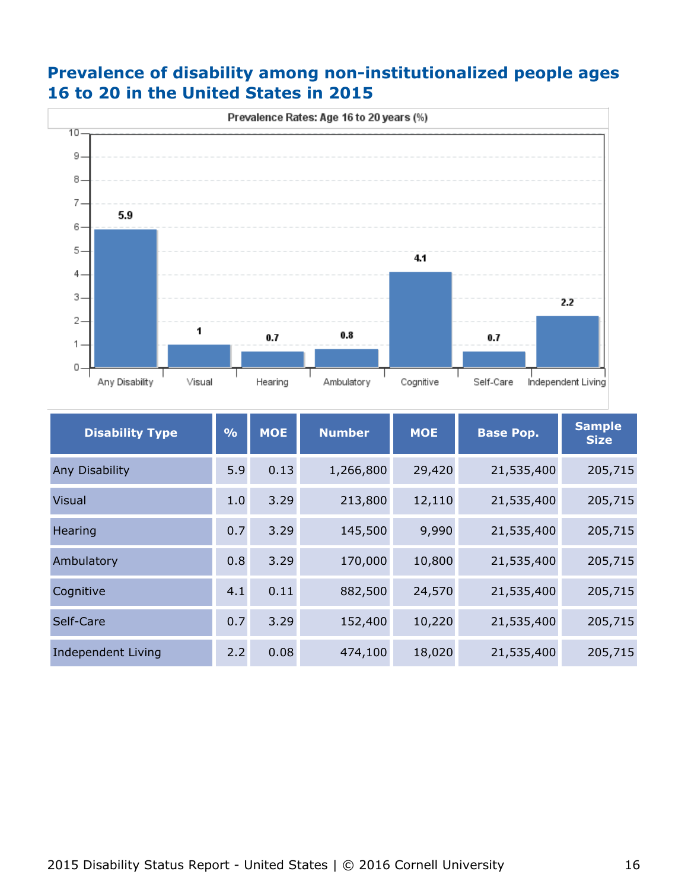## Prevalence of disability among non-institutionalized people ages 16 to 20 in the United States in 2015

Prevalence Rates: Age 16 to 20 years (%)

| Disability Type | % | MOE | Number | MOE | Base Pop. | Sample Size |
|---|---|---|---|---|---|---|
| Any Disability | 5.9 | 0.13 | 1,266,800 | 29,420 | 21,535,400 | 205,715 |
| Visual | 1.0 | 3.29 | 213,800 | 12,110 | 21,535,400 | 205,715 |
| Hearing | 0.7 | 3.29 | 145,500 | 9,990 | 21,535,400 | 205,715 |
| Ambulatory | 0.8 | 3.29 | 170,000 | 10,800 | 21,535,400 | 205,715 |
| Cognitive | 4.1 | 0.11 | 882,500 | 24,570 | 21,535,400 | 205,715 |
| Self-Care | 0.7 | 3.29 | 152,400 | 10,220 | 21,535,400 | 205,715 |
| Independent Living | 2.2 | 0.08 | 474,100 | 18,020 | 21,535,400 | 205,715 |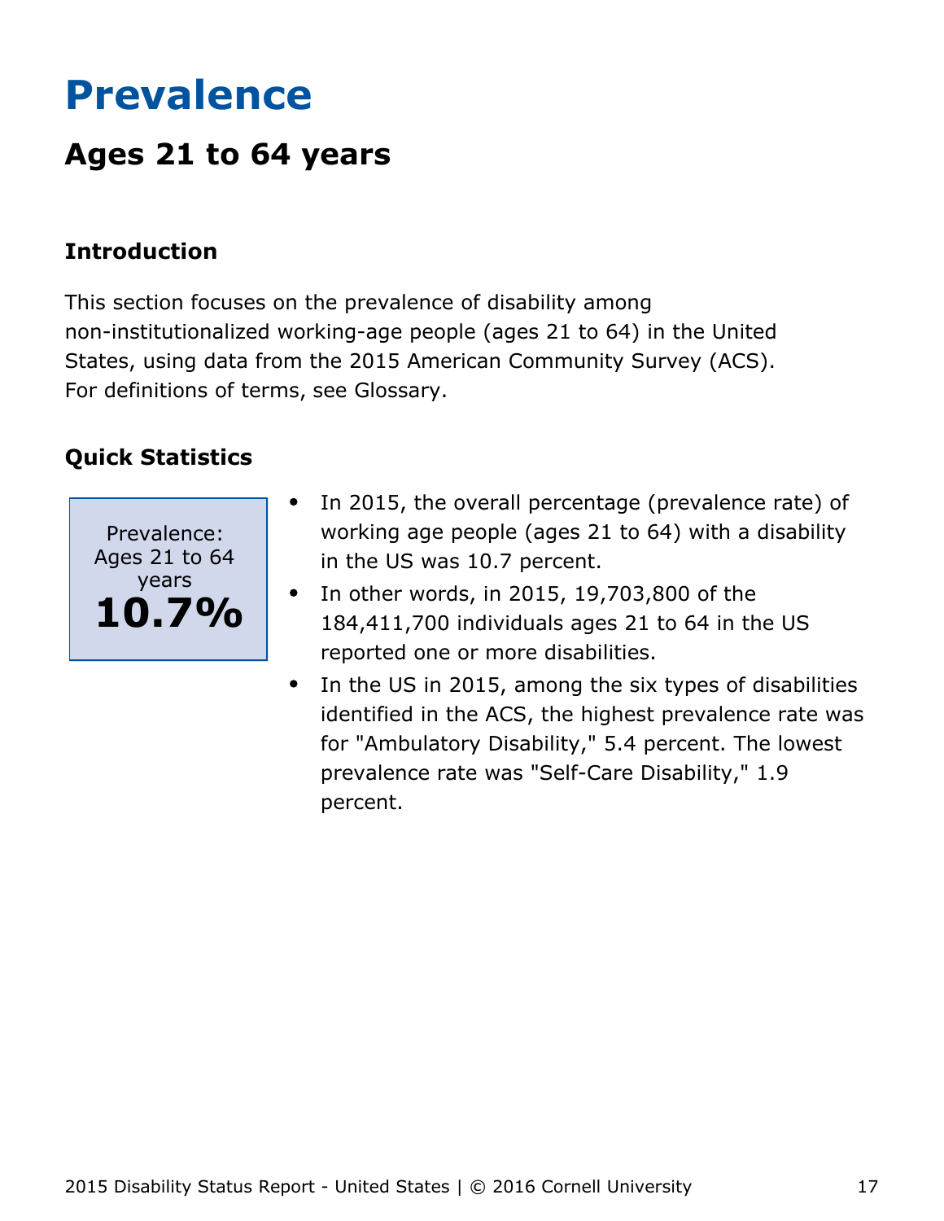# Prevalence

## Ages 21 to 64 years

### Introduction

This section focuses on the prevalence of disability among non-institutionalized working-age people (ages 21 to 64) in the United States, using data from the 2015 American Community Survey (ACS). For definitions of terms, see Glossary.

### Quick Statistics

Prevalence: Ages 21 to 64 years

**10.7%**

- In 2015, the overall percentage (prevalence rate) of working age people (ages 21 to 64) with a disability in the US was 10.7 percent.
- In other words, in 2015, 19,703,800 of the 184,411,700 individuals ages 21 to 64 in the US reported one or more disabilities.
- In the US in 2015, among the six types of disabilities identified in the ACS, the highest prevalence rate was for "Ambulatory Disability," 5.4 percent. The lowest prevalence rate was "Self-Care Disability," 1.9 percent.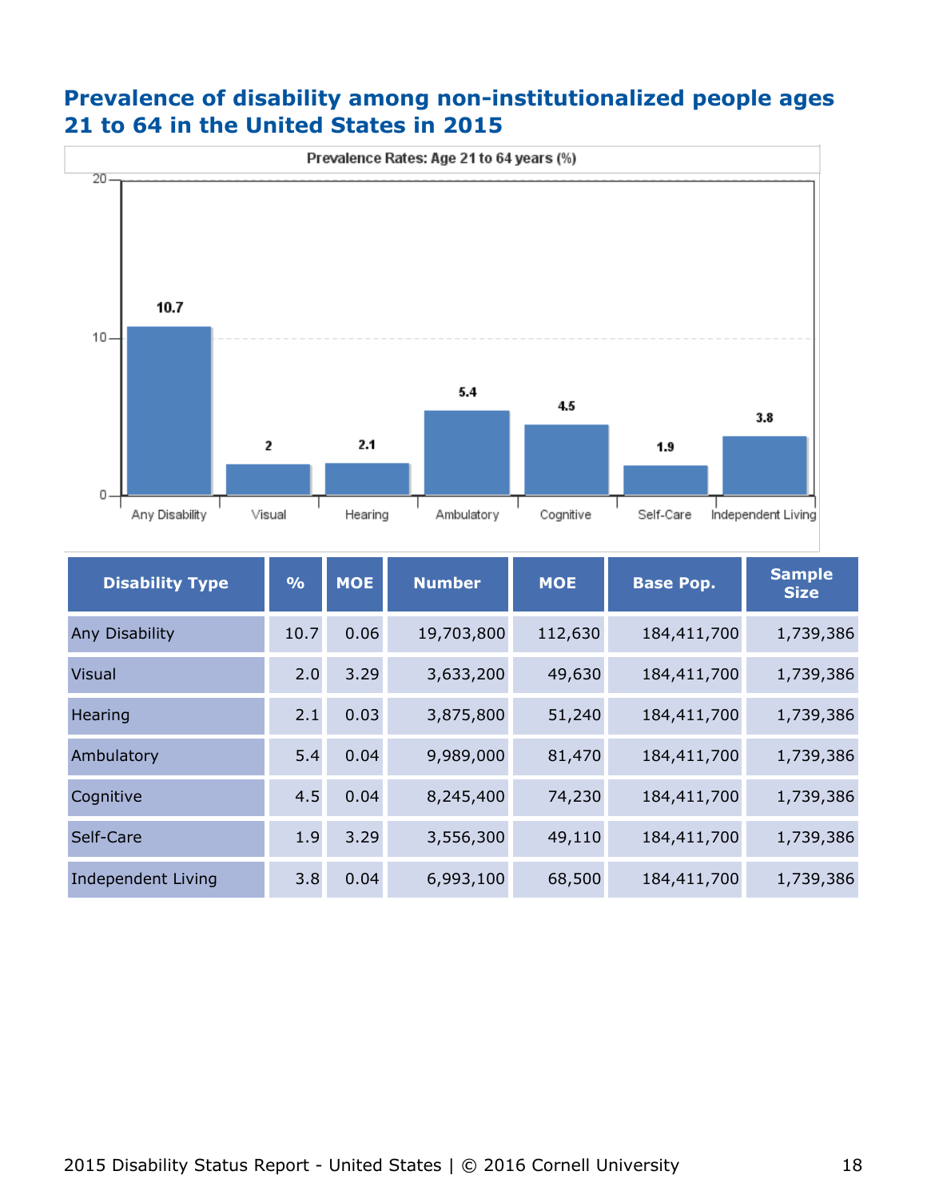## Prevalence of disability among non-institutionalized people ages 21 to 64 in the United States in 2015

Prevalence Rates: Age 21 to 64 years (%)

| Disability Type | % | MOE | Number | MOE | Base Pop. | Sample Size |
|---|---|---|---|---|---|---|
| Any Disability | 10.7 | 0.06 | 19,703,800 | 112,630 | 184,411,700 | 1,739,386 |
| Visual | 2.0 | 3.29 | 3,633,200 | 49,630 | 184,411,700 | 1,739,386 |
| Hearing | 2.1 | 0.03 | 3,875,800 | 51,240 | 184,411,700 | 1,739,386 |
| Ambulatory | 5.4 | 0.04 | 9,989,000 | 81,470 | 184,411,700 | 1,739,386 |
| Cognitive | 4.5 | 0.04 | 8,245,400 | 74,230 | 184,411,700 | 1,739,386 |
| Self-Care | 1.9 | 3.29 | 3,556,300 | 49,110 | 184,411,700 | 1,739,386 |
| Independent Living | 3.8 | 0.04 | 6,993,100 | 68,500 | 184,411,700 | 1,739,386 |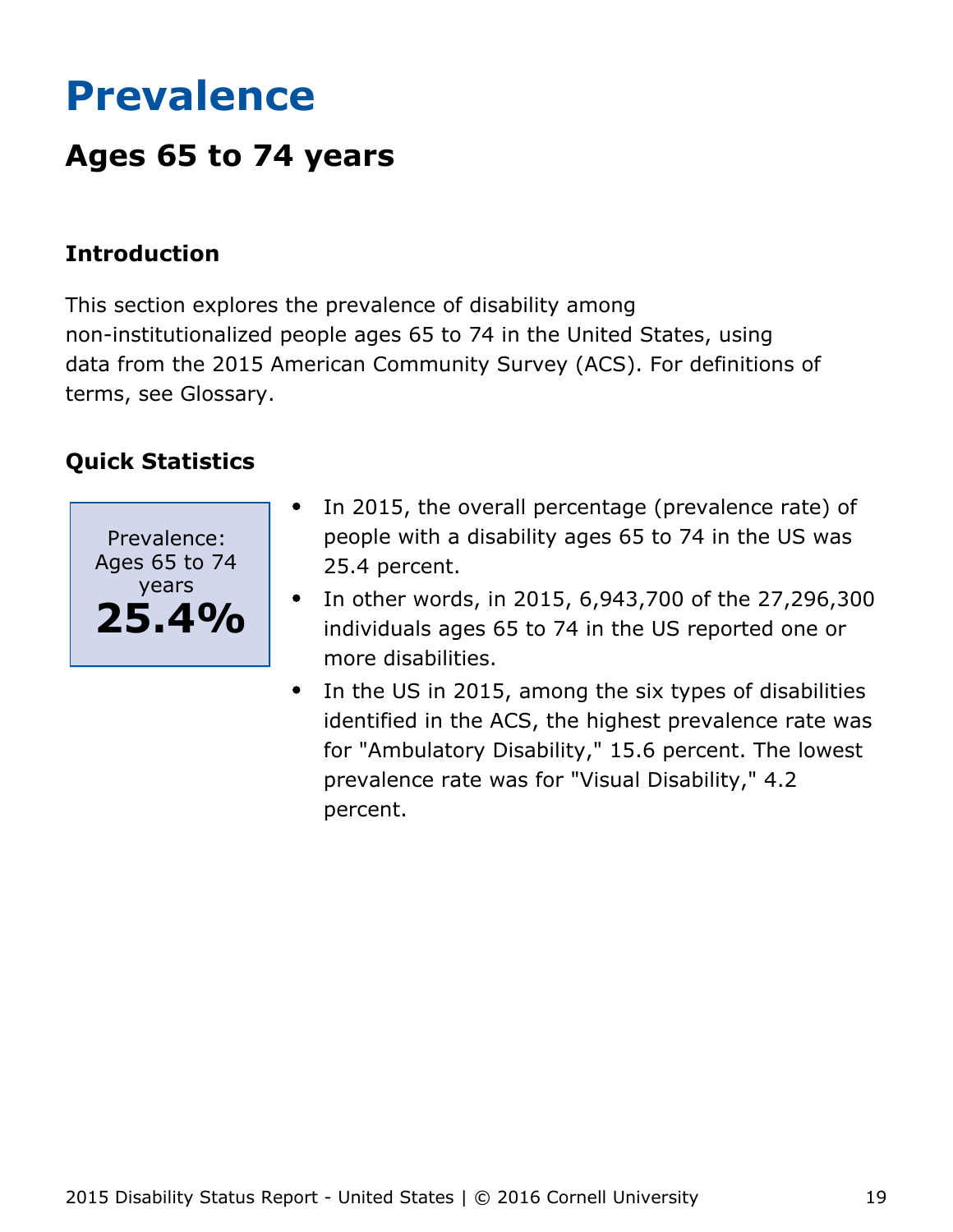# Prevalence

## Ages 65 to 74 years

### Introduction

This section explores the prevalence of disability among non-institutionalized people ages 65 to 74 in the United States, using data from the 2015 American Community Survey (ACS). For definitions of terms, see Glossary.

### Quick Statistics

Prevalence: Ages 65 to 74 years

**25.4%**

- In 2015, the overall percentage (prevalence rate) of people with a disability ages 65 to 74 in the US was 25.4 percent.
- In other words, in 2015, 6,943,700 of the 27,296,300 individuals ages 65 to 74 in the US reported one or more disabilities.
- In the US in 2015, among the six types of disabilities identified in the ACS, the highest prevalence rate was for "Ambulatory Disability," 15.6 percent. The lowest prevalence rate was for "Visual Disability," 4.2 percent.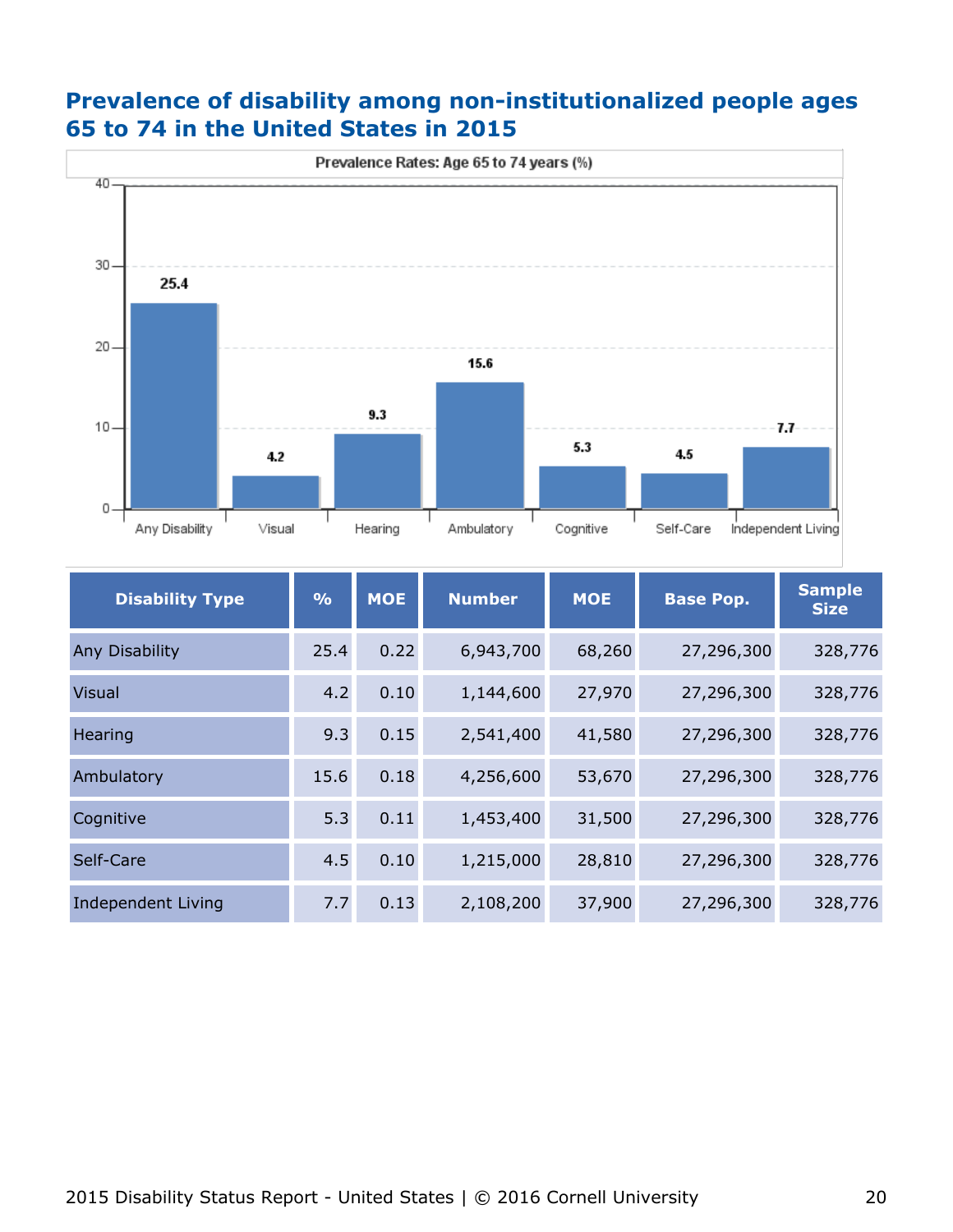## Prevalence of disability among non-institutionalized people ages 65 to 74 in the United States in 2015

Prevalence Rates: Age 65 to 74 years (%)

| Disability Type | % | MOE | Number | MOE | Base Pop. | Sample Size |
|---|---|---|---|---|---|---|
| Any Disability | 25.4 | 0.22 | 6,943,700 | 68,260 | 27,296,300 | 328,776 |
| Visual | 4.2 | 0.10 | 1,144,600 | 27,970 | 27,296,300 | 328,776 |
| Hearing | 9.3 | 0.15 | 2,541,400 | 41,580 | 27,296,300 | 328,776 |
| Ambulatory | 15.6 | 0.18 | 4,256,600 | 53,670 | 27,296,300 | 328,776 |
| Cognitive | 5.3 | 0.11 | 1,453,400 | 31,500 | 27,296,300 | 328,776 |
| Self-Care | 4.5 | 0.10 | 1,215,000 | 28,810 | 27,296,300 | 328,776 |
| Independent Living | 7.7 | 0.13 | 2,108,200 | 37,900 | 27,296,300 | 328,776 |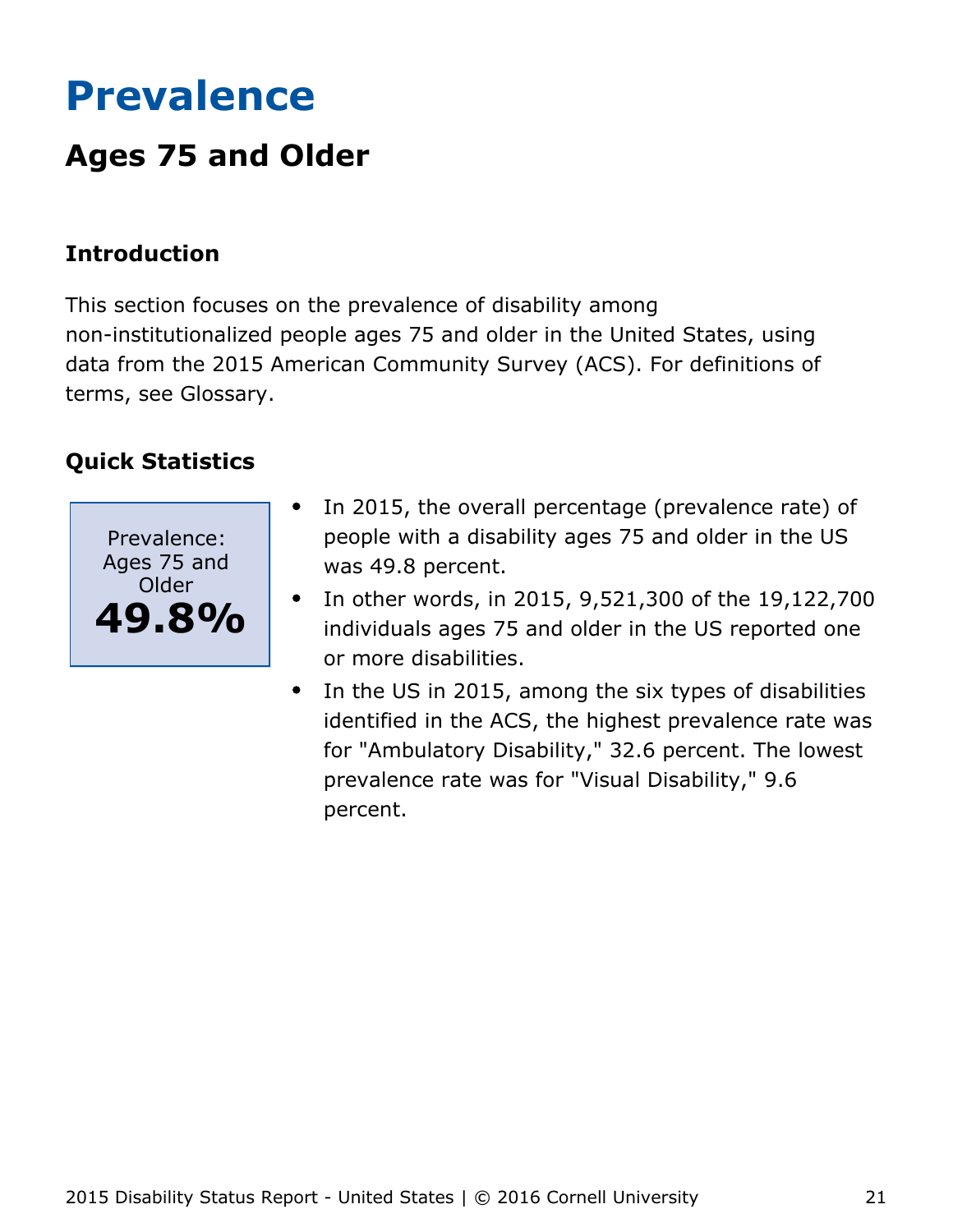# Prevalence

## Ages 75 and Older

### Introduction

This section focuses on the prevalence of disability among non-institutionalized people ages 75 and older in the United States, using data from the 2015 American Community Survey (ACS). For definitions of terms, see Glossary.

### Quick Statistics

Prevalence: Ages 75 and Older

**49.8%**

- In 2015, the overall percentage (prevalence rate) of people with a disability ages 75 and older in the US was 49.8 percent.
- In other words, in 2015, 9,521,300 of the 19,122,700 individuals ages 75 and older in the US reported one or more disabilities.
- In the US in 2015, among the six types of disabilities identified in the ACS, the highest prevalence rate was for "Ambulatory Disability," 32.6 percent. The lowest prevalence rate was for "Visual Disability," 9.6 percent.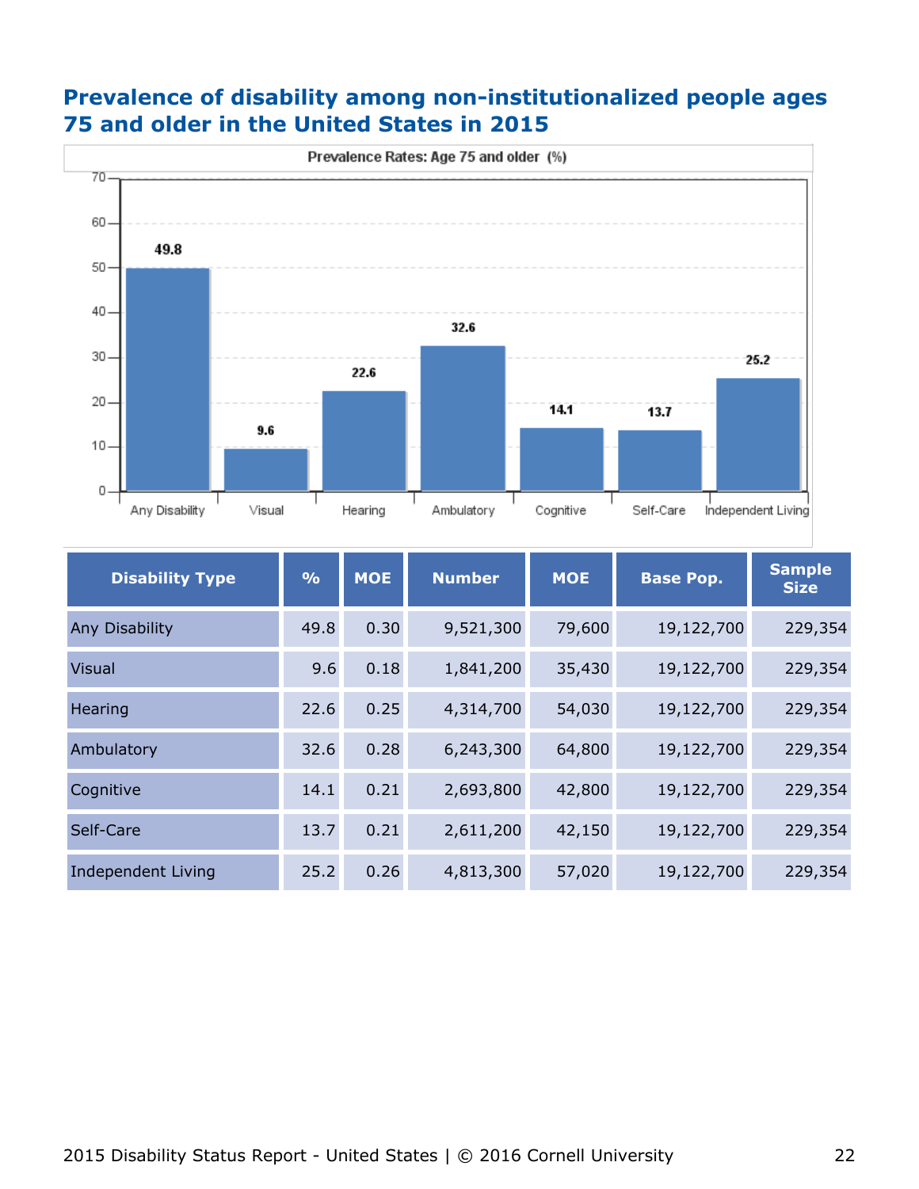## Prevalence of disability among non-institutionalized people ages 75 and older in the United States in 2015

| Disability Type | % | MOE | Number | MOE | Base Pop. | Sample Size |
|---|---|---|---|---|---|---|
| Any Disability | 49.8 | 0.30 | 9,521,300 | 79,600 | 19,122,700 | 229,354 |
| Visual | 9.6 | 0.18 | 1,841,200 | 35,430 | 19,122,700 | 229,354 |
| Hearing | 22.6 | 0.25 | 4,314,700 | 54,030 | 19,122,700 | 229,354 |
| Ambulatory | 32.6 | 0.28 | 6,243,300 | 64,800 | 19,122,700 | 229,354 |
| Cognitive | 14.1 | 0.21 | 2,693,800 | 42,800 | 19,122,700 | 229,354 |
| Self-Care | 13.7 | 0.21 | 2,611,200 | 42,150 | 19,122,700 | 229,354 |
| Independent Living | 25.2 | 0.26 | 4,813,300 | 57,020 | 19,122,700 | 229,354 |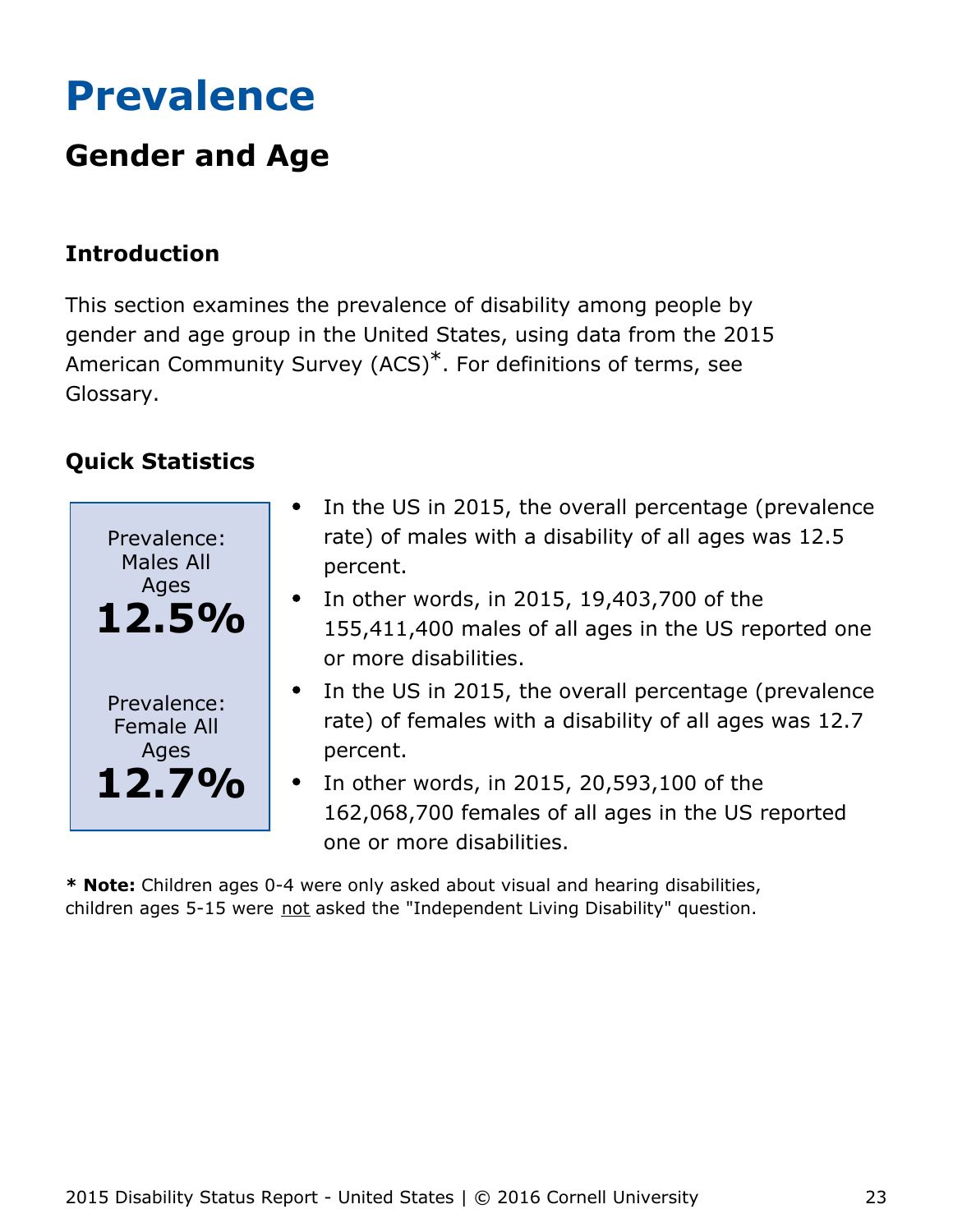# Prevalence

## Gender and Age

### Introduction

This section examines the prevalence of disability among people by gender and age group in the United States, using data from the 2015 American Community Survey (ACS)*. For definitions of terms, see Glossary.

### Quick Statistics

Prevalence: Males All Ages
**12.5%**

Prevalence: Female All Ages
**12.7%**

- In the US in 2015, the overall percentage (prevalence rate) of males with a disability of all ages was 12.5 percent.
- In other words, in 2015, 19,403,700 of the 155,411,400 males of all ages in the US reported one or more disabilities.
- In the US in 2015, the overall percentage (prevalence rate) of females with a disability of all ages was 12.7 percent.
- In other words, in 2015, 20,593,100 of the 162,068,700 females of all ages in the US reported one or more disabilities.

**\* Note:** Children ages 0-4 were only asked about visual and hearing disabilities, children ages 5-15 were <u>not</u> asked the "Independent Living Disability" question.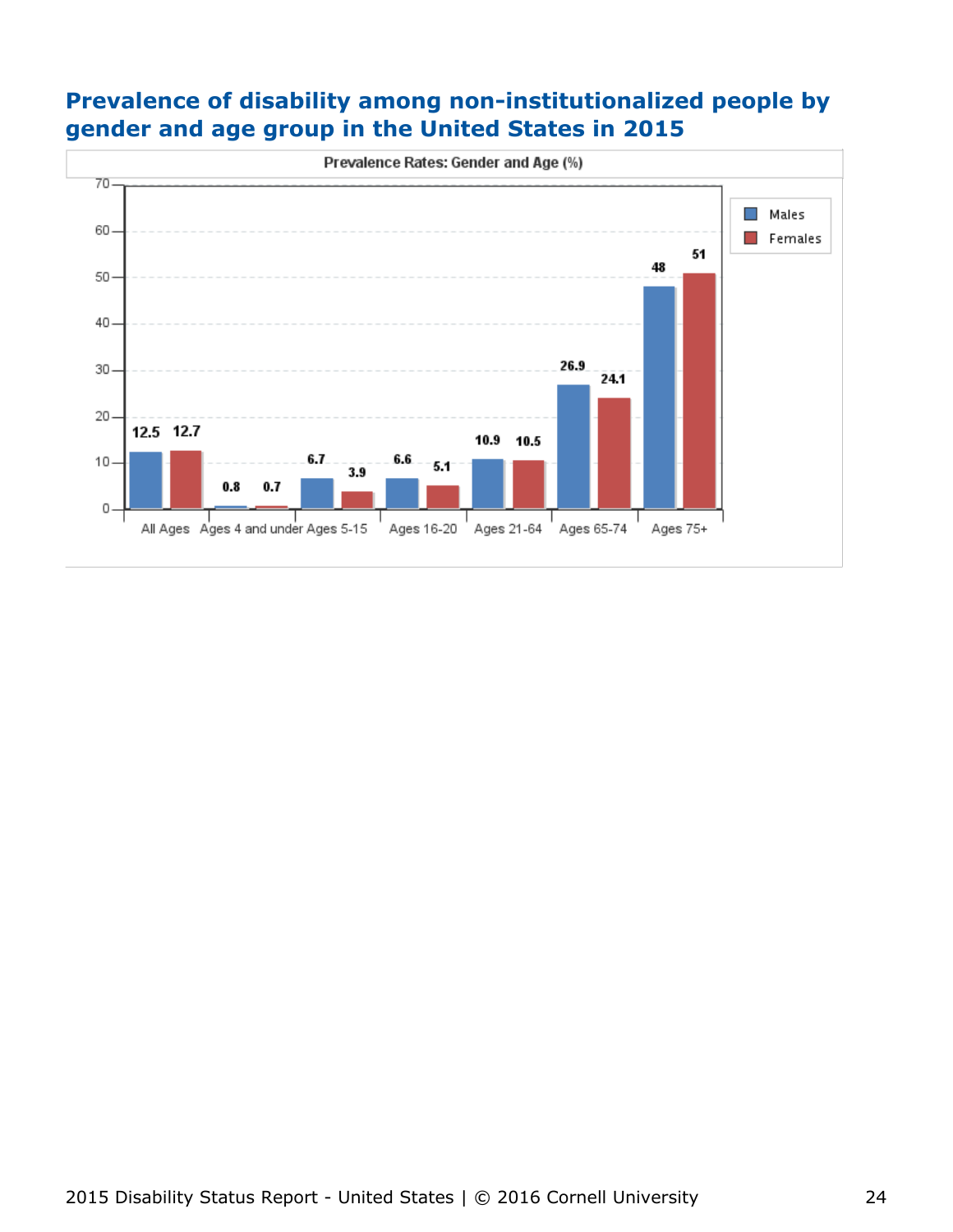## Prevalence of disability among non-institutionalized people by gender and age group in the United States in 2015

**Prevalence Rates: Gender and Age (%)**

| Age Group | Males | Females |
|---|---|---|
| All Ages | 12.5 | 12.7 |
| Ages 4 and under | 0.8 | 0.7 |
| Ages 5-15 | 6.7 | 3.9 |
| Ages 16-20 | 6.6 | 5.1 |
| Ages 21-64 | 10.9 | 10.5 |
| Ages 65-74 | 26.9 | 24.1 |
| Ages 75+ | 48 | 51 |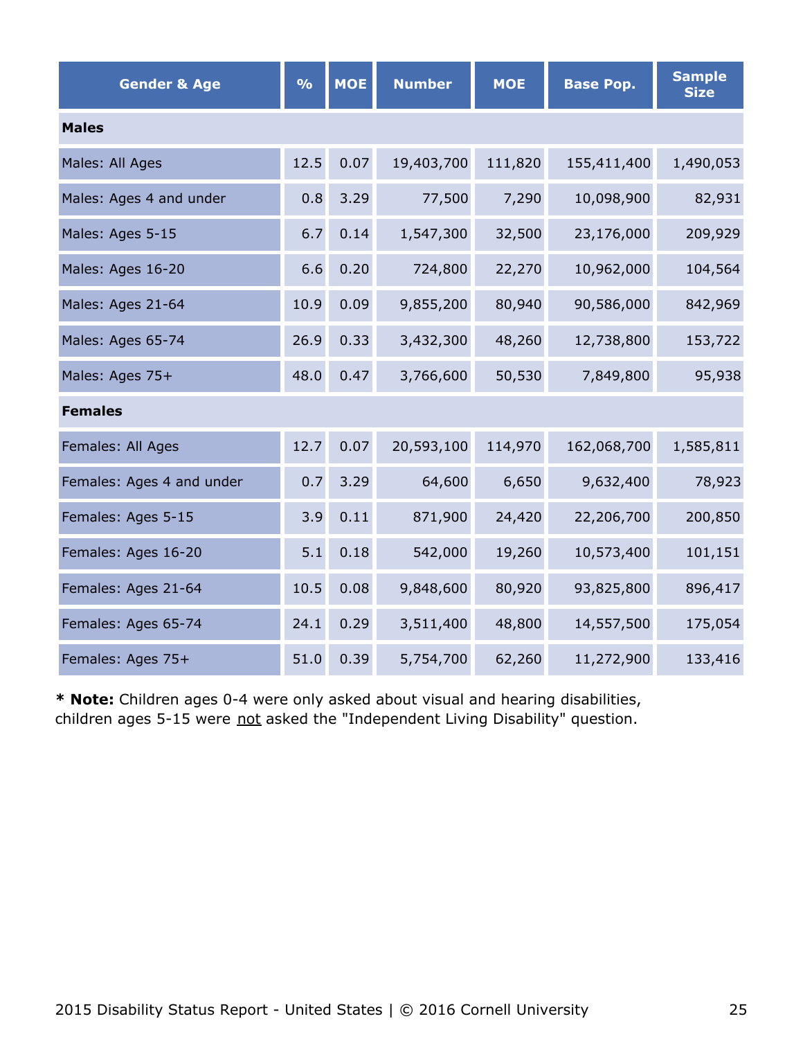| Gender & Age | % | MOE | Number | MOE | Base Pop. | Sample Size |
|---|---|---|---|---|---|---|
| **Males** | | | | | | |
| Males: All Ages | 12.5 | 0.07 | 19,403,700 | 111,820 | 155,411,400 | 1,490,053 |
| Males: Ages 4 and under | 0.8 | 3.29 | 77,500 | 7,290 | 10,098,900 | 82,931 |
| Males: Ages 5-15 | 6.7 | 0.14 | 1,547,300 | 32,500 | 23,176,000 | 209,929 |
| Males: Ages 16-20 | 6.6 | 0.20 | 724,800 | 22,270 | 10,962,000 | 104,564 |
| Males: Ages 21-64 | 10.9 | 0.09 | 9,855,200 | 80,940 | 90,586,000 | 842,969 |
| Males: Ages 65-74 | 26.9 | 0.33 | 3,432,300 | 48,260 | 12,738,800 | 153,722 |
| Males: Ages 75+ | 48.0 | 0.47 | 3,766,600 | 50,530 | 7,849,800 | 95,938 |
| **Females** | | | | | | |
| Females: All Ages | 12.7 | 0.07 | 20,593,100 | 114,970 | 162,068,700 | 1,585,811 |
| Females: Ages 4 and under | 0.7 | 3.29 | 64,600 | 6,650 | 9,632,400 | 78,923 |
| Females: Ages 5-15 | 3.9 | 0.11 | 871,900 | 24,420 | 22,206,700 | 200,850 |
| Females: Ages 16-20 | 5.1 | 0.18 | 542,000 | 19,260 | 10,573,400 | 101,151 |
| Females: Ages 21-64 | 10.5 | 0.08 | 9,848,600 | 80,920 | 93,825,800 | 896,417 |
| Females: Ages 65-74 | 24.1 | 0.29 | 3,511,400 | 48,800 | 14,557,500 | 175,054 |
| Females: Ages 75+ | 51.0 | 0.39 | 5,754,700 | 62,260 | 11,272,900 | 133,416 |

**\* Note:** Children ages 0-4 were only asked about visual and hearing disabilities, children ages 5-15 were not asked the "Independent Living Disability" question.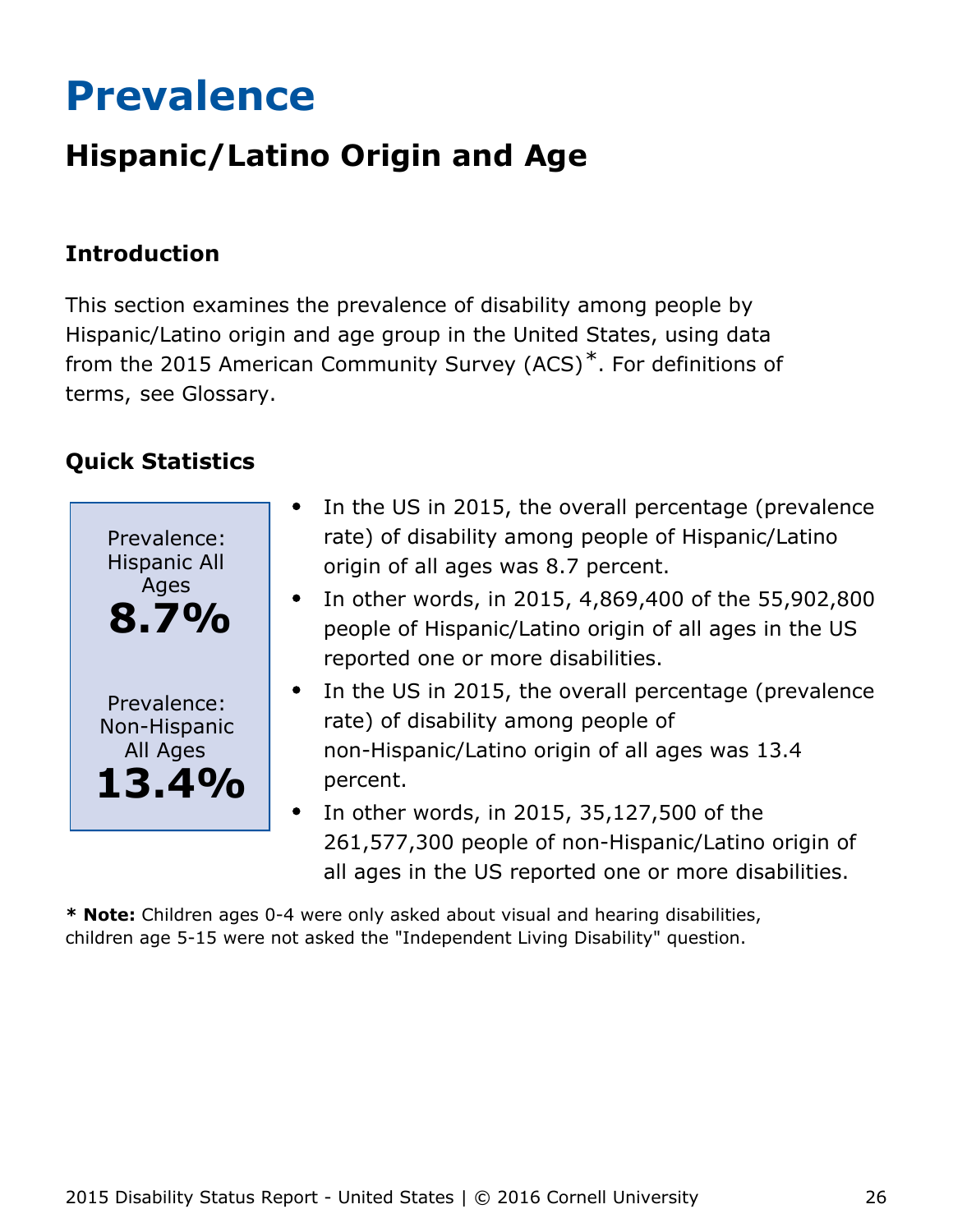# Prevalence

## Hispanic/Latino Origin and Age

### Introduction

This section examines the prevalence of disability among people by Hispanic/Latino origin and age group in the United States, using data from the 2015 American Community Survey (ACS)*. For definitions of terms, see Glossary.

### Quick Statistics

Prevalence: Hispanic All Ages
**8.7%**

Prevalence: Non-Hispanic All Ages
**13.4%**

- In the US in 2015, the overall percentage (prevalence rate) of disability among people of Hispanic/Latino origin of all ages was 8.7 percent.
- In other words, in 2015, 4,869,400 of the 55,902,800 people of Hispanic/Latino origin of all ages in the US reported one or more disabilities.
- In the US in 2015, the overall percentage (prevalence rate) of disability among people of non-Hispanic/Latino origin of all ages was 13.4 percent.
- In other words, in 2015, 35,127,500 of the 261,577,300 people of non-Hispanic/Latino origin of all ages in the US reported one or more disabilities.

**\* Note:** Children ages 0-4 were only asked about visual and hearing disabilities, children age 5-15 were not asked the "Independent Living Disability" question.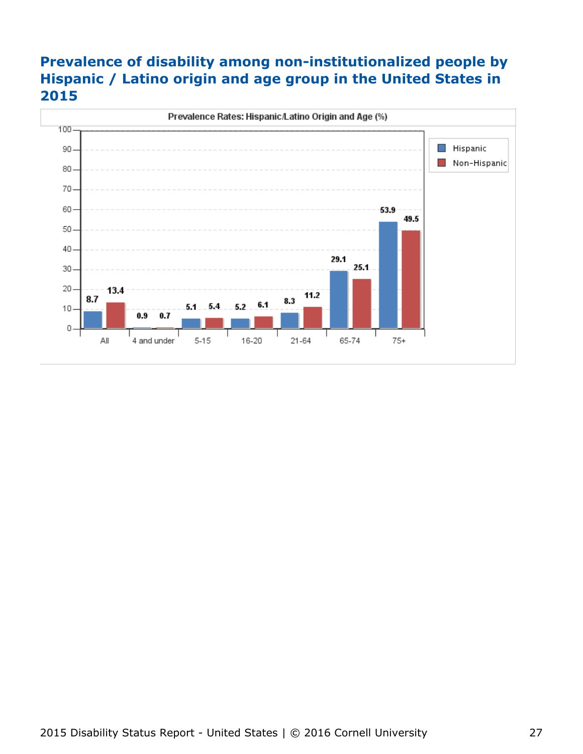### Prevalence of disability among non-institutionalized people by Hispanic / Latino origin and age group in the United States in 2015

Prevalence Rates: Hispanic/Latino Origin and Age (%)

| Age group | Hispanic | Non-Hispanic |
|---|---|---|
| All | 8.7 | 13.4 |
| 4 and under | 0.9 | 0.7 |
| 5-15 | 5.1 | 5.4 |
| 16-20 | 5.2 | 6.1 |
| 21-64 | 8.3 | 11.2 |
| 65-74 | 29.1 | 25.1 |
| 75+ | 53.9 | 49.5 |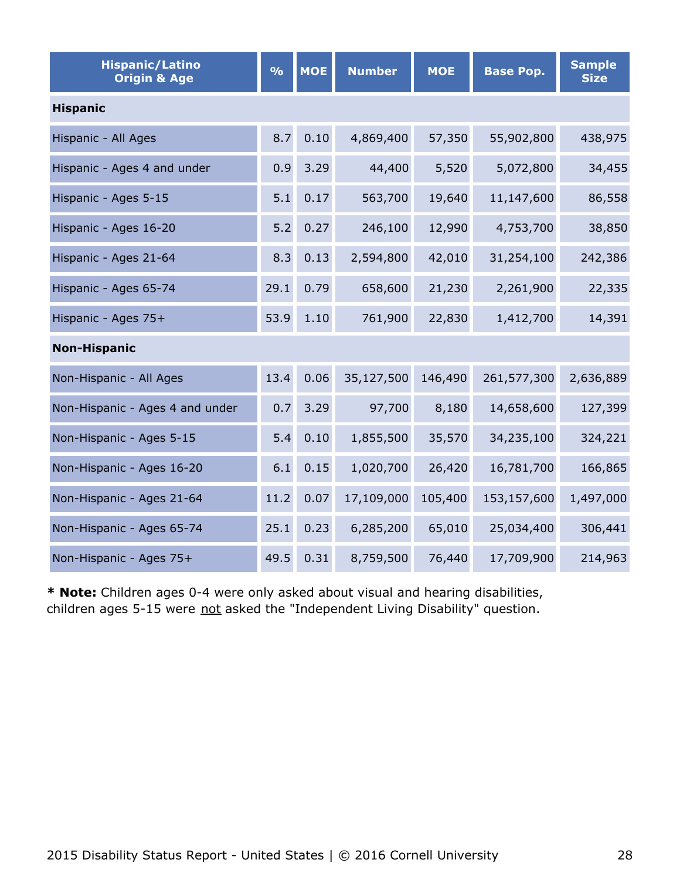| Hispanic/Latino Origin & Age | % | MOE | Number | MOE | Base Pop. | Sample Size |
|---|---|---|---|---|---|---|
| **Hispanic** | | | | | | |
| Hispanic - All Ages | 8.7 | 0.10 | 4,869,400 | 57,350 | 55,902,800 | 438,975 |
| Hispanic - Ages 4 and under | 0.9 | 3.29 | 44,400 | 5,520 | 5,072,800 | 34,455 |
| Hispanic - Ages 5-15 | 5.1 | 0.17 | 563,700 | 19,640 | 11,147,600 | 86,558 |
| Hispanic - Ages 16-20 | 5.2 | 0.27 | 246,100 | 12,990 | 4,753,700 | 38,850 |
| Hispanic - Ages 21-64 | 8.3 | 0.13 | 2,594,800 | 42,010 | 31,254,100 | 242,386 |
| Hispanic - Ages 65-74 | 29.1 | 0.79 | 658,600 | 21,230 | 2,261,900 | 22,335 |
| Hispanic - Ages 75+ | 53.9 | 1.10 | 761,900 | 22,830 | 1,412,700 | 14,391 |
| **Non-Hispanic** | | | | | | |
| Non-Hispanic - All Ages | 13.4 | 0.06 | 35,127,500 | 146,490 | 261,577,300 | 2,636,889 |
| Non-Hispanic - Ages 4 and under | 0.7 | 3.29 | 97,700 | 8,180 | 14,658,600 | 127,399 |
| Non-Hispanic - Ages 5-15 | 5.4 | 0.10 | 1,855,500 | 35,570 | 34,235,100 | 324,221 |
| Non-Hispanic - Ages 16-20 | 6.1 | 0.15 | 1,020,700 | 26,420 | 16,781,700 | 166,865 |
| Non-Hispanic - Ages 21-64 | 11.2 | 0.07 | 17,109,000 | 105,400 | 153,157,600 | 1,497,000 |
| Non-Hispanic - Ages 65-74 | 25.1 | 0.23 | 6,285,200 | 65,010 | 25,034,400 | 306,441 |
| Non-Hispanic - Ages 75+ | 49.5 | 0.31 | 8,759,500 | 76,440 | 17,709,900 | 214,963 |

**\* Note:** Children ages 0-4 were only asked about visual and hearing disabilities, children ages 5-15 were not asked the "Independent Living Disability" question.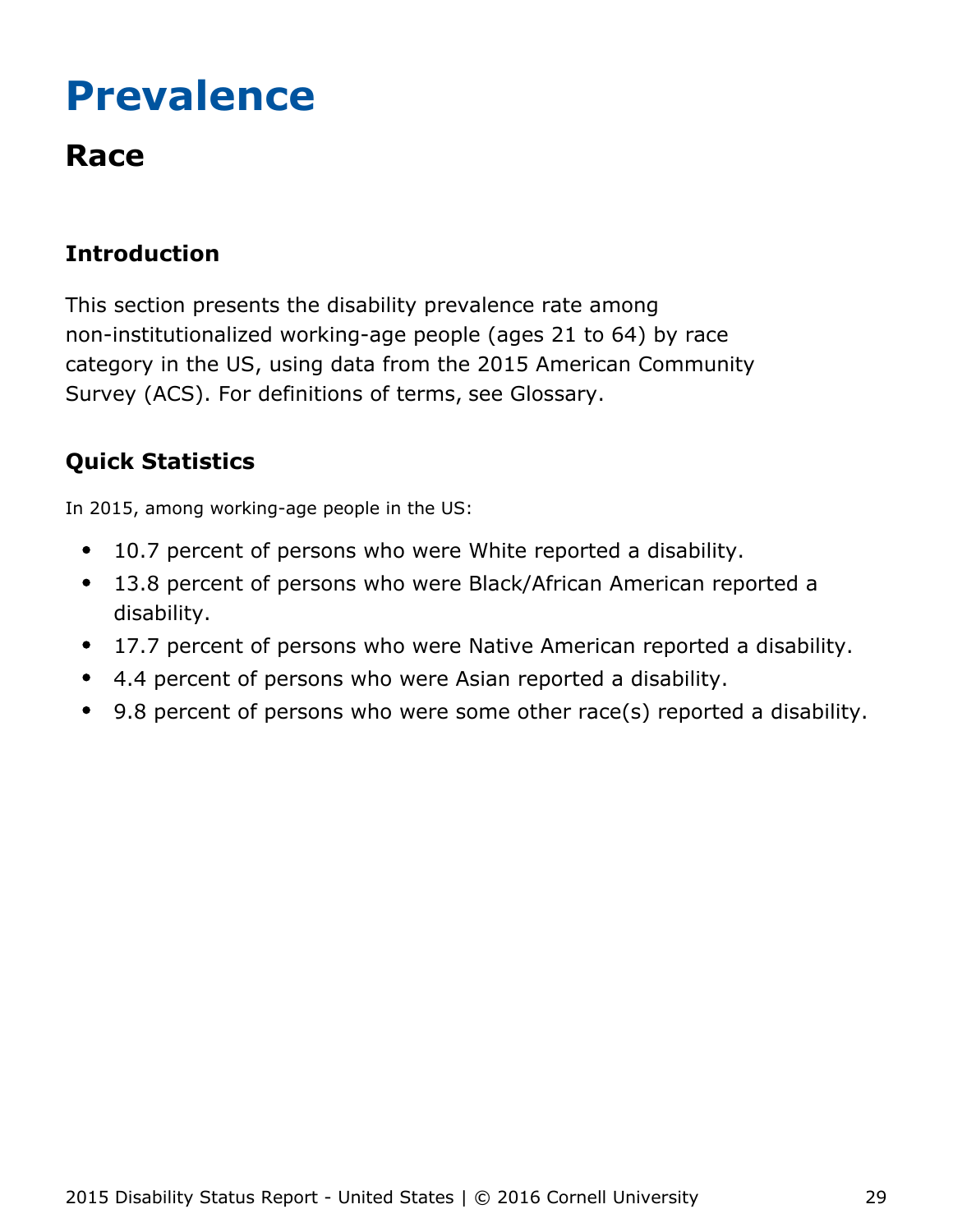# Prevalence

## Race

### Introduction

This section presents the disability prevalence rate among non-institutionalized working-age people (ages 21 to 64) by race category in the US, using data from the 2015 American Community Survey (ACS). For definitions of terms, see Glossary.

### Quick Statistics

In 2015, among working-age people in the US:

- 10.7 percent of persons who were White reported a disability.
- 13.8 percent of persons who were Black/African American reported a disability.
- 17.7 percent of persons who were Native American reported a disability.
- 4.4 percent of persons who were Asian reported a disability.
- 9.8 percent of persons who were some other race(s) reported a disability.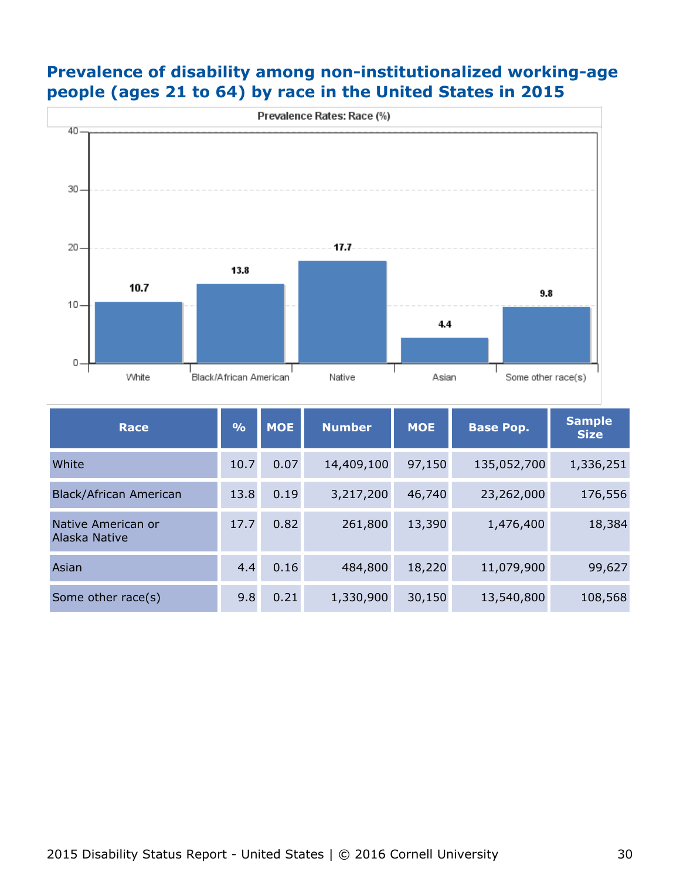## Prevalence of disability among non-institutionalized working-age people (ages 21 to 64) by race in the United States in 2015

| Race | % | MOE | Number | MOE | Base Pop. | Sample Size |
|---|---|---|---|---|---|---|
| White | 10.7 | 0.07 | 14,409,100 | 97,150 | 135,052,700 | 1,336,251 |
| Black/African American | 13.8 | 0.19 | 3,217,200 | 46,740 | 23,262,000 | 176,556 |
| Native American or Alaska Native | 17.7 | 0.82 | 261,800 | 13,390 | 1,476,400 | 18,384 |
| Asian | 4.4 | 0.16 | 484,800 | 18,220 | 11,079,900 | 99,627 |
| Some other race(s) | 9.8 | 0.21 | 1,330,900 | 30,150 | 13,540,800 | 108,568 |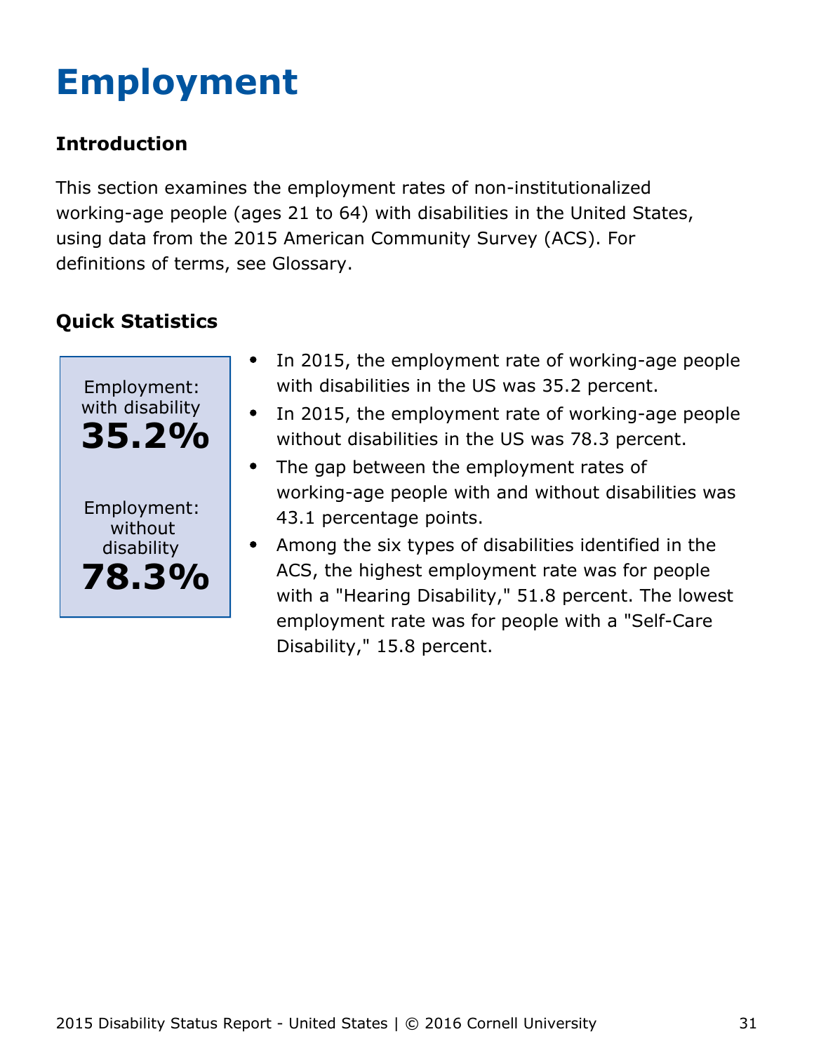# Employment

### Introduction

This section examines the employment rates of non-institutionalized working-age people (ages 21 to 64) with disabilities in the United States, using data from the 2015 American Community Survey (ACS). For definitions of terms, see Glossary.

### Quick Statistics

Employment: with disability
**35.2%**

Employment: without disability
**78.3%**

- In 2015, the employment rate of working-age people with disabilities in the US was 35.2 percent.
- In 2015, the employment rate of working-age people without disabilities in the US was 78.3 percent.
- The gap between the employment rates of working-age people with and without disabilities was 43.1 percentage points.
- Among the six types of disabilities identified in the ACS, the highest employment rate was for people with a "Hearing Disability," 51.8 percent. The lowest employment rate was for people with a "Self-Care Disability," 15.8 percent.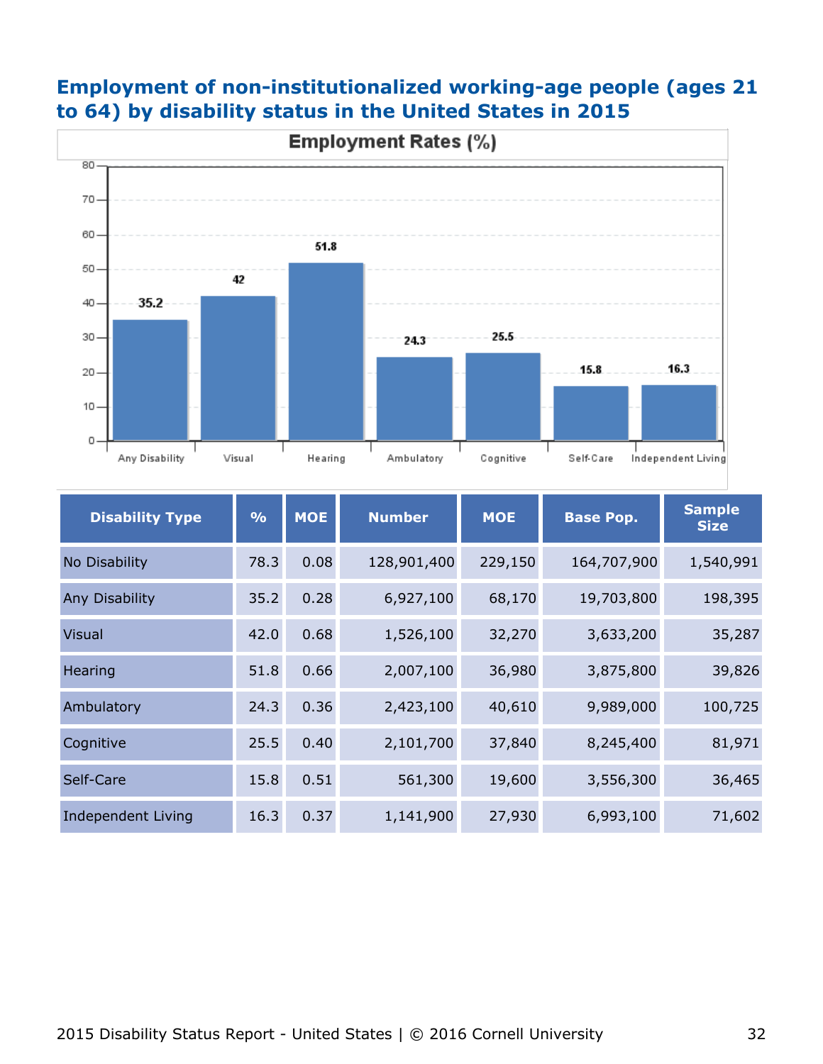## Employment of non-institutionalized working-age people (ages 21 to 64) by disability status in the United States in 2015

| Disability Type | % | MOE | Number | MOE | Base Pop. | Sample Size |
|---|---|---|---|---|---|---|
| No Disability | 78.3 | 0.08 | 128,901,400 | 229,150 | 164,707,900 | 1,540,991 |
| Any Disability | 35.2 | 0.28 | 6,927,100 | 68,170 | 19,703,800 | 198,395 |
| Visual | 42.0 | 0.68 | 1,526,100 | 32,270 | 3,633,200 | 35,287 |
| Hearing | 51.8 | 0.66 | 2,007,100 | 36,980 | 3,875,800 | 39,826 |
| Ambulatory | 24.3 | 0.36 | 2,423,100 | 40,610 | 9,989,000 | 100,725 |
| Cognitive | 25.5 | 0.40 | 2,101,700 | 37,840 | 8,245,400 | 81,971 |
| Self-Care | 15.8 | 0.51 | 561,300 | 19,600 | 3,556,300 | 36,465 |
| Independent Living | 16.3 | 0.37 | 1,141,900 | 27,930 | 6,993,100 | 71,602 |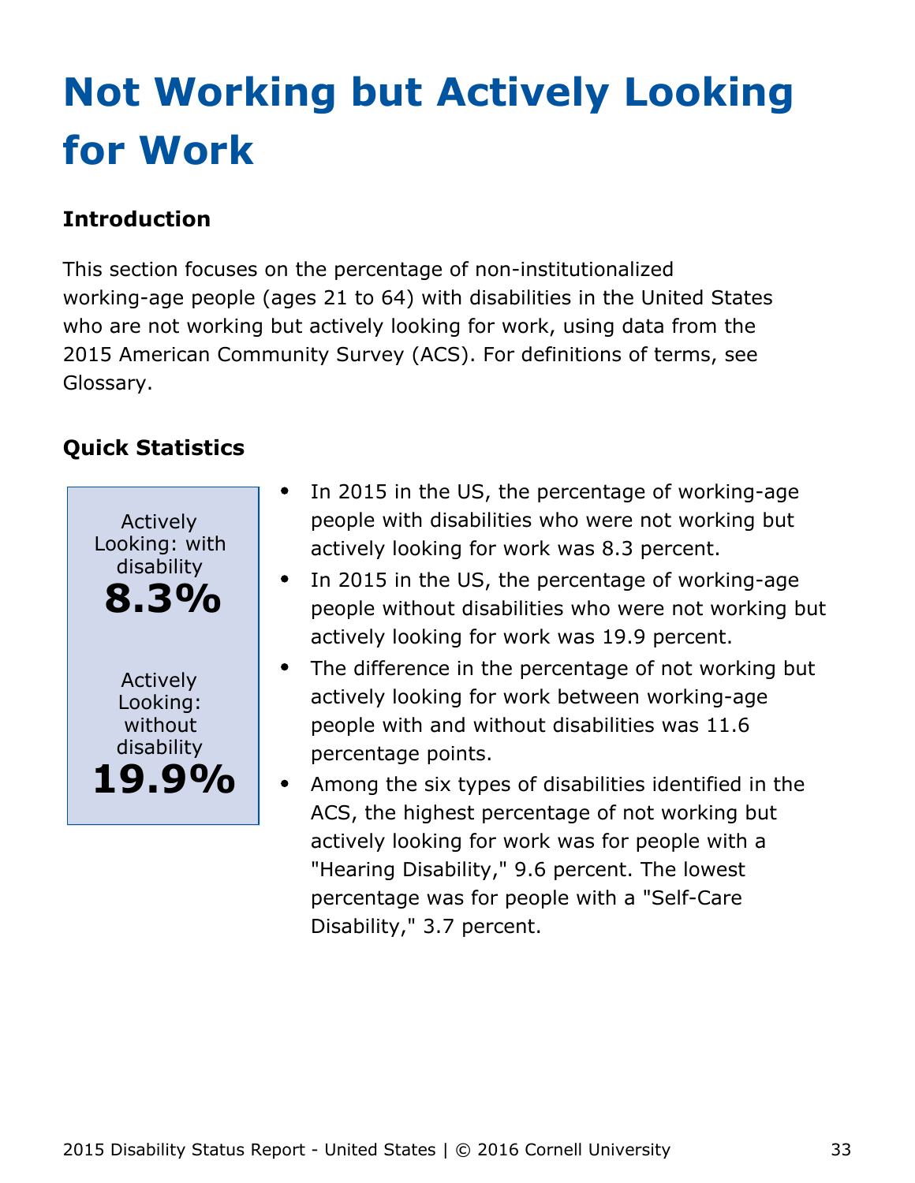# Not Working but Actively Looking for Work

## Introduction

This section focuses on the percentage of non-institutionalized working-age people (ages 21 to 64) with disabilities in the United States who are not working but actively looking for work, using data from the 2015 American Community Survey (ACS). For definitions of terms, see Glossary.

## Quick Statistics

Actively Looking: with disability
**8.3%**

Actively Looking: without disability
**19.9%**

- In 2015 in the US, the percentage of working-age people with disabilities who were not working but actively looking for work was 8.3 percent.
- In 2015 in the US, the percentage of working-age people without disabilities who were not working but actively looking for work was 19.9 percent.
- The difference in the percentage of not working but actively looking for work between working-age people with and without disabilities was 11.6 percentage points.
- Among the six types of disabilities identified in the ACS, the highest percentage of not working but actively looking for work was for people with a "Hearing Disability," 9.6 percent. The lowest percentage was for people with a "Self-Care Disability," 3.7 percent.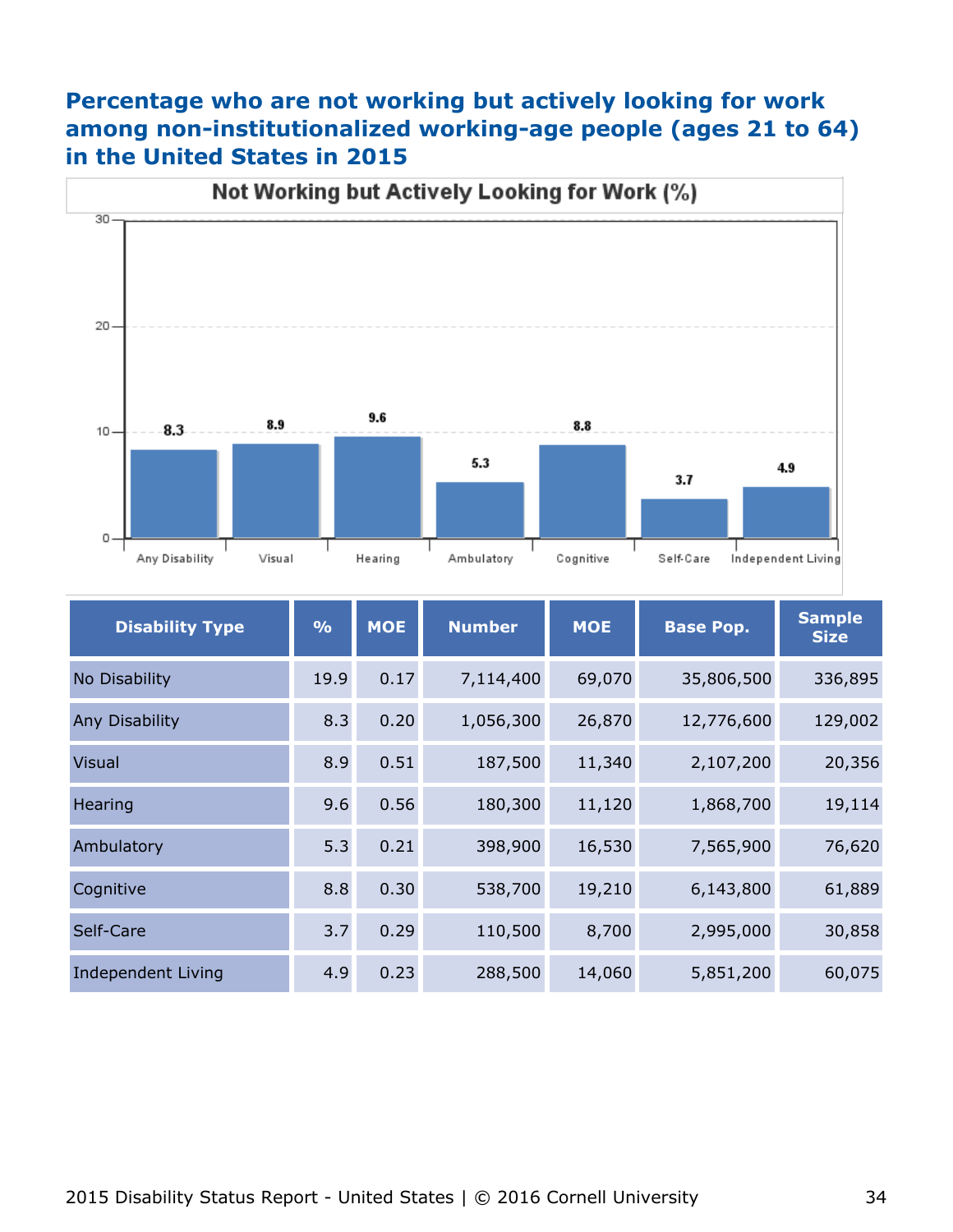# Percentage who are not working but actively looking for work among non-institutionalized working-age people (ages 21 to 64) in the United States in 2015

| Disability Type | % | MOE | Number | MOE | Base Pop. | Sample Size |
|---|---|---|---|---|---|---|
| No Disability | 19.9 | 0.17 | 7,114,400 | 69,070 | 35,806,500 | 336,895 |
| Any Disability | 8.3 | 0.20 | 1,056,300 | 26,870 | 12,776,600 | 129,002 |
| Visual | 8.9 | 0.51 | 187,500 | 11,340 | 2,107,200 | 20,356 |
| Hearing | 9.6 | 0.56 | 180,300 | 11,120 | 1,868,700 | 19,114 |
| Ambulatory | 5.3 | 0.21 | 398,900 | 16,530 | 7,565,900 | 76,620 |
| Cognitive | 8.8 | 0.30 | 538,700 | 19,210 | 6,143,800 | 61,889 |
| Self-Care | 3.7 | 0.29 | 110,500 | 8,700 | 2,995,000 | 30,858 |
| Independent Living | 4.9 | 0.23 | 288,500 | 14,060 | 5,851,200 | 60,075 |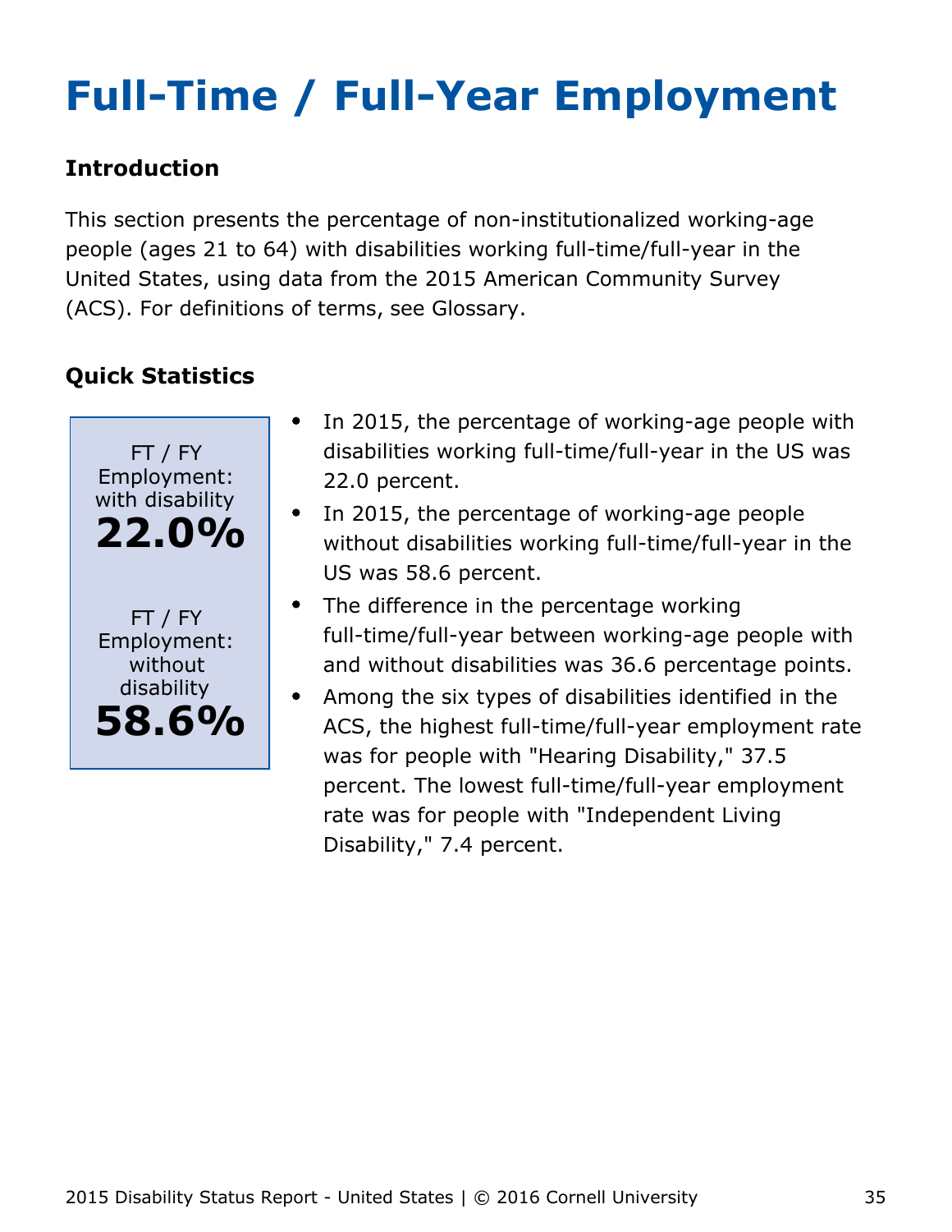# Full-Time / Full-Year Employment

### Introduction

This section presents the percentage of non-institutionalized working-age people (ages 21 to 64) with disabilities working full-time/full-year in the United States, using data from the 2015 American Community Survey (ACS). For definitions of terms, see Glossary.

### Quick Statistics

FT / FY Employment: with disability
**22.0%**

FT / FY Employment: without disability
**58.6%**

- In 2015, the percentage of working-age people with disabilities working full-time/full-year in the US was 22.0 percent.
- In 2015, the percentage of working-age people without disabilities working full-time/full-year in the US was 58.6 percent.
- The difference in the percentage working full-time/full-year between working-age people with and without disabilities was 36.6 percentage points.
- Among the six types of disabilities identified in the ACS, the highest full-time/full-year employment rate was for people with "Hearing Disability," 37.5 percent. The lowest full-time/full-year employment rate was for people with "Independent Living Disability," 7.4 percent.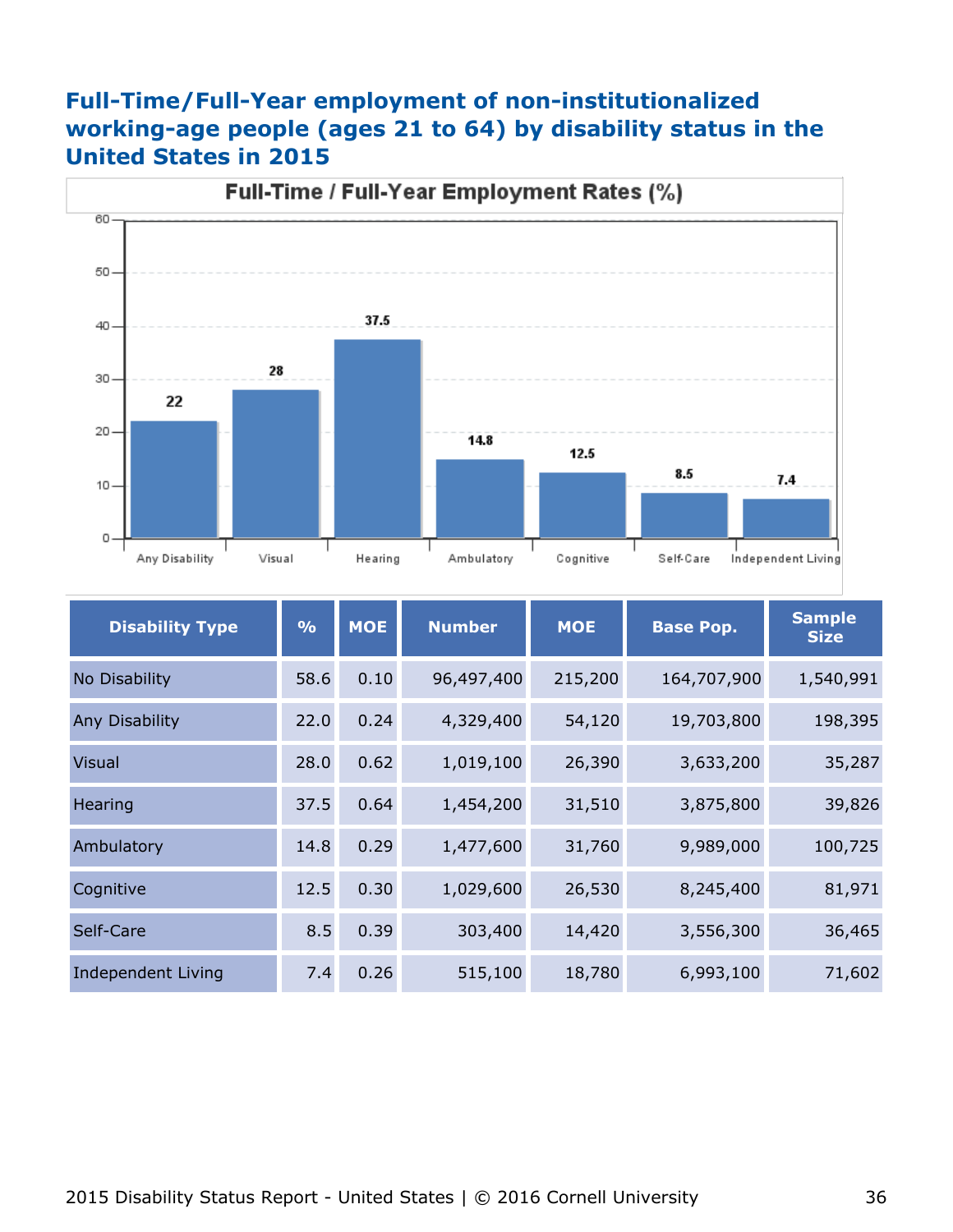# Full-Time/Full-Year employment of non-institutionalized working-age people (ages 21 to 64) by disability status in the United States in 2015

**Full-Time / Full-Year Employment Rates (%)**

| Disability Type | % | MOE | Number | MOE | Base Pop. | Sample Size |
|---|---|---|---|---|---|---|
| No Disability | 58.6 | 0.10 | 96,497,400 | 215,200 | 164,707,900 | 1,540,991 |
| Any Disability | 22.0 | 0.24 | 4,329,400 | 54,120 | 19,703,800 | 198,395 |
| Visual | 28.0 | 0.62 | 1,019,100 | 26,390 | 3,633,200 | 35,287 |
| Hearing | 37.5 | 0.64 | 1,454,200 | 31,510 | 3,875,800 | 39,826 |
| Ambulatory | 14.8 | 0.29 | 1,477,600 | 31,760 | 9,989,000 | 100,725 |
| Cognitive | 12.5 | 0.30 | 1,029,600 | 26,530 | 8,245,400 | 81,971 |
| Self-Care | 8.5 | 0.39 | 303,400 | 14,420 | 3,556,300 | 36,465 |
| Independent Living | 7.4 | 0.26 | 515,100 | 18,780 | 6,993,100 | 71,602 |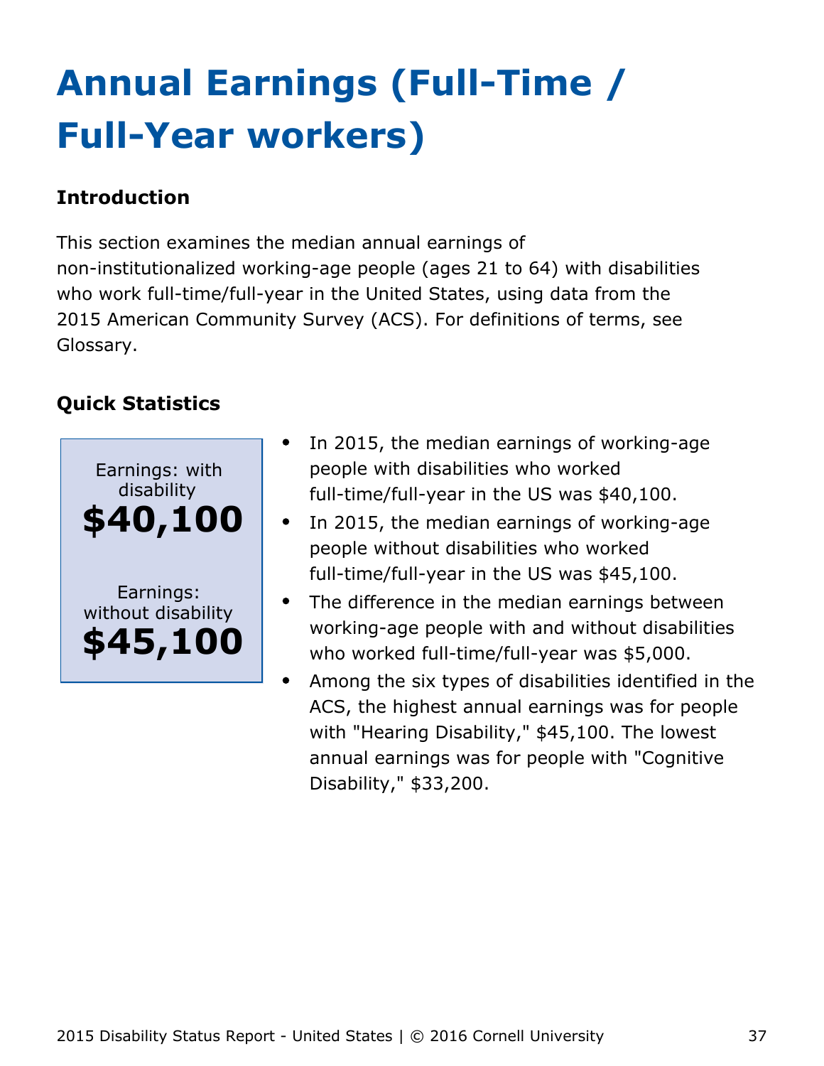# Annual Earnings (Full-Time / Full-Year workers)

### Introduction

This section examines the median annual earnings of non-institutionalized working-age people (ages 21 to 64) with disabilities who work full-time/full-year in the United States, using data from the 2015 American Community Survey (ACS). For definitions of terms, see Glossary.

### Quick Statistics

Earnings: with disability
**$40,100**

Earnings: without disability
**$45,100**

- In 2015, the median earnings of working-age people with disabilities who worked full-time/full-year in the US was $40,100.
- In 2015, the median earnings of working-age people without disabilities who worked full-time/full-year in the US was $45,100.
- The difference in the median earnings between working-age people with and without disabilities who worked full-time/full-year was $5,000.
- Among the six types of disabilities identified in the ACS, the highest annual earnings was for people with "Hearing Disability," $45,100. The lowest annual earnings was for people with "Cognitive Disability," $33,200.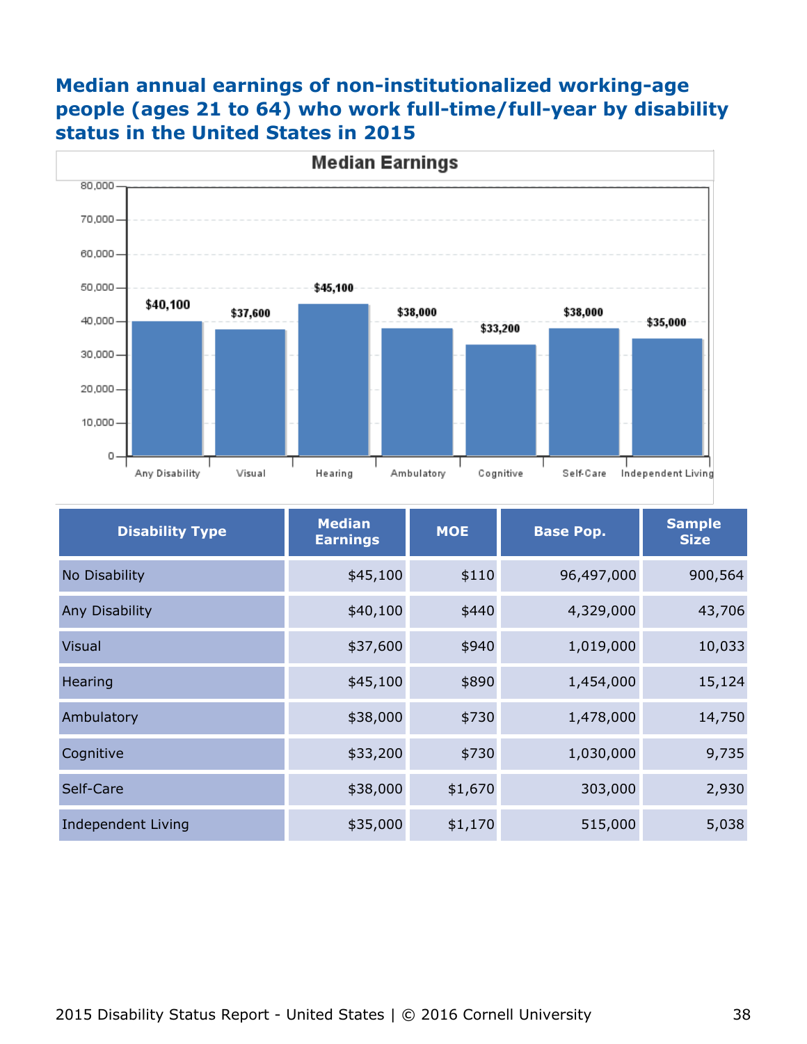# Median annual earnings of non-institutionalized working-age people (ages 21 to 64) who work full-time/full-year by disability status in the United States in 2015

| Disability Type | Median Earnings | MOE | Base Pop. | Sample Size |
|---|---|---|---|---|
| No Disability | $45,100 | $110 | 96,497,000 | 900,564 |
| Any Disability | $40,100 | $440 | 4,329,000 | 43,706 |
| Visual | $37,600 | $940 | 1,019,000 | 10,033 |
| Hearing | $45,100 | $890 | 1,454,000 | 15,124 |
| Ambulatory | $38,000 | $730 | 1,478,000 | 14,750 |
| Cognitive | $33,200 | $730 | 1,030,000 | 9,735 |
| Self-Care | $38,000 | $1,670 | 303,000 | 2,930 |
| Independent Living | $35,000 | $1,170 | 515,000 | 5,038 |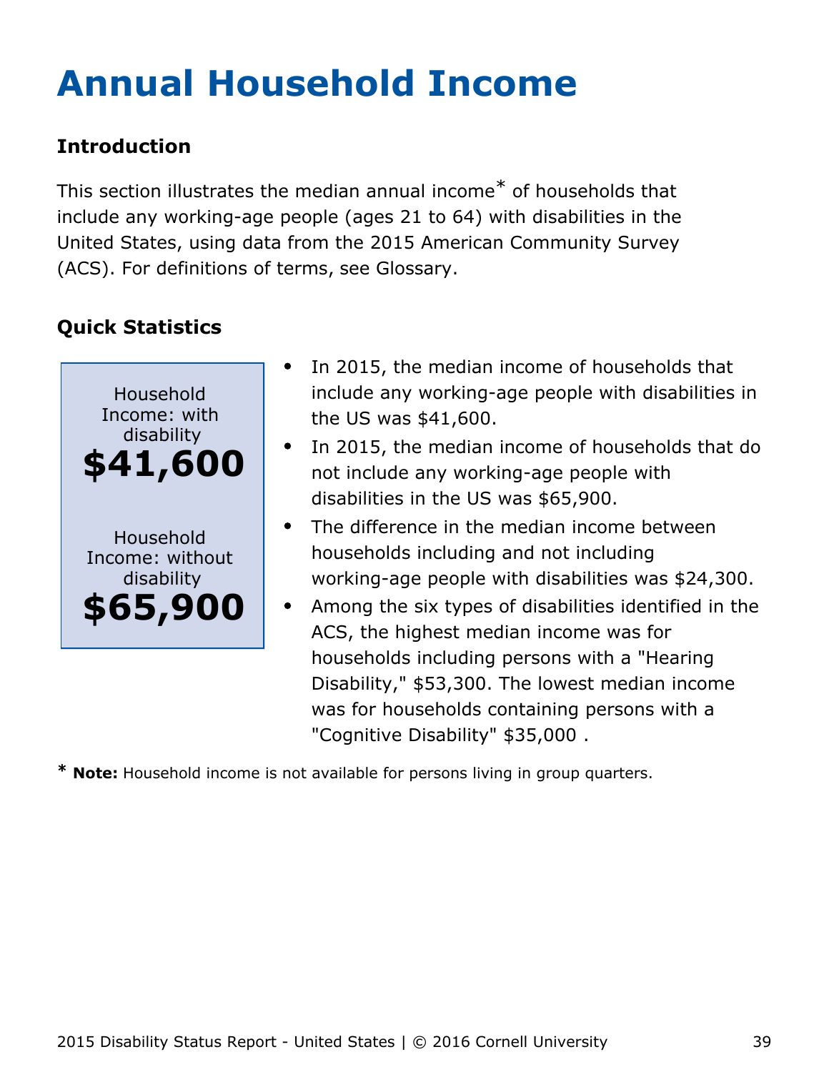# Annual Household Income

## Introduction

This section illustrates the median annual income* of households that include any working-age people (ages 21 to 64) with disabilities in the United States, using data from the 2015 American Community Survey (ACS). For definitions of terms, see Glossary.

## Quick Statistics

Household Income: with disability
**$41,600**

Household Income: without disability
**$65,900**

- In 2015, the median income of households that include any working-age people with disabilities in the US was $41,600.
- In 2015, the median income of households that do not include any working-age people with disabilities in the US was $65,900.
- The difference in the median income between households including and not including working-age people with disabilities was $24,300.
- Among the six types of disabilities identified in the ACS, the highest median income was for households including persons with a "Hearing Disability," $53,300. The lowest median income was for households containing persons with a "Cognitive Disability" $35,000 .

* **Note:** Household income is not available for persons living in group quarters.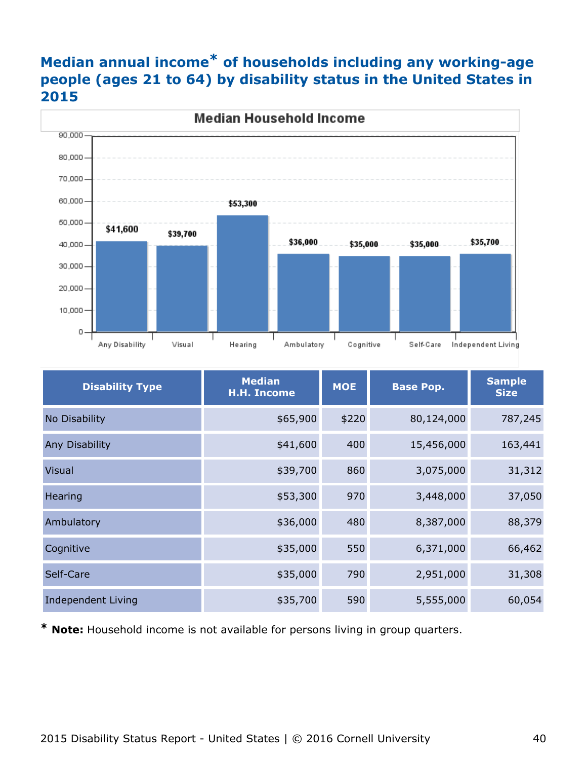## Median annual income* of households including any working-age people (ages 21 to 64) by disability status in the United States in 2015

| Disability Type | Median H.H. Income | MOE | Base Pop. | Sample Size |
|---|---|---|---|---|
| No Disability | $65,900 | $220 | 80,124,000 | 787,245 |
| Any Disability | $41,600 | 400 | 15,456,000 | 163,441 |
| Visual | $39,700 | 860 | 3,075,000 | 31,312 |
| Hearing | $53,300 | 970 | 3,448,000 | 37,050 |
| Ambulatory | $36,000 | 480 | 8,387,000 | 88,379 |
| Cognitive | $35,000 | 550 | 6,371,000 | 66,462 |
| Self-Care | $35,000 | 790 | 2,951,000 | 31,308 |
| Independent Living | $35,700 | 590 | 5,555,000 | 60,054 |

* **Note:** Household income is not available for persons living in group quarters.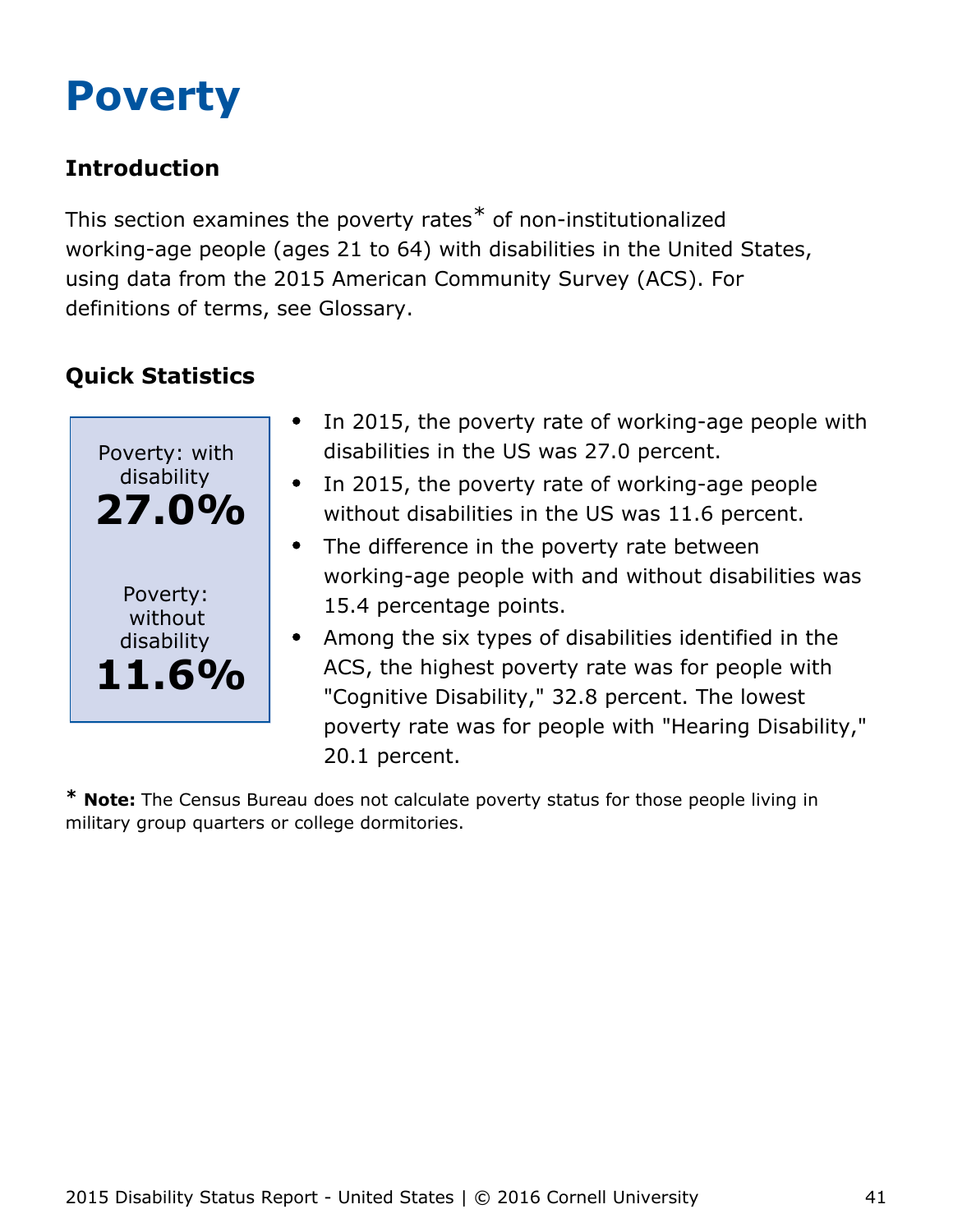# Poverty

### Introduction

This section examines the poverty rates* of non-institutionalized working-age people (ages 21 to 64) with disabilities in the United States, using data from the 2015 American Community Survey (ACS). For definitions of terms, see Glossary.

### Quick Statistics

Poverty: with disability
**27.0%**

Poverty: without disability
**11.6%**

- In 2015, the poverty rate of working-age people with disabilities in the US was 27.0 percent.
- In 2015, the poverty rate of working-age people without disabilities in the US was 11.6 percent.
- The difference in the poverty rate between working-age people with and without disabilities was 15.4 percentage points.
- Among the six types of disabilities identified in the ACS, the highest poverty rate was for people with "Cognitive Disability," 32.8 percent. The lowest poverty rate was for people with "Hearing Disability," 20.1 percent.

* **Note:** The Census Bureau does not calculate poverty status for those people living in military group quarters or college dormitories.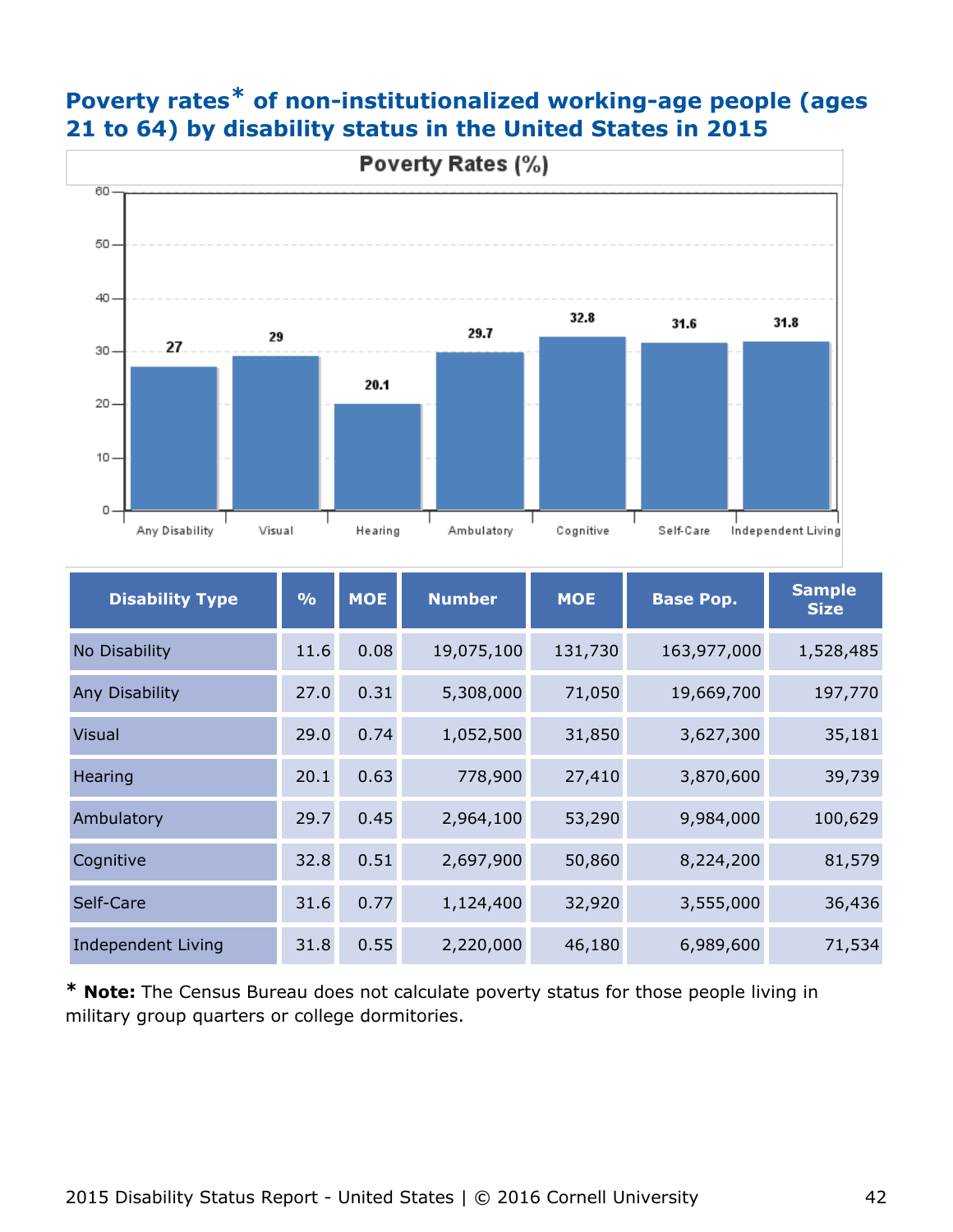## Poverty rates* of non-institutionalized working-age people (ages 21 to 64) by disability status in the United States in 2015

| Disability Type | % | MOE | Number | MOE | Base Pop. | Sample Size |
|---|---|---|---|---|---|---|
| No Disability | 11.6 | 0.08 | 19,075,100 | 131,730 | 163,977,000 | 1,528,485 |
| Any Disability | 27.0 | 0.31 | 5,308,000 | 71,050 | 19,669,700 | 197,770 |
| Visual | 29.0 | 0.74 | 1,052,500 | 31,850 | 3,627,300 | 35,181 |
| Hearing | 20.1 | 0.63 | 778,900 | 27,410 | 3,870,600 | 39,739 |
| Ambulatory | 29.7 | 0.45 | 2,964,100 | 53,290 | 9,984,000 | 100,629 |
| Cognitive | 32.8 | 0.51 | 2,697,900 | 50,860 | 8,224,200 | 81,579 |
| Self-Care | 31.6 | 0.77 | 1,124,400 | 32,920 | 3,555,000 | 36,436 |
| Independent Living | 31.8 | 0.55 | 2,220,000 | 46,180 | 6,989,600 | 71,534 |

\* **Note:** The Census Bureau does not calculate poverty status for those people living in military group quarters or college dormitories.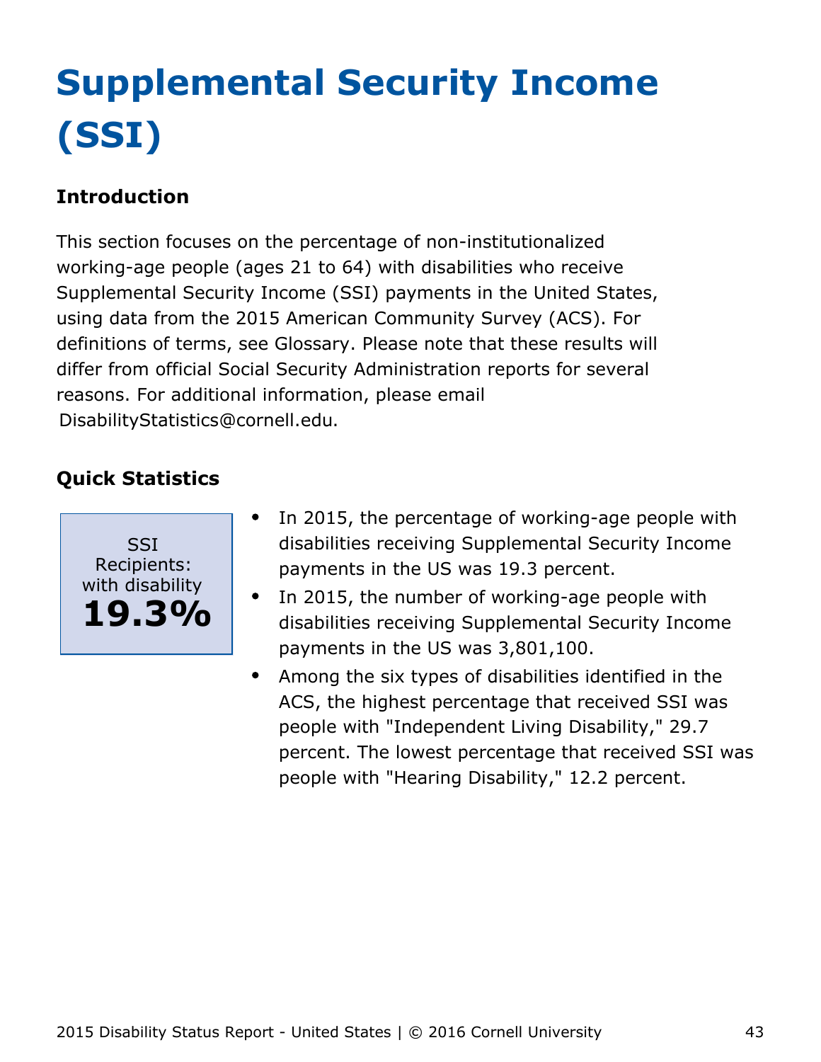# Supplemental Security Income (SSI)

## Introduction

This section focuses on the percentage of non-institutionalized working-age people (ages 21 to 64) with disabilities who receive Supplemental Security Income (SSI) payments in the United States, using data from the 2015 American Community Survey (ACS). For definitions of terms, see Glossary. Please note that these results will differ from official Social Security Administration reports for several reasons. For additional information, please email DisabilityStatistics@cornell.edu.

## Quick Statistics

SSI Recipients: with disability
**19.3%**

- In 2015, the percentage of working-age people with disabilities receiving Supplemental Security Income payments in the US was 19.3 percent.
- In 2015, the number of working-age people with disabilities receiving Supplemental Security Income payments in the US was 3,801,100.
- Among the six types of disabilities identified in the ACS, the highest percentage that received SSI was people with "Independent Living Disability," 29.7 percent. The lowest percentage that received SSI was people with "Hearing Disability," 12.2 percent.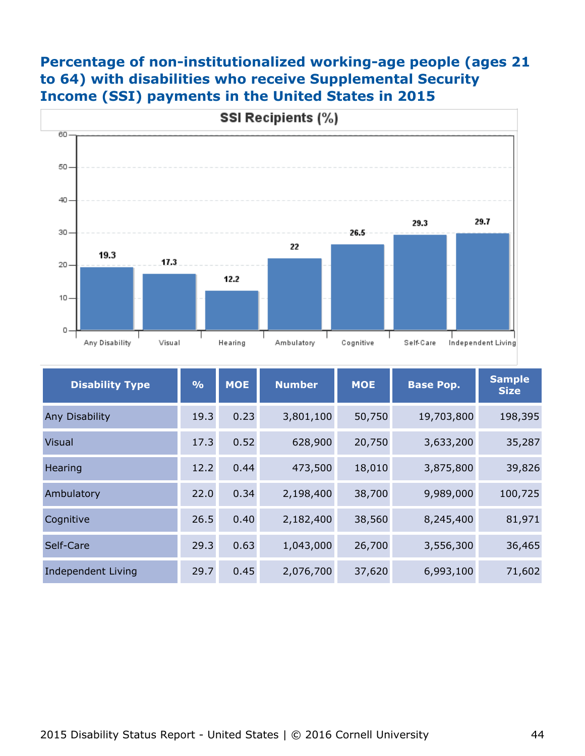## Percentage of non-institutionalized working-age people (ages 21 to 64) with disabilities who receive Supplemental Security Income (SSI) payments in the United States in 2015

| Disability Type | % | MOE | Number | MOE | Base Pop. | Sample Size |
|---|---|---|---|---|---|---|
| Any Disability | 19.3 | 0.23 | 3,801,100 | 50,750 | 19,703,800 | 198,395 |
| Visual | 17.3 | 0.52 | 628,900 | 20,750 | 3,633,200 | 35,287 |
| Hearing | 12.2 | 0.44 | 473,500 | 18,010 | 3,875,800 | 39,826 |
| Ambulatory | 22.0 | 0.34 | 2,198,400 | 38,700 | 9,989,000 | 100,725 |
| Cognitive | 26.5 | 0.40 | 2,182,400 | 38,560 | 8,245,400 | 81,971 |
| Self-Care | 29.3 | 0.63 | 1,043,000 | 26,700 | 3,556,300 | 36,465 |
| Independent Living | 29.7 | 0.45 | 2,076,700 | 37,620 | 6,993,100 | 71,602 |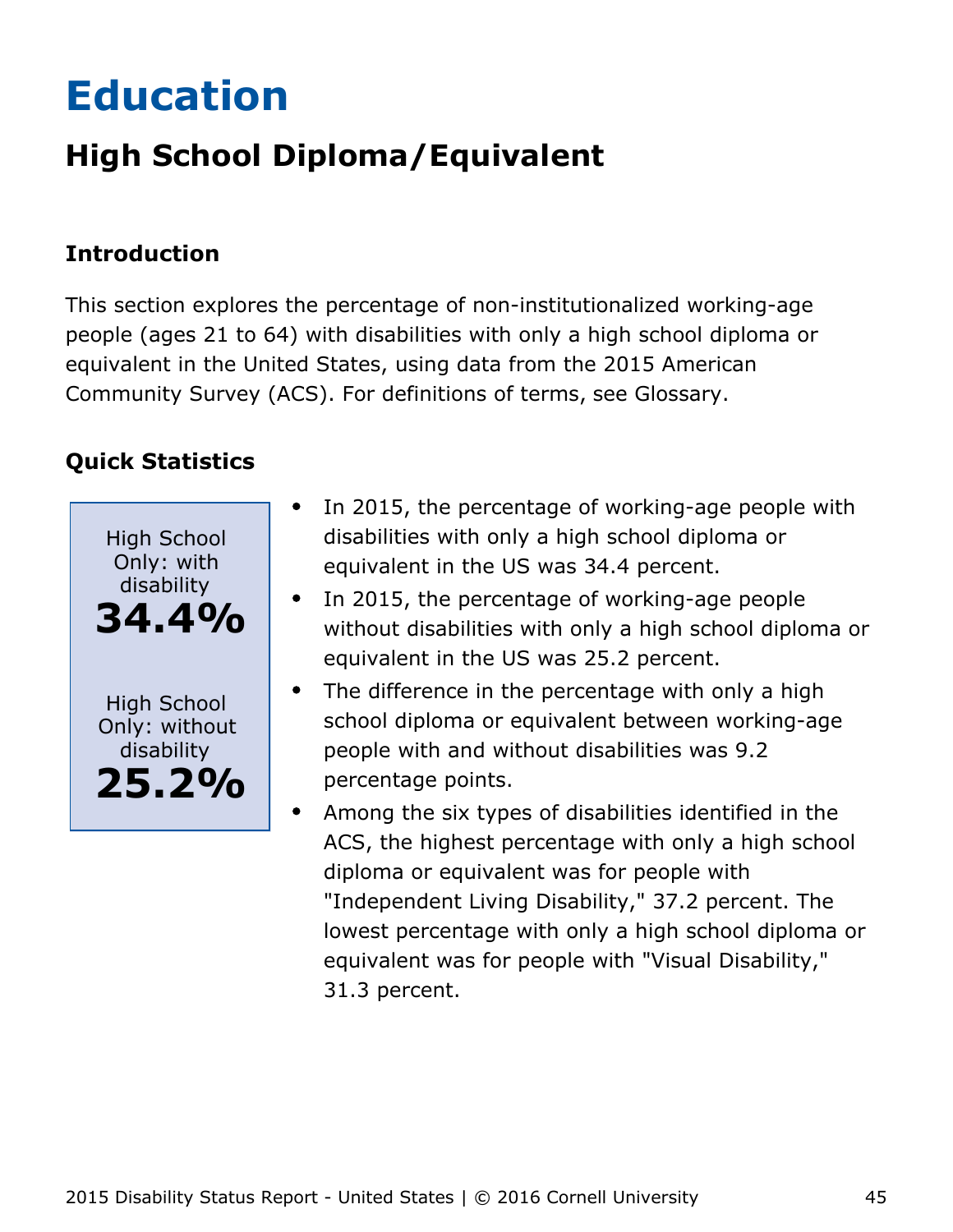# Education

## High School Diploma/Equivalent

### Introduction

This section explores the percentage of non-institutionalized working-age people (ages 21 to 64) with disabilities with only a high school diploma or equivalent in the United States, using data from the 2015 American Community Survey (ACS). For definitions of terms, see Glossary.

### Quick Statistics

High School Only: with disability
**34.4%**

High School Only: without disability
**25.2%**

- In 2015, the percentage of working-age people with disabilities with only a high school diploma or equivalent in the US was 34.4 percent.
- In 2015, the percentage of working-age people without disabilities with only a high school diploma or equivalent in the US was 25.2 percent.
- The difference in the percentage with only a high school diploma or equivalent between working-age people with and without disabilities was 9.2 percentage points.
- Among the six types of disabilities identified in the ACS, the highest percentage with only a high school diploma or equivalent was for people with "Independent Living Disability," 37.2 percent. The lowest percentage with only a high school diploma or equivalent was for people with "Visual Disability," 31.3 percent.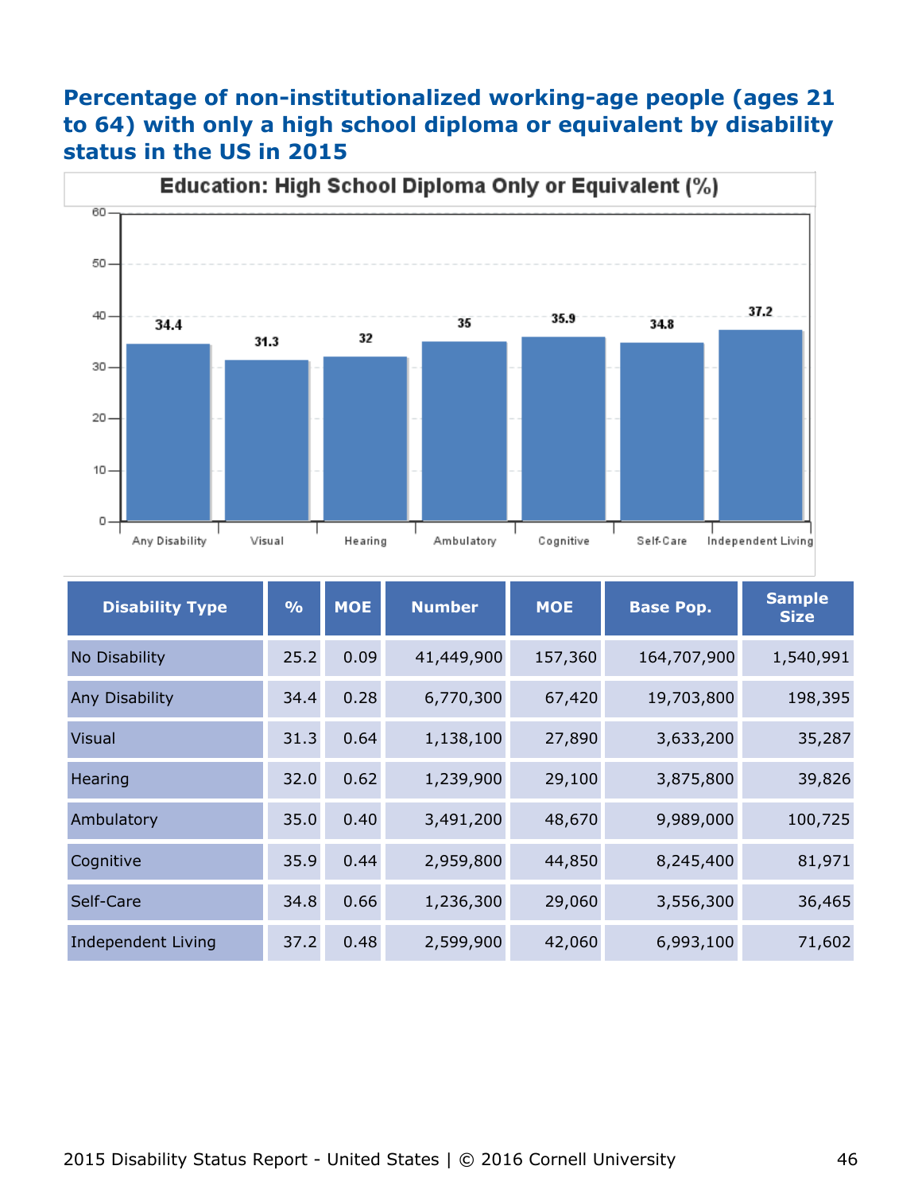# Percentage of non-institutionalized working-age people (ages 21 to 64) with only a high school diploma or equivalent by disability status in the US in 2015

**Education: High School Diploma Only or Equivalent (%)**

| Disability Type | % | MOE | Number | MOE | Base Pop. | Sample Size |
|---|---|---|---|---|---|---|
| No Disability | 25.2 | 0.09 | 41,449,900 | 157,360 | 164,707,900 | 1,540,991 |
| Any Disability | 34.4 | 0.28 | 6,770,300 | 67,420 | 19,703,800 | 198,395 |
| Visual | 31.3 | 0.64 | 1,138,100 | 27,890 | 3,633,200 | 35,287 |
| Hearing | 32.0 | 0.62 | 1,239,900 | 29,100 | 3,875,800 | 39,826 |
| Ambulatory | 35.0 | 0.40 | 3,491,200 | 48,670 | 9,989,000 | 100,725 |
| Cognitive | 35.9 | 0.44 | 2,959,800 | 44,850 | 8,245,400 | 81,971 |
| Self-Care | 34.8 | 0.66 | 1,236,300 | 29,060 | 3,556,300 | 36,465 |
| Independent Living | 37.2 | 0.48 | 2,599,900 | 42,060 | 6,993,100 | 71,602 |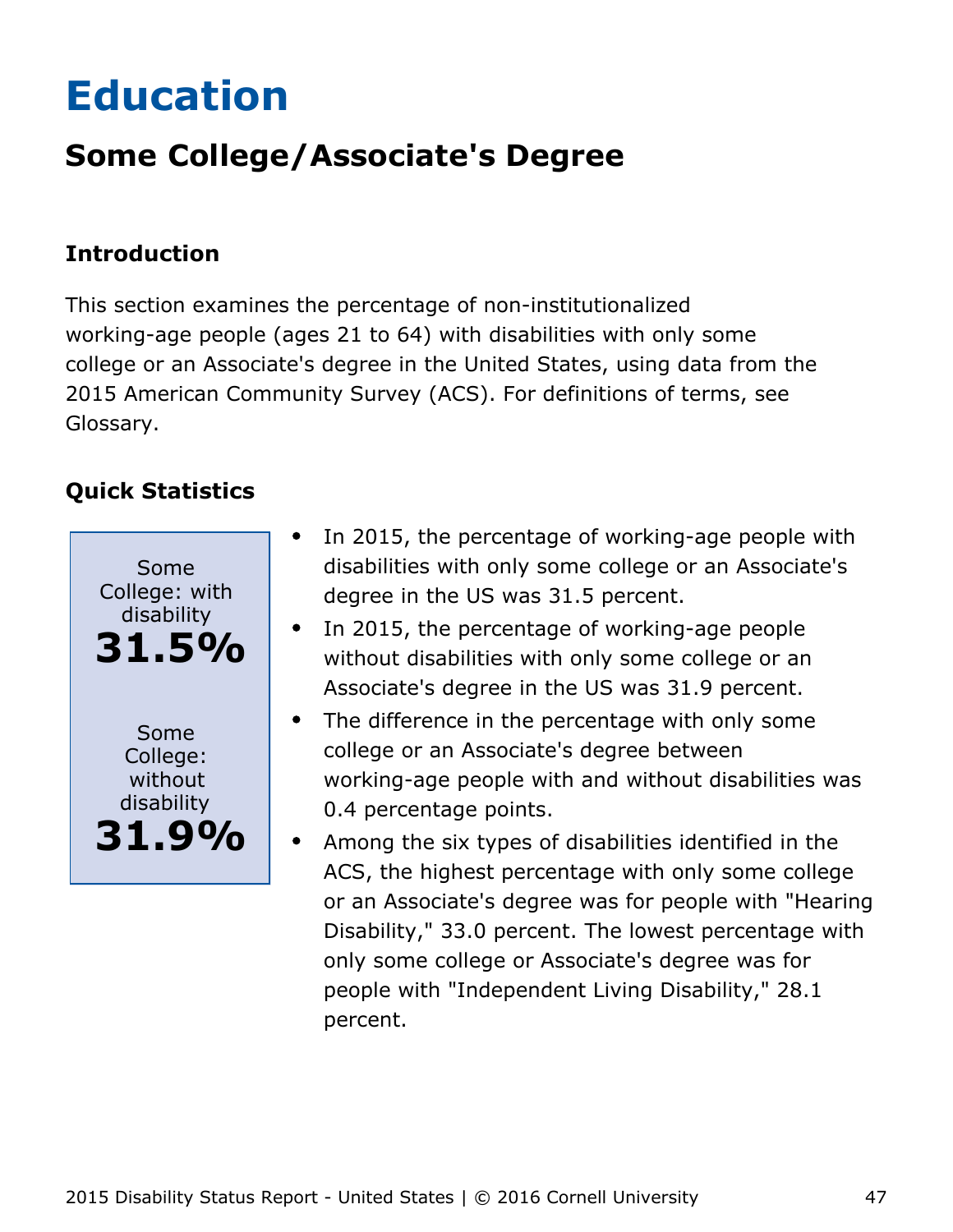# Education

## Some College/Associate's Degree

### Introduction

This section examines the percentage of non-institutionalized working-age people (ages 21 to 64) with disabilities with only some college or an Associate's degree in the United States, using data from the 2015 American Community Survey (ACS). For definitions of terms, see Glossary.

### Quick Statistics

Some College: with disability
**31.5%**

Some College: without disability
**31.9%**

- In 2015, the percentage of working-age people with disabilities with only some college or an Associate's degree in the US was 31.5 percent.
- In 2015, the percentage of working-age people without disabilities with only some college or an Associate's degree in the US was 31.9 percent.
- The difference in the percentage with only some college or an Associate's degree between working-age people with and without disabilities was 0.4 percentage points.
- Among the six types of disabilities identified in the ACS, the highest percentage with only some college or an Associate's degree was for people with "Hearing Disability," 33.0 percent. The lowest percentage with only some college or Associate's degree was for people with "Independent Living Disability," 28.1 percent.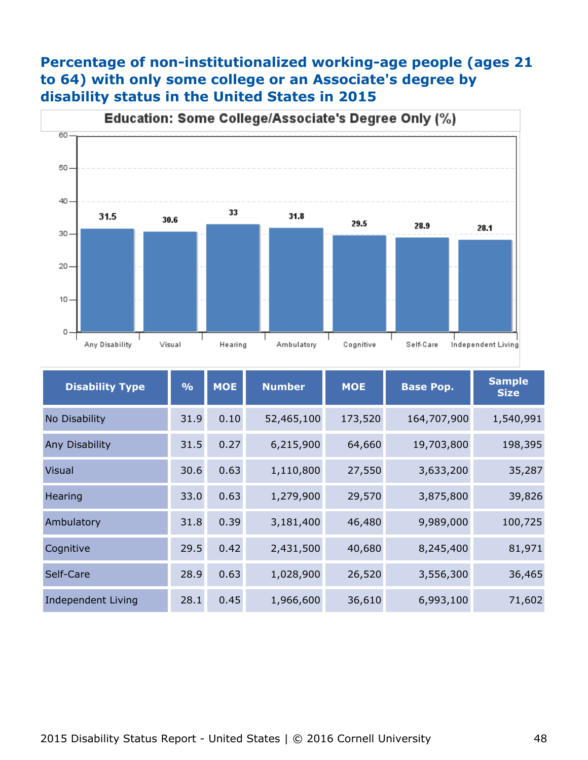## Percentage of non-institutionalized working-age people (ages 21 to 64) with only some college or an Associate's degree by disability status in the United States in 2015

| Disability Type | % | MOE | Number | MOE | Base Pop. | Sample Size |
|---|---|---|---|---|---|---|
| No Disability | 31.9 | 0.10 | 52,465,100 | 173,520 | 164,707,900 | 1,540,991 |
| Any Disability | 31.5 | 0.27 | 6,215,900 | 64,660 | 19,703,800 | 198,395 |
| Visual | 30.6 | 0.63 | 1,110,800 | 27,550 | 3,633,200 | 35,287 |
| Hearing | 33.0 | 0.63 | 1,279,900 | 29,570 | 3,875,800 | 39,826 |
| Ambulatory | 31.8 | 0.39 | 3,181,400 | 46,480 | 9,989,000 | 100,725 |
| Cognitive | 29.5 | 0.42 | 2,431,500 | 40,680 | 8,245,400 | 81,971 |
| Self-Care | 28.9 | 0.63 | 1,028,900 | 26,520 | 3,556,300 | 36,465 |
| Independent Living | 28.1 | 0.45 | 1,966,600 | 36,610 | 6,993,100 | 71,602 |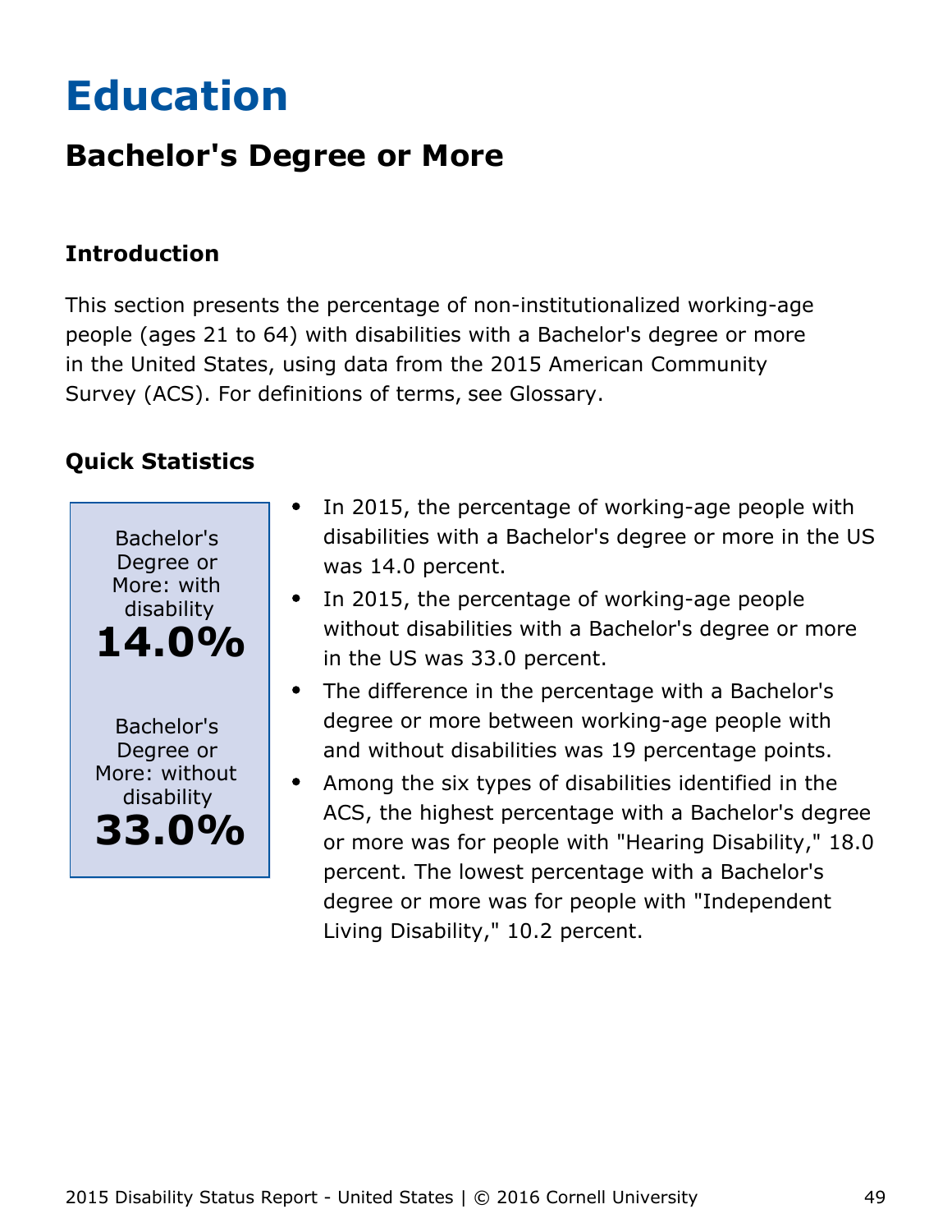# Education

## Bachelor's Degree or More

### Introduction

This section presents the percentage of non-institutionalized working-age people (ages 21 to 64) with disabilities with a Bachelor's degree or more in the United States, using data from the 2015 American Community Survey (ACS). For definitions of terms, see Glossary.

### Quick Statistics

Bachelor's Degree or More: with disability
**14.0%**

Bachelor's Degree or More: without disability
**33.0%**

- In 2015, the percentage of working-age people with disabilities with a Bachelor's degree or more in the US was 14.0 percent.
- In 2015, the percentage of working-age people without disabilities with a Bachelor's degree or more in the US was 33.0 percent.
- The difference in the percentage with a Bachelor's degree or more between working-age people with and without disabilities was 19 percentage points.
- Among the six types of disabilities identified in the ACS, the highest percentage with a Bachelor's degree or more was for people with "Hearing Disability," 18.0 percent. The lowest percentage with a Bachelor's degree or more was for people with "Independent Living Disability," 10.2 percent.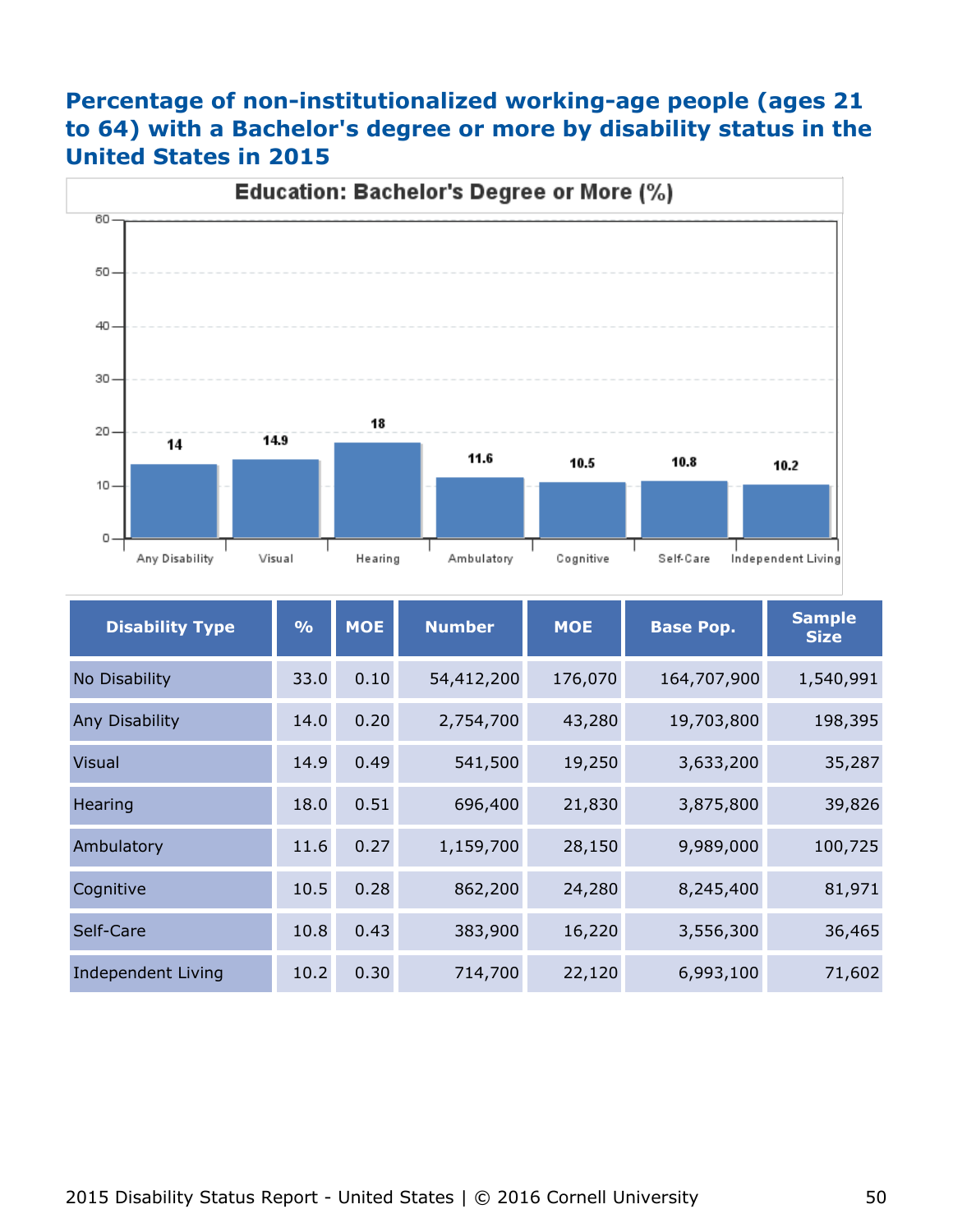## Percentage of non-institutionalized working-age people (ages 21 to 64) with a Bachelor's degree or more by disability status in the United States in 2015

**Education: Bachelor's Degree or More (%)**

| Any Disability | Visual | Hearing | Ambulatory | Cognitive | Self-Care | Independent Living |
|---|---|---|---|---|---|---|
| 14 | 14.9 | 18 | 11.6 | 10.5 | 10.8 | 10.2 |

| Disability Type | % | MOE | Number | MOE | Base Pop. | Sample Size |
|---|---|---|---|---|---|---|
| No Disability | 33.0 | 0.10 | 54,412,200 | 176,070 | 164,707,900 | 1,540,991 |
| Any Disability | 14.0 | 0.20 | 2,754,700 | 43,280 | 19,703,800 | 198,395 |
| Visual | 14.9 | 0.49 | 541,500 | 19,250 | 3,633,200 | 35,287 |
| Hearing | 18.0 | 0.51 | 696,400 | 21,830 | 3,875,800 | 39,826 |
| Ambulatory | 11.6 | 0.27 | 1,159,700 | 28,150 | 9,989,000 | 100,725 |
| Cognitive | 10.5 | 0.28 | 862,200 | 24,280 | 8,245,400 | 81,971 |
| Self-Care | 10.8 | 0.43 | 383,900 | 16,220 | 3,556,300 | 36,465 |
| Independent Living | 10.2 | 0.30 | 714,700 | 22,120 | 6,993,100 | 71,602 |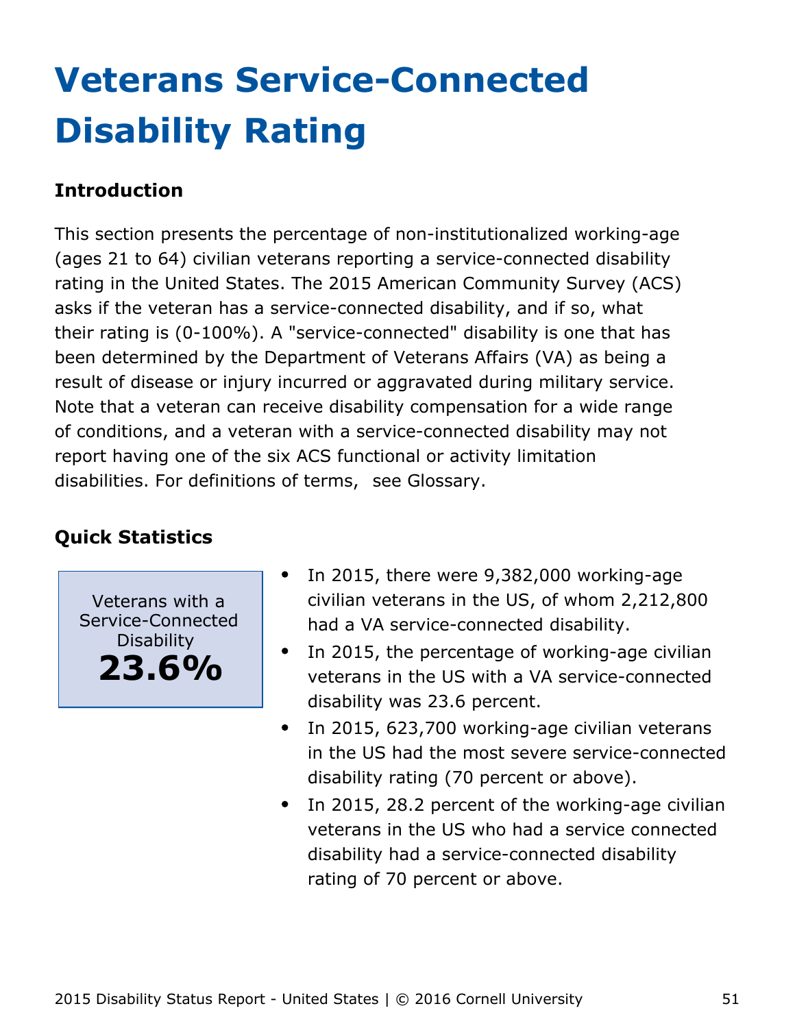# Veterans Service-Connected Disability Rating

### Introduction

This section presents the percentage of non-institutionalized working-age (ages 21 to 64) civilian veterans reporting a service-connected disability rating in the United States. The 2015 American Community Survey (ACS) asks if the veteran has a service-connected disability, and if so, what their rating is (0-100%). A "service-connected" disability is one that has been determined by the Department of Veterans Affairs (VA) as being a result of disease or injury incurred or aggravated during military service. Note that a veteran can receive disability compensation for a wide range of conditions, and a veteran with a service-connected disability may not report having one of the six ACS functional or activity limitation disabilities. For definitions of terms, see Glossary.

### Quick Statistics

Veterans with a Service-Connected Disability
**23.6%**

- In 2015, there were 9,382,000 working-age civilian veterans in the US, of whom 2,212,800 had a VA service-connected disability.
- In 2015, the percentage of working-age civilian veterans in the US with a VA service-connected disability was 23.6 percent.
- In 2015, 623,700 working-age civilian veterans in the US had the most severe service-connected disability rating (70 percent or above).
- In 2015, 28.2 percent of the working-age civilian veterans in the US who had a service connected disability had a service-connected disability rating of 70 percent or above.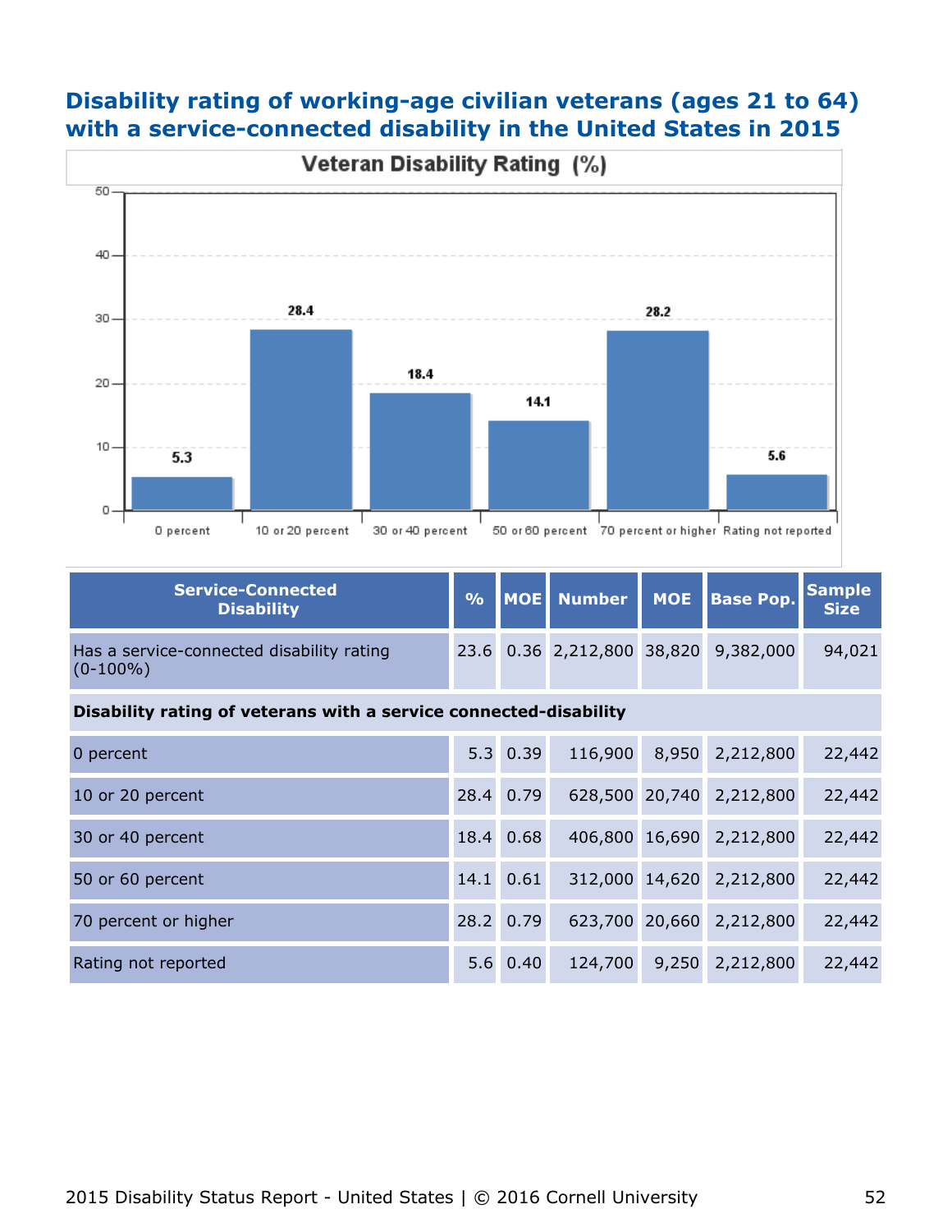## Disability rating of working-age civilian veterans (ages 21 to 64) with a service-connected disability in the United States in 2015

**Veteran Disability Rating (%)**

| Category | % |
|---|---|
| 0 percent | 5.3 |
| 10 or 20 percent | 28.4 |
| 30 or 40 percent | 18.4 |
| 50 or 60 percent | 14.1 |
| 70 percent or higher | 28.2 |
| Rating not reported | 5.6 |

| Service-Connected Disability | % | MOE | Number | MOE | Base Pop. | Sample Size |
|---|---|---|---|---|---|---|
| Has a service-connected disability rating (0-100%) | 23.6 | 0.36 | 2,212,800 | 38,820 | 9,382,000 | 94,021 |
| **Disability rating of veterans with a service connected-disability** | | | | | | |
| 0 percent | 5.3 | 0.39 | 116,900 | 8,950 | 2,212,800 | 22,442 |
| 10 or 20 percent | 28.4 | 0.79 | 628,500 | 20,740 | 2,212,800 | 22,442 |
| 30 or 40 percent | 18.4 | 0.68 | 406,800 | 16,690 | 2,212,800 | 22,442 |
| 50 or 60 percent | 14.1 | 0.61 | 312,000 | 14,620 | 2,212,800 | 22,442 |
| 70 percent or higher | 28.2 | 0.79 | 623,700 | 20,660 | 2,212,800 | 22,442 |
| Rating not reported | 5.6 | 0.40 | 124,700 | 9,250 | 2,212,800 | 22,442 |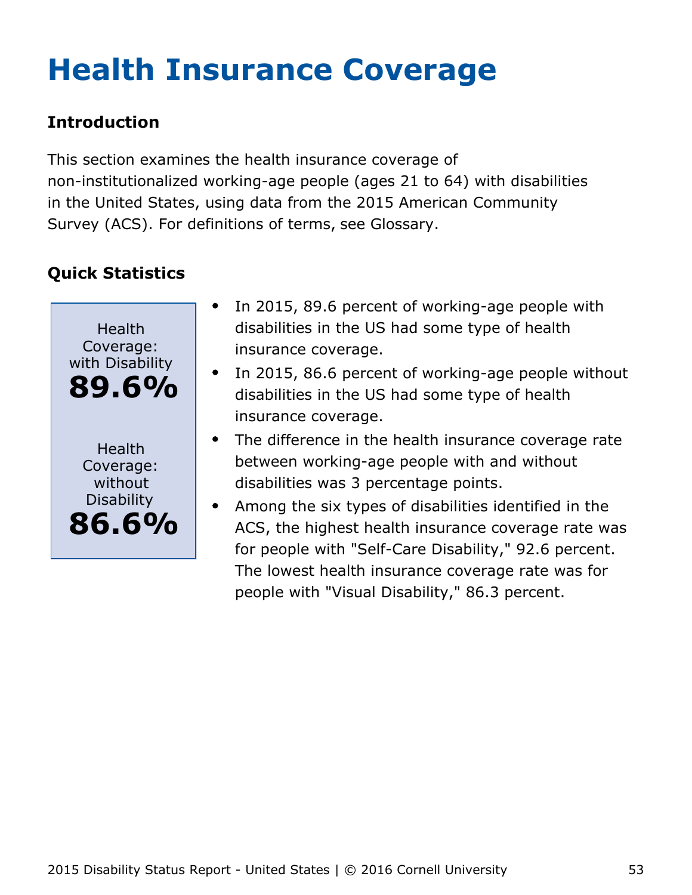# Health Insurance Coverage

### Introduction

This section examines the health insurance coverage of non-institutionalized working-age people (ages 21 to 64) with disabilities in the United States, using data from the 2015 American Community Survey (ACS). For definitions of terms, see Glossary.

### Quick Statistics

Health Coverage: with Disability
**89.6%**

Health Coverage: without Disability
**86.6%**

- In 2015, 89.6 percent of working-age people with disabilities in the US had some type of health insurance coverage.
- In 2015, 86.6 percent of working-age people without disabilities in the US had some type of health insurance coverage.
- The difference in the health insurance coverage rate between working-age people with and without disabilities was 3 percentage points.
- Among the six types of disabilities identified in the ACS, the highest health insurance coverage rate was for people with "Self-Care Disability," 92.6 percent. The lowest health insurance coverage rate was for people with "Visual Disability," 86.3 percent.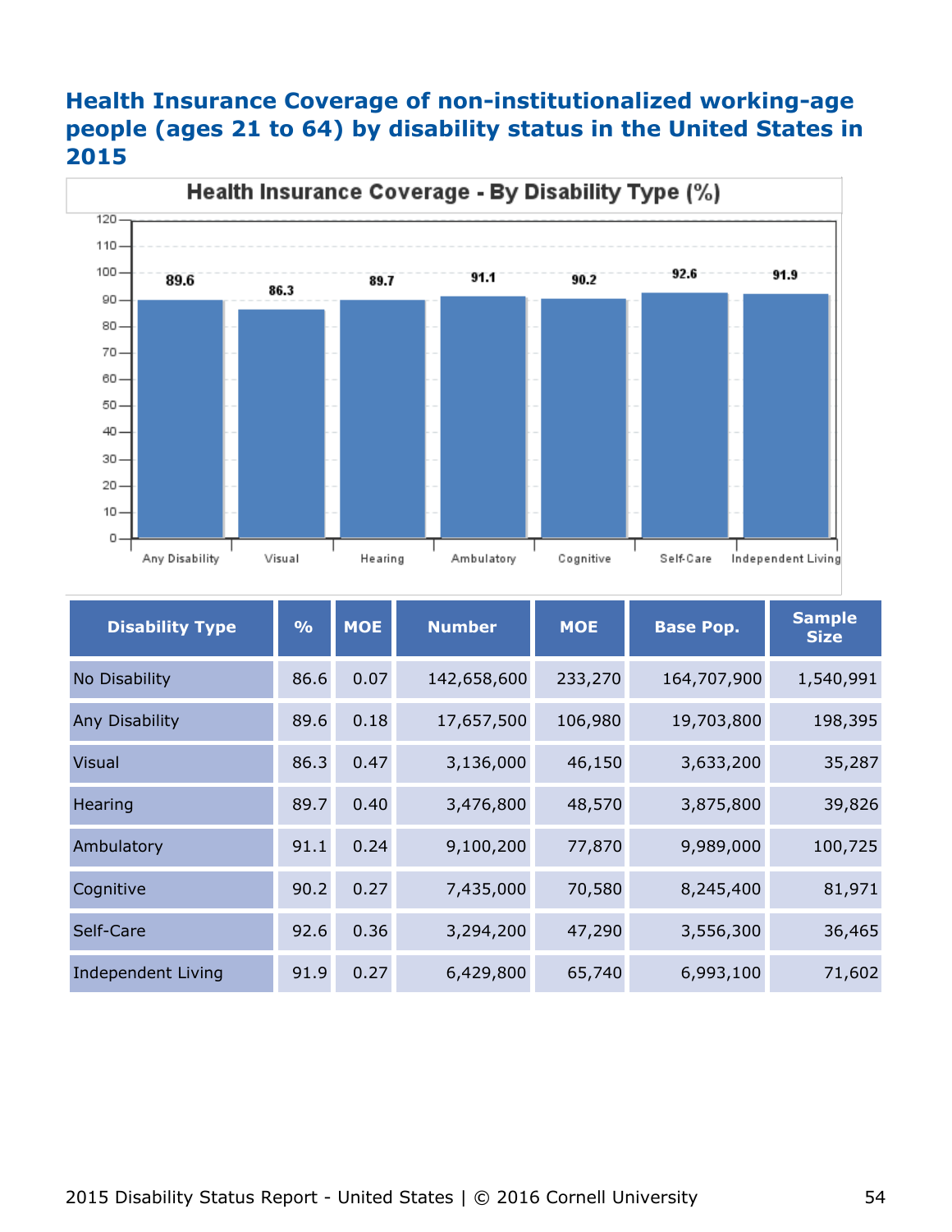## Health Insurance Coverage of non-institutionalized working-age people (ages 21 to 64) by disability status in the United States in 2015

| Disability Type | % | MOE | Number | MOE | Base Pop. | Sample Size |
|---|---|---|---|---|---|---|
| No Disability | 86.6 | 0.07 | 142,658,600 | 233,270 | 164,707,900 | 1,540,991 |
| Any Disability | 89.6 | 0.18 | 17,657,500 | 106,980 | 19,703,800 | 198,395 |
| Visual | 86.3 | 0.47 | 3,136,000 | 46,150 | 3,633,200 | 35,287 |
| Hearing | 89.7 | 0.40 | 3,476,800 | 48,570 | 3,875,800 | 39,826 |
| Ambulatory | 91.1 | 0.24 | 9,100,200 | 77,870 | 9,989,000 | 100,725 |
| Cognitive | 90.2 | 0.27 | 7,435,000 | 70,580 | 8,245,400 | 81,971 |
| Self-Care | 92.6 | 0.36 | 3,294,200 | 47,290 | 3,556,300 | 36,465 |
| Independent Living | 91.9 | 0.27 | 6,429,800 | 65,740 | 6,993,100 | 71,602 |

2015 Disability Status Report - United States | © 2016 Cornell University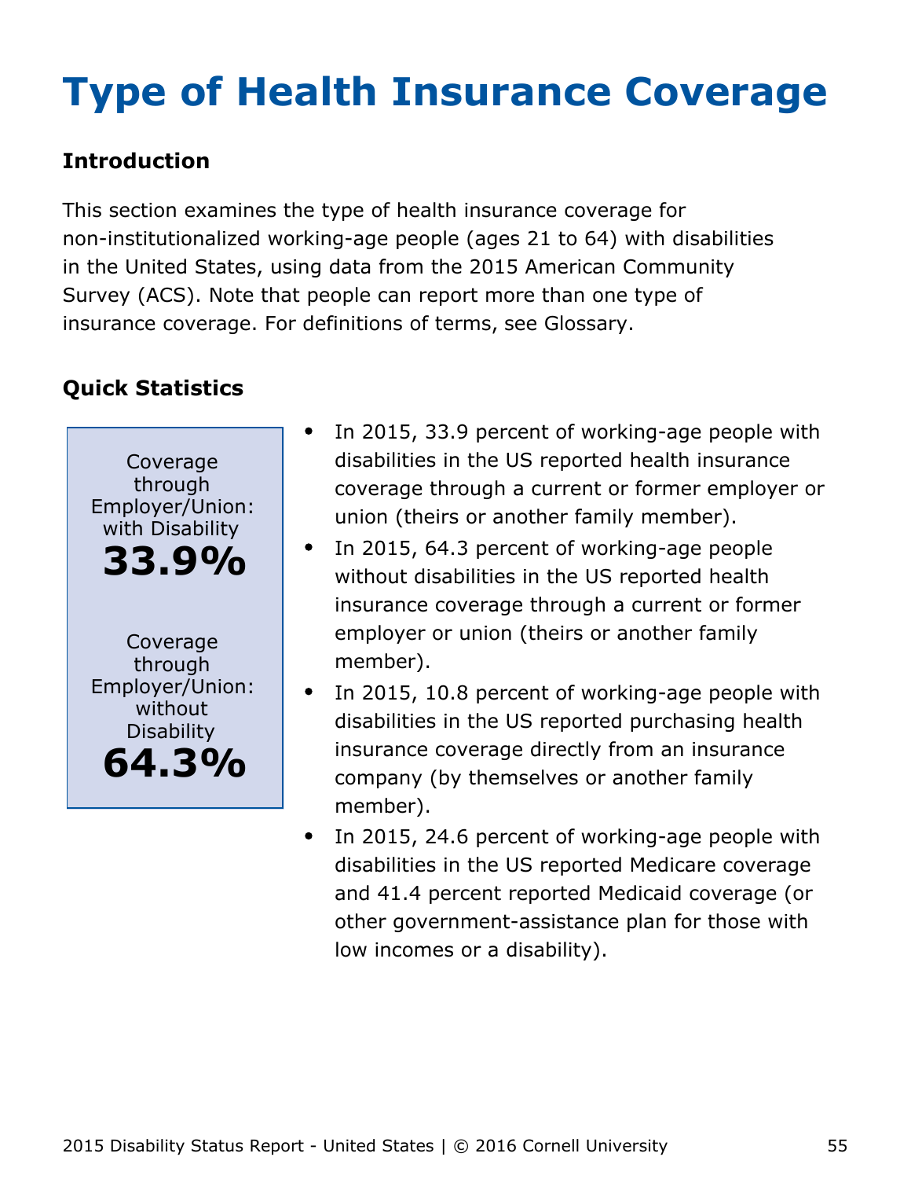# Type of Health Insurance Coverage

## Introduction

This section examines the type of health insurance coverage for non-institutionalized working-age people (ages 21 to 64) with disabilities in the United States, using data from the 2015 American Community Survey (ACS). Note that people can report more than one type of insurance coverage. For definitions of terms, see Glossary.

## Quick Statistics

Coverage through Employer/Union: with Disability
**33.9%**

Coverage through Employer/Union: without Disability
**64.3%**

- In 2015, 33.9 percent of working-age people with disabilities in the US reported health insurance coverage through a current or former employer or union (theirs or another family member).
- In 2015, 64.3 percent of working-age people without disabilities in the US reported health insurance coverage through a current or former employer or union (theirs or another family member).
- In 2015, 10.8 percent of working-age people with disabilities in the US reported purchasing health insurance coverage directly from an insurance company (by themselves or another family member).
- In 2015, 24.6 percent of working-age people with disabilities in the US reported Medicare coverage and 41.4 percent reported Medicaid coverage (or other government-assistance plan for those with low incomes or a disability).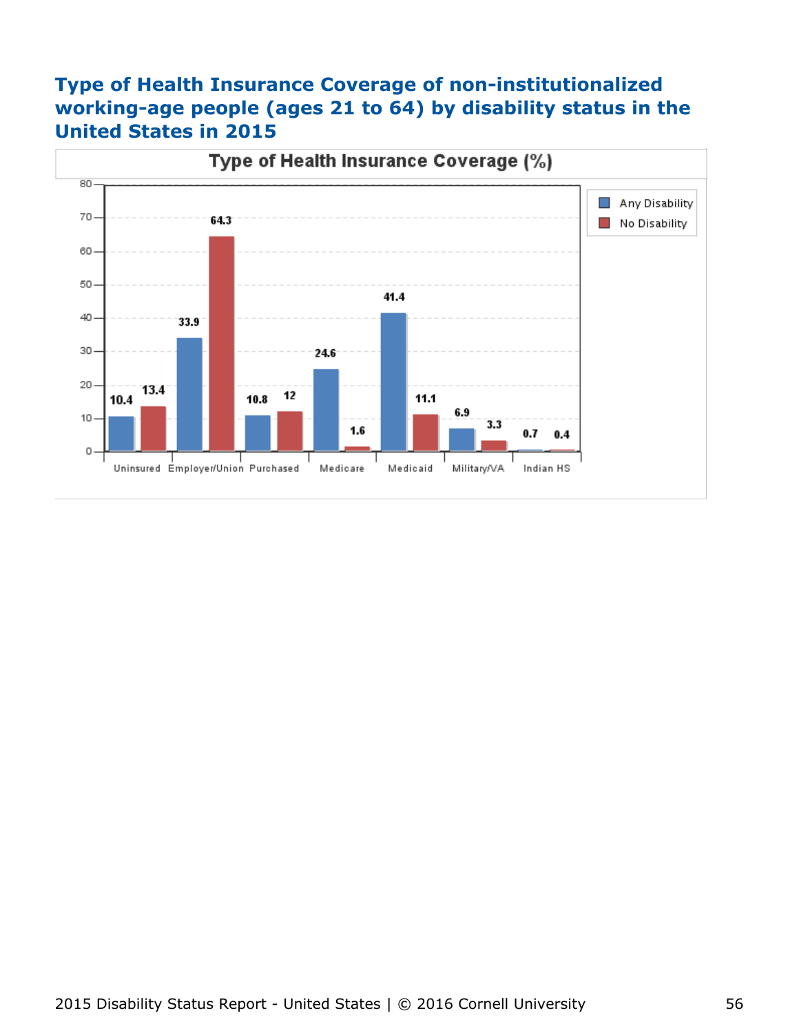## Type of Health Insurance Coverage of non-institutionalized working-age people (ages 21 to 64) by disability status in the United States in 2015

**Type of Health Insurance Coverage (%)**

| Type | Any Disability | No Disability |
|---|---|---|
| Uninsured | 10.4 | 13.4 |
| Employer/Union | 33.9 | 64.3 |
| Purchased | 10.8 | 12 |
| Medicare | 24.6 | 1.6 |
| Medicaid | 41.4 | 11.1 |
| Military/VA | 6.9 | 3.3 |
| Indian HS | 0.7 | 0.4 |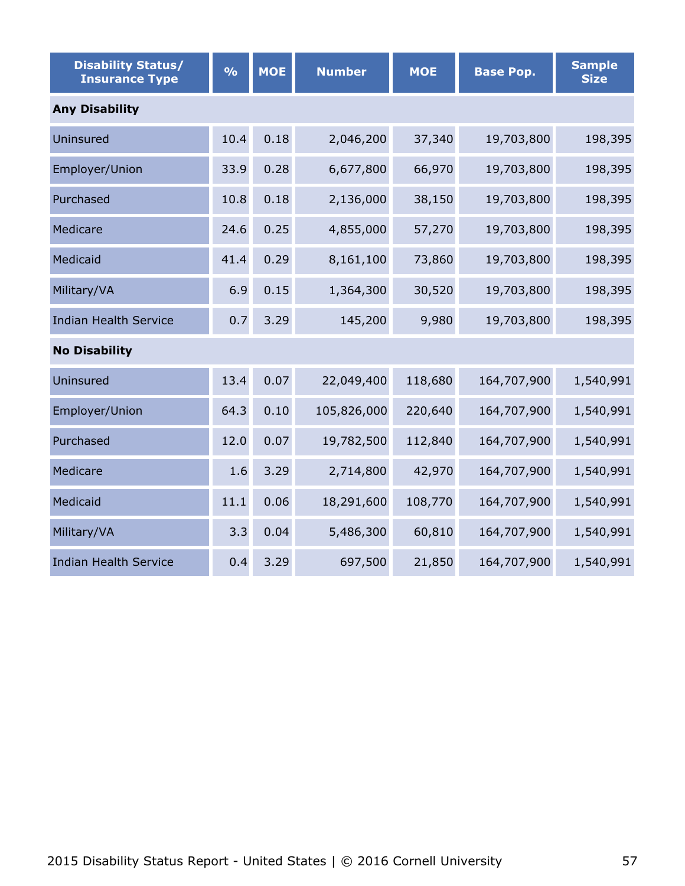| Disability Status/ Insurance Type | % | MOE | Number | MOE | Base Pop. | Sample Size |
|---|---|---|---|---|---|---|
| **Any Disability** | | | | | | |
| Uninsured | 10.4 | 0.18 | 2,046,200 | 37,340 | 19,703,800 | 198,395 |
| Employer/Union | 33.9 | 0.28 | 6,677,800 | 66,970 | 19,703,800 | 198,395 |
| Purchased | 10.8 | 0.18 | 2,136,000 | 38,150 | 19,703,800 | 198,395 |
| Medicare | 24.6 | 0.25 | 4,855,000 | 57,270 | 19,703,800 | 198,395 |
| Medicaid | 41.4 | 0.29 | 8,161,100 | 73,860 | 19,703,800 | 198,395 |
| Military/VA | 6.9 | 0.15 | 1,364,300 | 30,520 | 19,703,800 | 198,395 |
| Indian Health Service | 0.7 | 3.29 | 145,200 | 9,980 | 19,703,800 | 198,395 |
| **No Disability** | | | | | | |
| Uninsured | 13.4 | 0.07 | 22,049,400 | 118,680 | 164,707,900 | 1,540,991 |
| Employer/Union | 64.3 | 0.10 | 105,826,000 | 220,640 | 164,707,900 | 1,540,991 |
| Purchased | 12.0 | 0.07 | 19,782,500 | 112,840 | 164,707,900 | 1,540,991 |
| Medicare | 1.6 | 3.29 | 2,714,800 | 42,970 | 164,707,900 | 1,540,991 |
| Medicaid | 11.1 | 0.06 | 18,291,600 | 108,770 | 164,707,900 | 1,540,991 |
| Military/VA | 3.3 | 0.04 | 5,486,300 | 60,810 | 164,707,900 | 1,540,991 |
| Indian Health Service | 0.4 | 3.29 | 697,500 | 21,850 | 164,707,900 | 1,540,991 |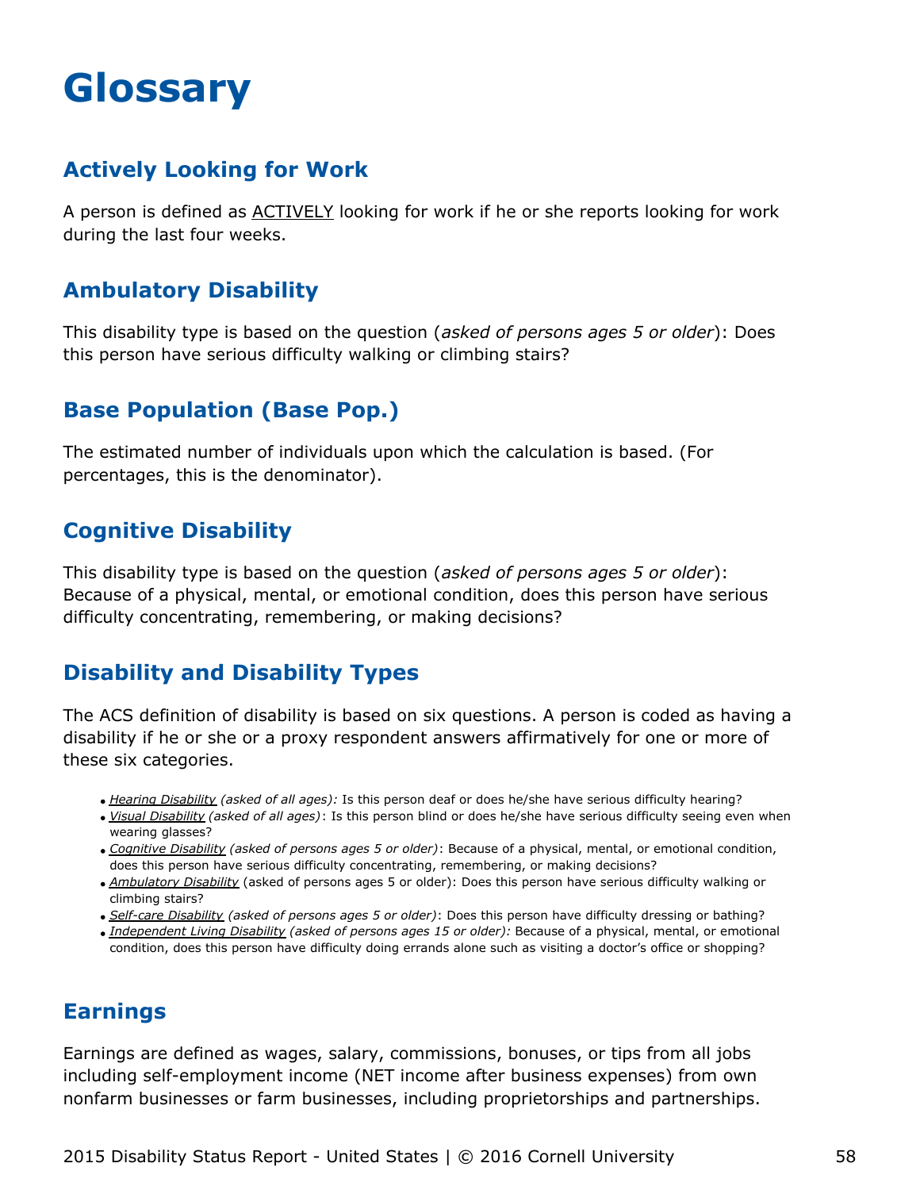# Glossary

## Actively Looking for Work

A person is defined as <u>ACTIVELY</u> looking for work if he or she reports looking for work during the last four weeks.

## Ambulatory Disability

This disability type is based on the question (*asked of persons ages 5 or older*): Does this person have serious difficulty walking or climbing stairs?

## Base Population (Base Pop.)

The estimated number of individuals upon which the calculation is based. (For percentages, this is the denominator).

## Cognitive Disability

This disability type is based on the question (*asked of persons ages 5 or older*): Because of a physical, mental, or emotional condition, does this person have serious difficulty concentrating, remembering, or making decisions?

## Disability and Disability Types

The ACS definition of disability is based on six questions. A person is coded as having a disability if he or she or a proxy respondent answers affirmatively for one or more of these six categories.

- *<u>Hearing Disability</u> (asked of all ages):* Is this person deaf or does he/she have serious difficulty hearing?
- *<u>Visual Disability</u> (asked of all ages)*: Is this person blind or does he/she have serious difficulty seeing even when wearing glasses?
- *<u>Cognitive Disability</u> (asked of persons ages 5 or older)*: Because of a physical, mental, or emotional condition, does this person have serious difficulty concentrating, remembering, or making decisions?
- *<u>Ambulatory Disability</u>* (asked of persons ages 5 or older): Does this person have serious difficulty walking or climbing stairs?
- *<u>Self-care Disability</u> (asked of persons ages 5 or older)*: Does this person have difficulty dressing or bathing?
- *<u>Independent Living Disability</u> (asked of persons ages 15 or older):* Because of a physical, mental, or emotional condition, does this person have difficulty doing errands alone such as visiting a doctor's office or shopping?

## Earnings

Earnings are defined as wages, salary, commissions, bonuses, or tips from all jobs including self-employment income (NET income after business expenses) from own nonfarm businesses or farm businesses, including proprietorships and partnerships.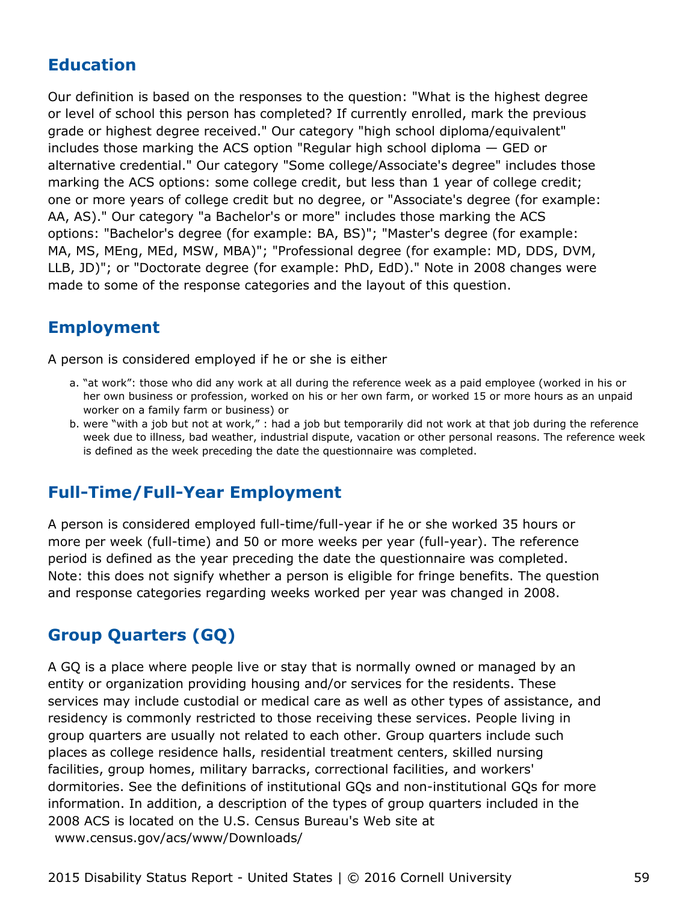## Education

Our definition is based on the responses to the question: "What is the highest degree or level of school this person has completed? If currently enrolled, mark the previous grade or highest degree received." Our category "high school diploma/equivalent" includes those marking the ACS option "Regular high school diploma — GED or alternative credential." Our category "Some college/Associate's degree" includes those marking the ACS options: some college credit, but less than 1 year of college credit; one or more years of college credit but no degree, or "Associate's degree (for example: AA, AS)." Our category "a Bachelor's or more" includes those marking the ACS options: "Bachelor's degree (for example: BA, BS)"; "Master's degree (for example: MA, MS, MEng, MEd, MSW, MBA)"; "Professional degree (for example: MD, DDS, DVM, LLB, JD)"; or "Doctorate degree (for example: PhD, EdD)." Note in 2008 changes were made to some of the response categories and the layout of this question.

## Employment

A person is considered employed if he or she is either

a. "at work": those who did any work at all during the reference week as a paid employee (worked in his or her own business or profession, worked on his or her own farm, or worked 15 or more hours as an unpaid worker on a family farm or business) or
b. were "with a job but not at work," : had a job but temporarily did not work at that job during the reference week due to illness, bad weather, industrial dispute, vacation or other personal reasons. The reference week is defined as the week preceding the date the questionnaire was completed.

## Full-Time/Full-Year Employment

A person is considered employed full-time/full-year if he or she worked 35 hours or more per week (full-time) and 50 or more weeks per year (full-year). The reference period is defined as the year preceding the date the questionnaire was completed. Note: this does not signify whether a person is eligible for fringe benefits. The question and response categories regarding weeks worked per year was changed in 2008.

## Group Quarters (GQ)

A GQ is a place where people live or stay that is normally owned or managed by an entity or organization providing housing and/or services for the residents. These services may include custodial or medical care as well as other types of assistance, and residency is commonly restricted to those receiving these services. People living in group quarters are usually not related to each other. Group quarters include such places as college residence halls, residential treatment centers, skilled nursing facilities, group homes, military barracks, correctional facilities, and workers' dormitories. See the definitions of institutional GQs and non-institutional GQs for more information. In addition, a description of the types of group quarters included in the 2008 ACS is located on the U.S. Census Bureau's Web site at www.census.gov/acs/www/Downloads/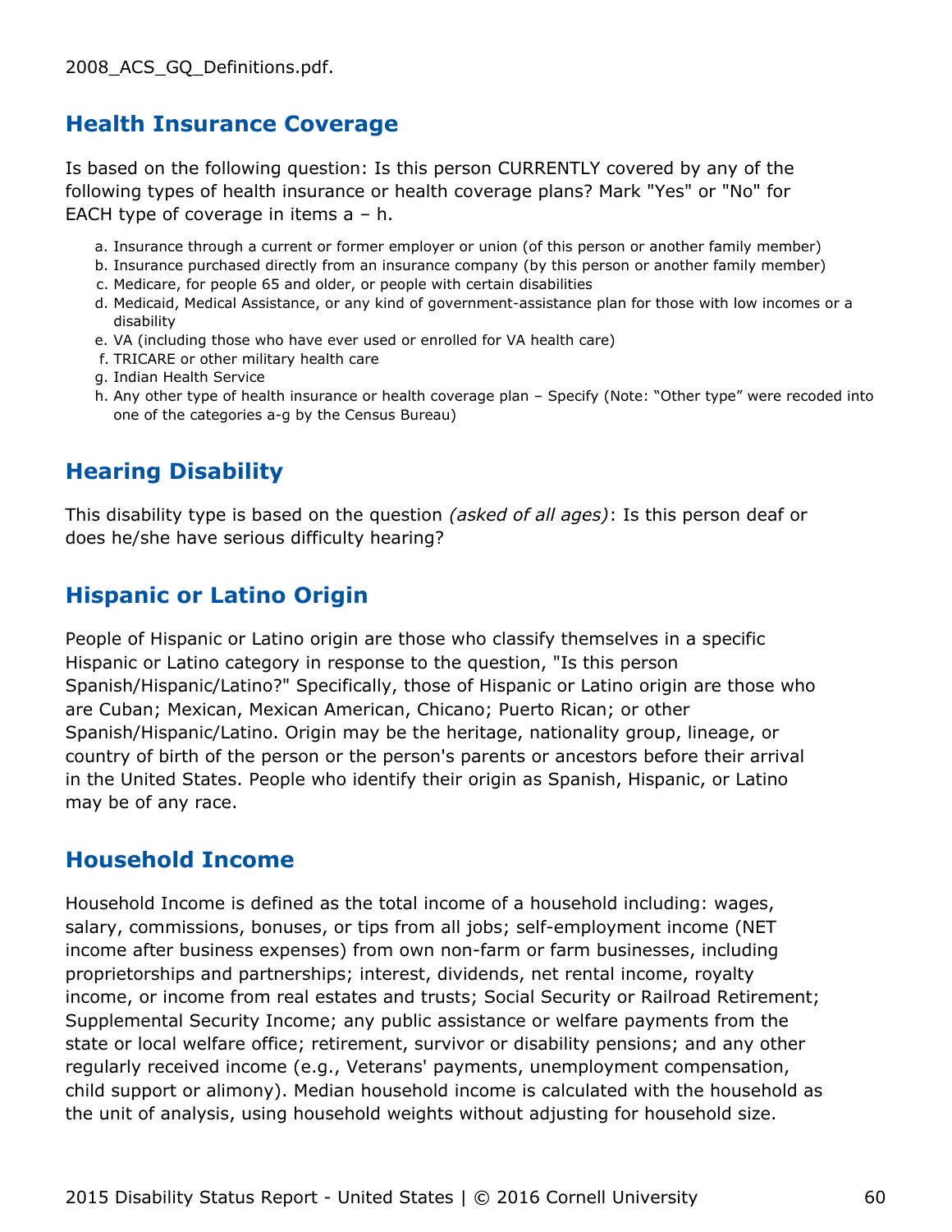2008_ACS_GQ_Definitions.pdf.

## Health Insurance Coverage

Is based on the following question: Is this person CURRENTLY covered by any of the following types of health insurance or health coverage plans? Mark "Yes" or "No" for EACH type of coverage in items a – h.

a. Insurance through a current or former employer or union (of this person or another family member)
b. Insurance purchased directly from an insurance company (by this person or another family member)
c. Medicare, for people 65 and older, or people with certain disabilities
d. Medicaid, Medical Assistance, or any kind of government-assistance plan for those with low incomes or a disability
e. VA (including those who have ever used or enrolled for VA health care)
f. TRICARE or other military health care
g. Indian Health Service
h. Any other type of health insurance or health coverage plan – Specify (Note: "Other type" were recoded into one of the categories a-g by the Census Bureau)

## Hearing Disability

This disability type is based on the question *(asked of all ages)*: Is this person deaf or does he/she have serious difficulty hearing?

## Hispanic or Latino Origin

People of Hispanic or Latino origin are those who classify themselves in a specific Hispanic or Latino category in response to the question, "Is this person Spanish/Hispanic/Latino?" Specifically, those of Hispanic or Latino origin are those who are Cuban; Mexican, Mexican American, Chicano; Puerto Rican; or other Spanish/Hispanic/Latino. Origin may be the heritage, nationality group, lineage, or country of birth of the person or the person's parents or ancestors before their arrival in the United States. People who identify their origin as Spanish, Hispanic, or Latino may be of any race.

## Household Income

Household Income is defined as the total income of a household including: wages, salary, commissions, bonuses, or tips from all jobs; self-employment income (NET income after business expenses) from own non-farm or farm businesses, including proprietorships and partnerships; interest, dividends, net rental income, royalty income, or income from real estates and trusts; Social Security or Railroad Retirement; Supplemental Security Income; any public assistance or welfare payments from the state or local welfare office; retirement, survivor or disability pensions; and any other regularly received income (e.g., Veterans' payments, unemployment compensation, child support or alimony). Median household income is calculated with the household as the unit of analysis, using household weights without adjusting for household size.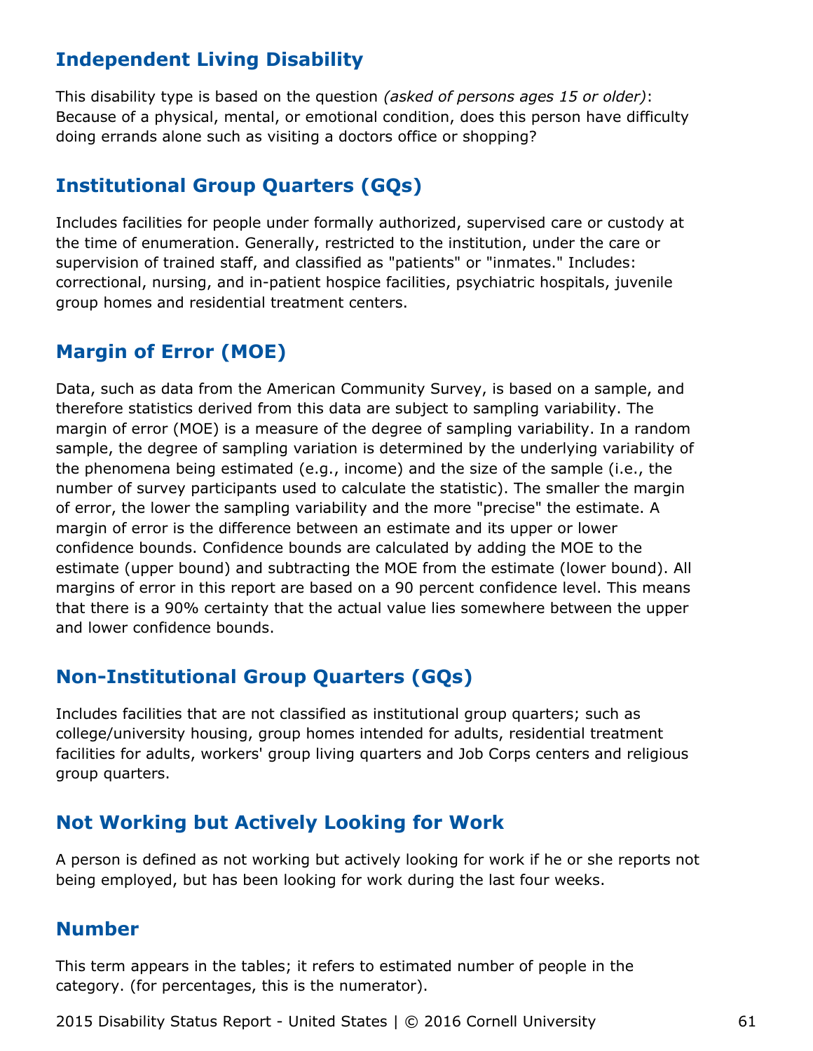## Independent Living Disability

This disability type is based on the question *(asked of persons ages 15 or older)*: Because of a physical, mental, or emotional condition, does this person have difficulty doing errands alone such as visiting a doctors office or shopping?

## Institutional Group Quarters (GQs)

Includes facilities for people under formally authorized, supervised care or custody at the time of enumeration. Generally, restricted to the institution, under the care or supervision of trained staff, and classified as "patients" or "inmates." Includes: correctional, nursing, and in-patient hospice facilities, psychiatric hospitals, juvenile group homes and residential treatment centers.

## Margin of Error (MOE)

Data, such as data from the American Community Survey, is based on a sample, and therefore statistics derived from this data are subject to sampling variability. The margin of error (MOE) is a measure of the degree of sampling variability. In a random sample, the degree of sampling variation is determined by the underlying variability of the phenomena being estimated (e.g., income) and the size of the sample (i.e., the number of survey participants used to calculate the statistic). The smaller the margin of error, the lower the sampling variability and the more "precise" the estimate. A margin of error is the difference between an estimate and its upper or lower confidence bounds. Confidence bounds are calculated by adding the MOE to the estimate (upper bound) and subtracting the MOE from the estimate (lower bound). All margins of error in this report are based on a 90 percent confidence level. This means that there is a 90% certainty that the actual value lies somewhere between the upper and lower confidence bounds.

## Non-Institutional Group Quarters (GQs)

Includes facilities that are not classified as institutional group quarters; such as college/university housing, group homes intended for adults, residential treatment facilities for adults, workers' group living quarters and Job Corps centers and religious group quarters.

## Not Working but Actively Looking for Work

A person is defined as not working but actively looking for work if he or she reports not being employed, but has been looking for work during the last four weeks.

## Number

This term appears in the tables; it refers to estimated number of people in the category. (for percentages, this is the numerator).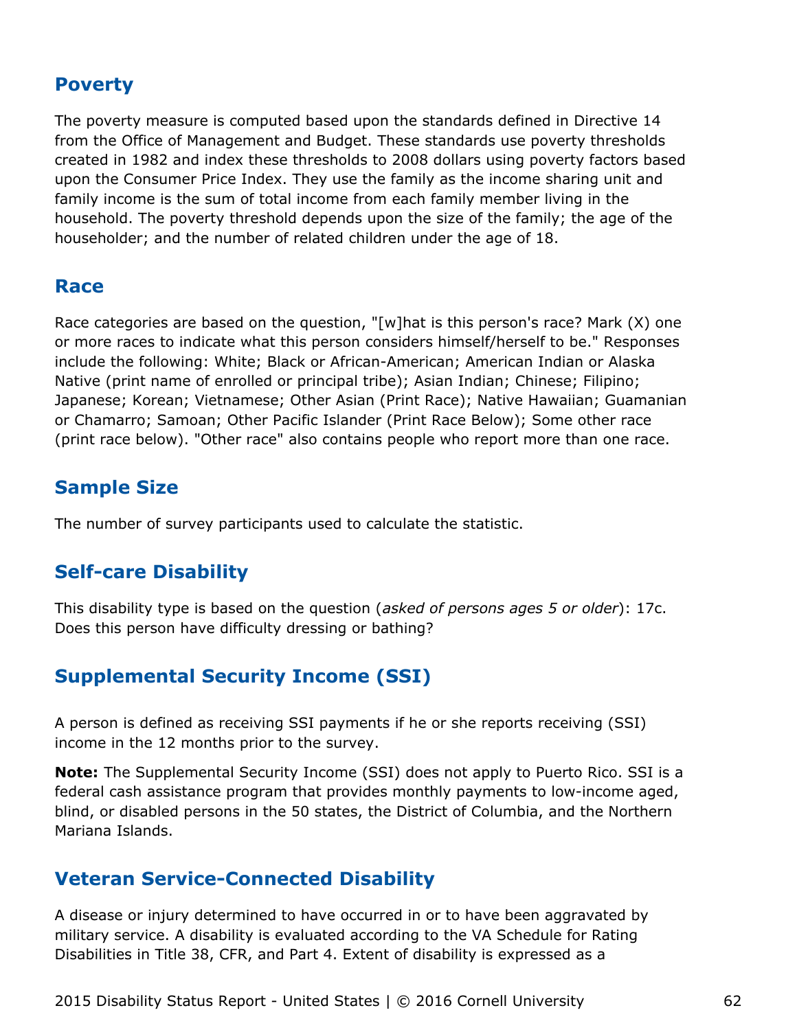## Poverty

The poverty measure is computed based upon the standards defined in Directive 14 from the Office of Management and Budget. These standards use poverty thresholds created in 1982 and index these thresholds to 2008 dollars using poverty factors based upon the Consumer Price Index. They use the family as the income sharing unit and family income is the sum of total income from each family member living in the household. The poverty threshold depends upon the size of the family; the age of the householder; and the number of related children under the age of 18.

## Race

Race categories are based on the question, "[w]hat is this person's race? Mark (X) one or more races to indicate what this person considers himself/herself to be." Responses include the following: White; Black or African-American; American Indian or Alaska Native (print name of enrolled or principal tribe); Asian Indian; Chinese; Filipino; Japanese; Korean; Vietnamese; Other Asian (Print Race); Native Hawaiian; Guamanian or Chamarro; Samoan; Other Pacific Islander (Print Race Below); Some other race (print race below). "Other race" also contains people who report more than one race.

## Sample Size

The number of survey participants used to calculate the statistic.

## Self-care Disability

This disability type is based on the question (*asked of persons ages 5 or older*): 17c. Does this person have difficulty dressing or bathing?

## Supplemental Security Income (SSI)

A person is defined as receiving SSI payments if he or she reports receiving (SSI) income in the 12 months prior to the survey.

**Note:** The Supplemental Security Income (SSI) does not apply to Puerto Rico. SSI is a federal cash assistance program that provides monthly payments to low-income aged, blind, or disabled persons in the 50 states, the District of Columbia, and the Northern Mariana Islands.

## Veteran Service-Connected Disability

A disease or injury determined to have occurred in or to have been aggravated by military service. A disability is evaluated according to the VA Schedule for Rating Disabilities in Title 38, CFR, and Part 4. Extent of disability is expressed as a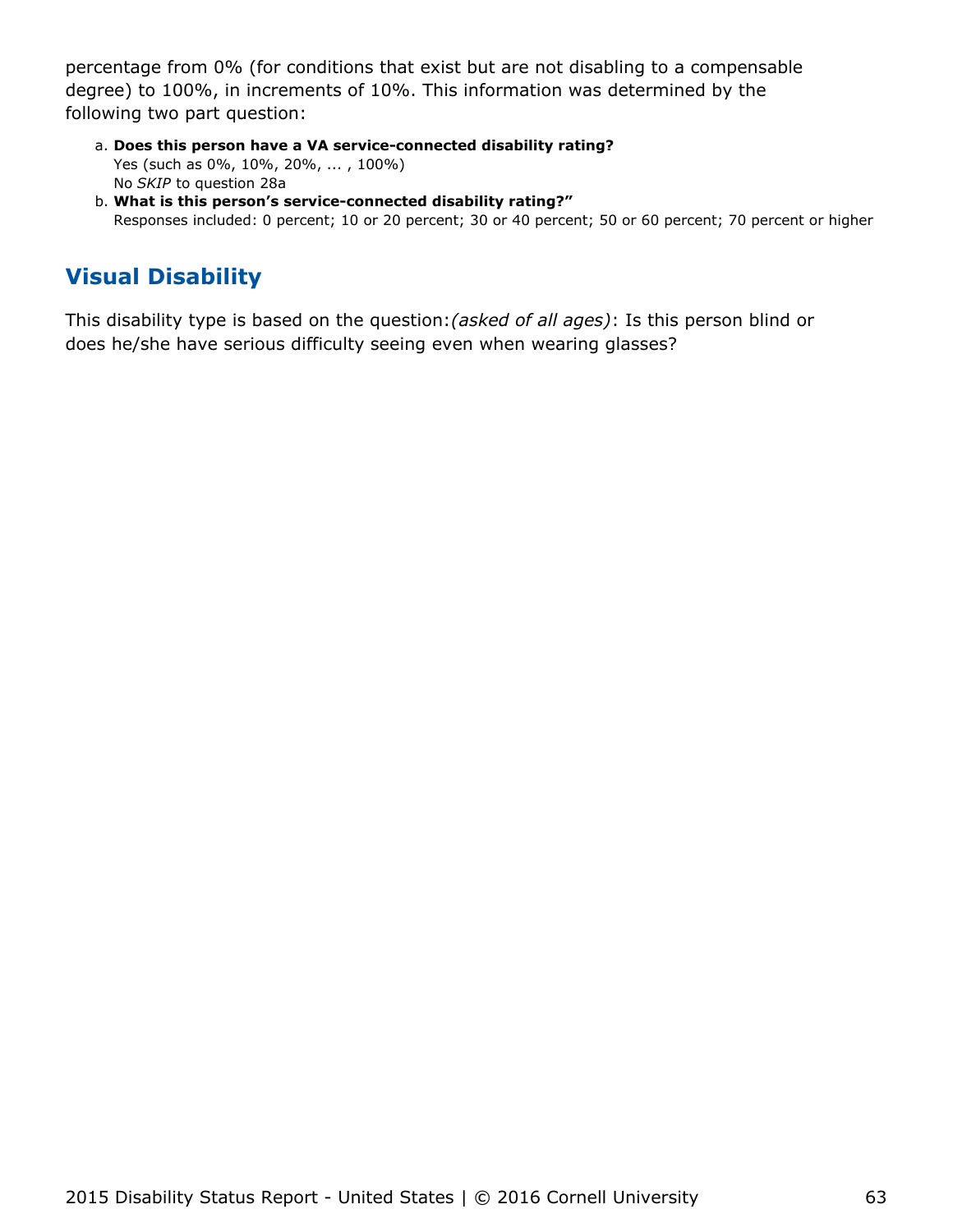percentage from 0% (for conditions that exist but are not disabling to a compensable degree) to 100%, in increments of 10%. This information was determined by the following two part question:

a. **Does this person have a VA service-connected disability rating?**
   Yes (such as 0%, 10%, 20%, ... , 100%)
   No *SKIP* to question 28a
b. **What is this person's service-connected disability rating?"**
   Responses included: 0 percent; 10 or 20 percent; 30 or 40 percent; 50 or 60 percent; 70 percent or higher

## Visual Disability

This disability type is based on the question:*(asked of all ages)*: Is this person blind or does he/she have serious difficulty seeing even when wearing glasses?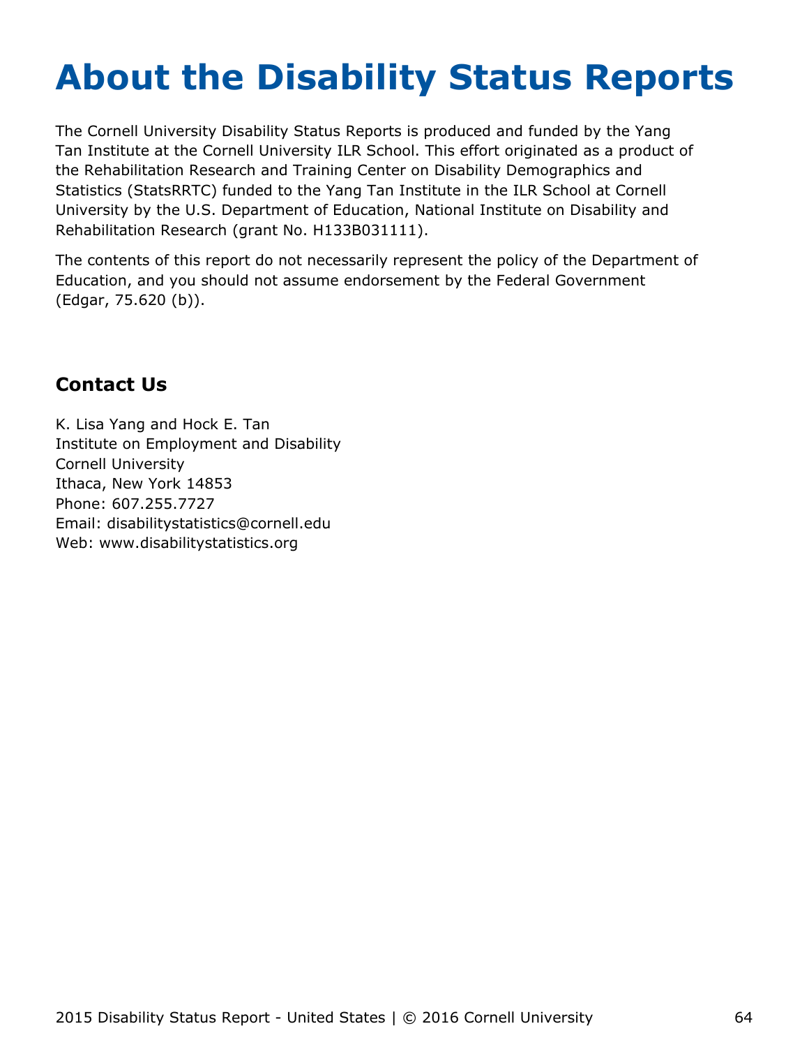# About the Disability Status Reports

The Cornell University Disability Status Reports is produced and funded by the Yang Tan Institute at the Cornell University ILR School. This effort originated as a product of the Rehabilitation Research and Training Center on Disability Demographics and Statistics (StatsRRTC) funded to the Yang Tan Institute in the ILR School at Cornell University by the U.S. Department of Education, National Institute on Disability and Rehabilitation Research (grant No. H133B031111).

The contents of this report do not necessarily represent the policy of the Department of Education, and you should not assume endorsement by the Federal Government (Edgar, 75.620 (b)).

## Contact Us

K. Lisa Yang and Hock E. Tan
Institute on Employment and Disability
Cornell University
Ithaca, New York 14853
Phone: 607.255.7727
Email: disabilitystatistics@cornell.edu
Web: www.disabilitystatistics.org